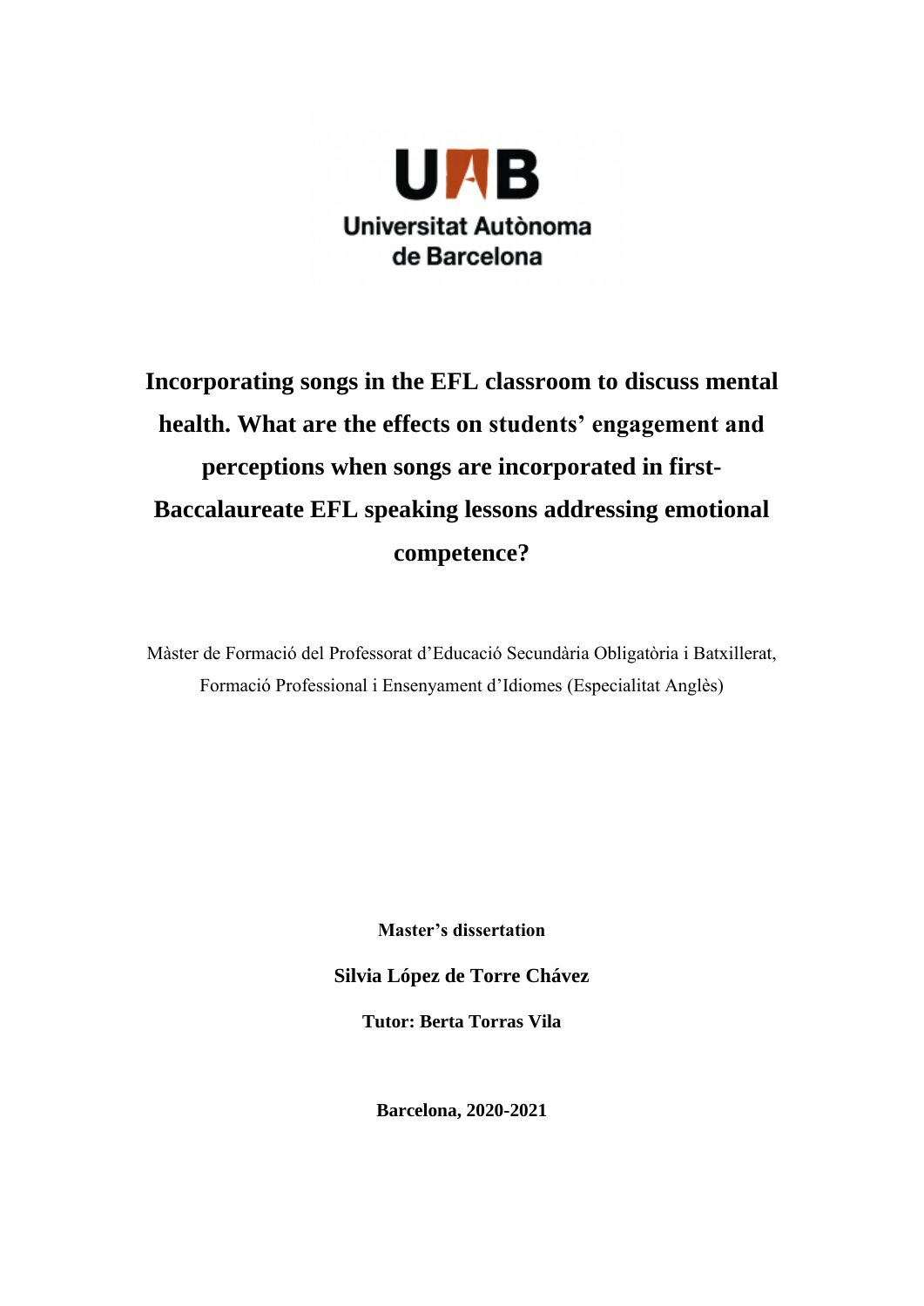UAB
Universitat Autònoma
de Barcelona

# Incorporating songs in the EFL classroom to discuss mental health. What are the effects on students' engagement and perceptions when songs are incorporated in first-Baccalaureate EFL speaking lessons addressing emotional competence?

Màster de Formació del Professorat d'Educació Secundària Obligatòria i Batxillerat, Formació Professional i Ensenyament d'Idiomes (Especialitat Anglès)

**Master's dissertation**

**Silvia López de Torre Chávez**

**Tutor: Berta Torras Vila**

**Barcelona, 2020-2021**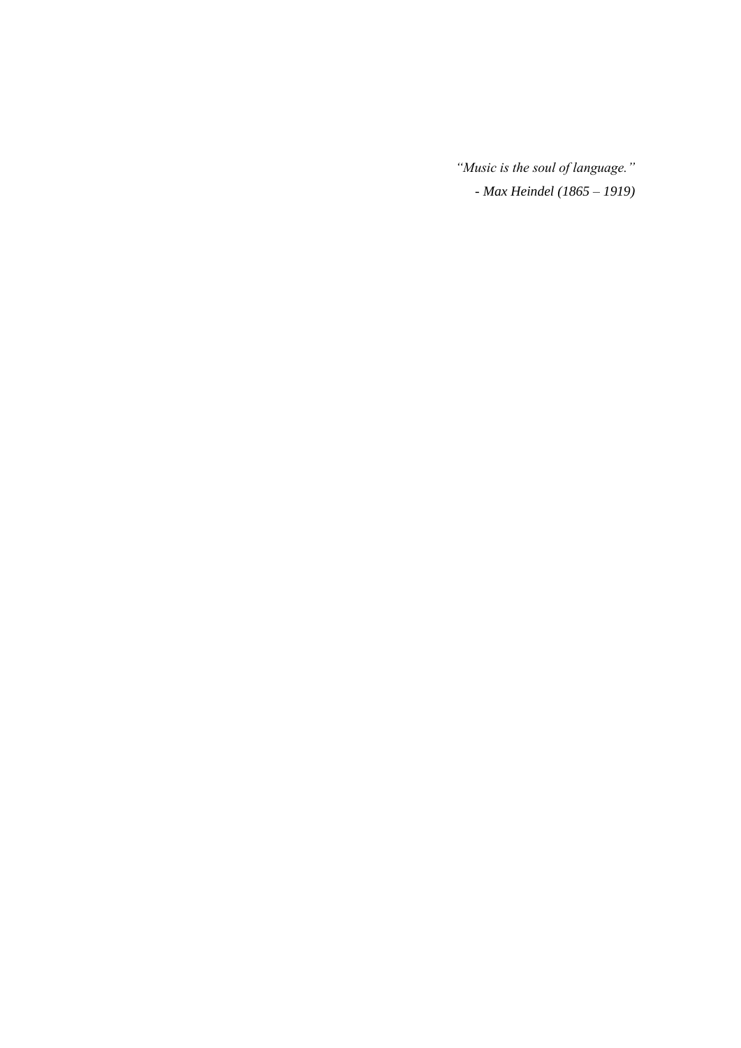*"Music is the soul of language."*

*- Max Heindel (1865 – 1919)*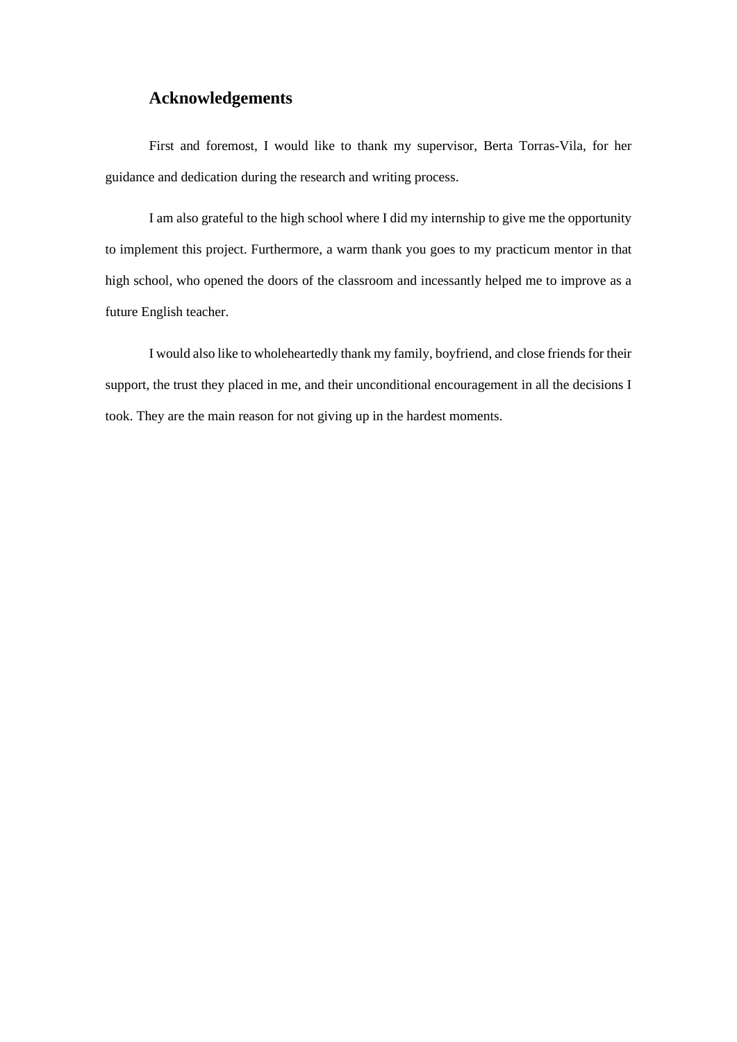## Acknowledgements

First and foremost, I would like to thank my supervisor, Berta Torras-Vila, for her guidance and dedication during the research and writing process.

I am also grateful to the high school where I did my internship to give me the opportunity to implement this project. Furthermore, a warm thank you goes to my practicum mentor in that high school, who opened the doors of the classroom and incessantly helped me to improve as a future English teacher.

I would also like to wholeheartedly thank my family, boyfriend, and close friends for their support, the trust they placed in me, and their unconditional encouragement in all the decisions I took. They are the main reason for not giving up in the hardest moments.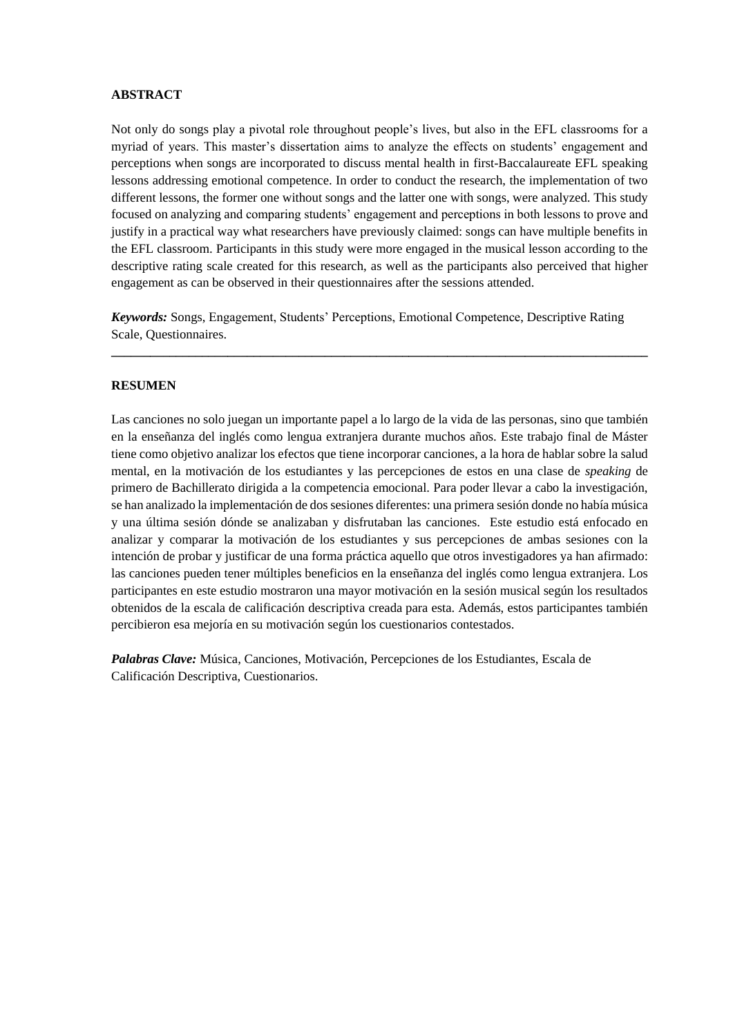**ABSTRACT**

Not only do songs play a pivotal role throughout people's lives, but also in the EFL classrooms for a myriad of years. This master's dissertation aims to analyze the effects on students' engagement and perceptions when songs are incorporated to discuss mental health in first-Baccalaureate EFL speaking lessons addressing emotional competence. In order to conduct the research, the implementation of two different lessons, the former one without songs and the latter one with songs, were analyzed. This study focused on analyzing and comparing students' engagement and perceptions in both lessons to prove and justify in a practical way what researchers have previously claimed: songs can have multiple benefits in the EFL classroom. Participants in this study were more engaged in the musical lesson according to the descriptive rating scale created for this research, as well as the participants also perceived that higher engagement as can be observed in their questionnaires after the sessions attended.

***Keywords:*** Songs, Engagement, Students' Perceptions, Emotional Competence, Descriptive Rating Scale, Questionnaires.

---

**RESUMEN**

Las canciones no solo juegan un importante papel a lo largo de la vida de las personas, sino que también en la enseñanza del inglés como lengua extranjera durante muchos años. Este trabajo final de Máster tiene como objetivo analizar los efectos que tiene incorporar canciones, a la hora de hablar sobre la salud mental, en la motivación de los estudiantes y las percepciones de estos en una clase de *speaking* de primero de Bachillerato dirigida a la competencia emocional. Para poder llevar a cabo la investigación, se han analizado la implementación de dos sesiones diferentes: una primera sesión donde no había música y una última sesión dónde se analizaban y disfrutaban las canciones. Este estudio está enfocado en analizar y comparar la motivación de los estudiantes y sus percepciones de ambas sesiones con la intención de probar y justificar de una forma práctica aquello que otros investigadores ya han afirmado: las canciones pueden tener múltiples beneficios en la enseñanza del inglés como lengua extranjera. Los participantes en este estudio mostraron una mayor motivación en la sesión musical según los resultados obtenidos de la escala de calificación descriptiva creada para esta. Además, estos participantes también percibieron esa mejoría en su motivación según los cuestionarios contestados.

***Palabras Clave:*** Música, Canciones, Motivación, Percepciones de los Estudiantes, Escala de Calificación Descriptiva, Cuestionarios.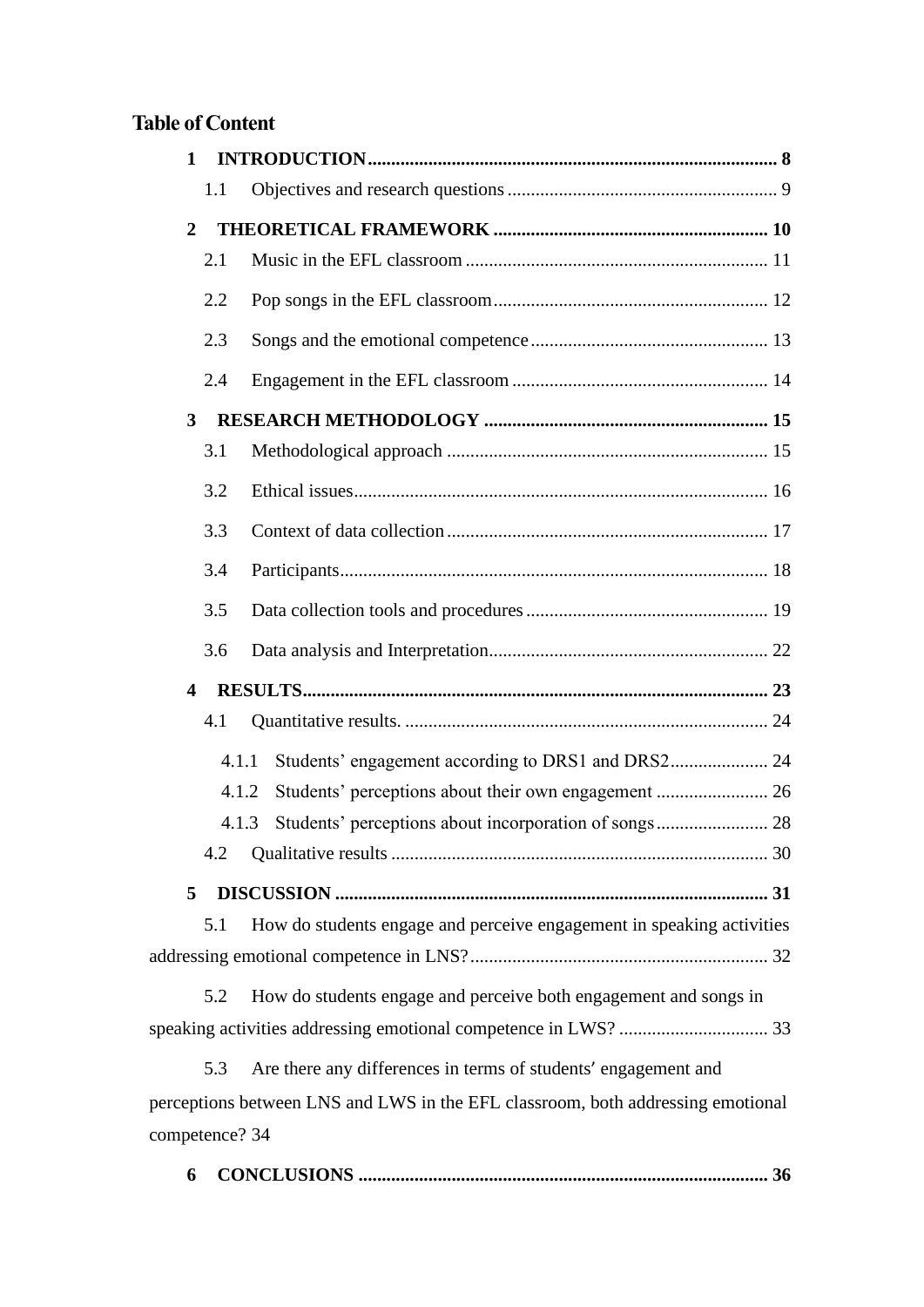# Table of Content

**1 INTRODUCTION** ........................................................................................ **8**

1.1 Objectives and research questions .......................................................... 9

**2 THEORETICAL FRAMEWORK** .......................................................... **10**

2.1 Music in the EFL classroom ................................................................. 11

2.2 Pop songs in the EFL classroom ........................................................... 12

2.3 Songs and the emotional competence .................................................. 13

2.4 Engagement in the EFL classroom ....................................................... 14

**3 RESEARCH METHODOLOGY** ............................................................ **15**

3.1 Methodological approach ..................................................................... 15

3.2 Ethical issues ......................................................................................... 16

3.3 Context of data collection ..................................................................... 17

3.4 Participants ............................................................................................ 18

3.5 Data collection tools and procedures .................................................... 19

3.6 Data analysis and Interpretation ............................................................ 22

**4 RESULTS** .................................................................................................... **23**

4.1 Quantitative results. .............................................................................. 24

4.1.1 Students' engagement according to DRS1 and DRS2 ..................... 24

4.1.2 Students' perceptions about their own engagement ........................ 26

4.1.3 Students' perceptions about incorporation of songs ........................ 28

4.2 Qualitative results ................................................................................. 30

**5 DISCUSSION** ............................................................................................ **31**

5.1 How do students engage and perceive engagement in speaking activities addressing emotional competence in LNS? ................................................................ 32

5.2 How do students engage and perceive both engagement and songs in speaking activities addressing emotional competence in LWS? ................................ 33

5.3 Are there any differences in terms of students' engagement and perceptions between LNS and LWS in the EFL classroom, both addressing emotional competence? 34

**6 CONCLUSIONS** ........................................................................................ **36**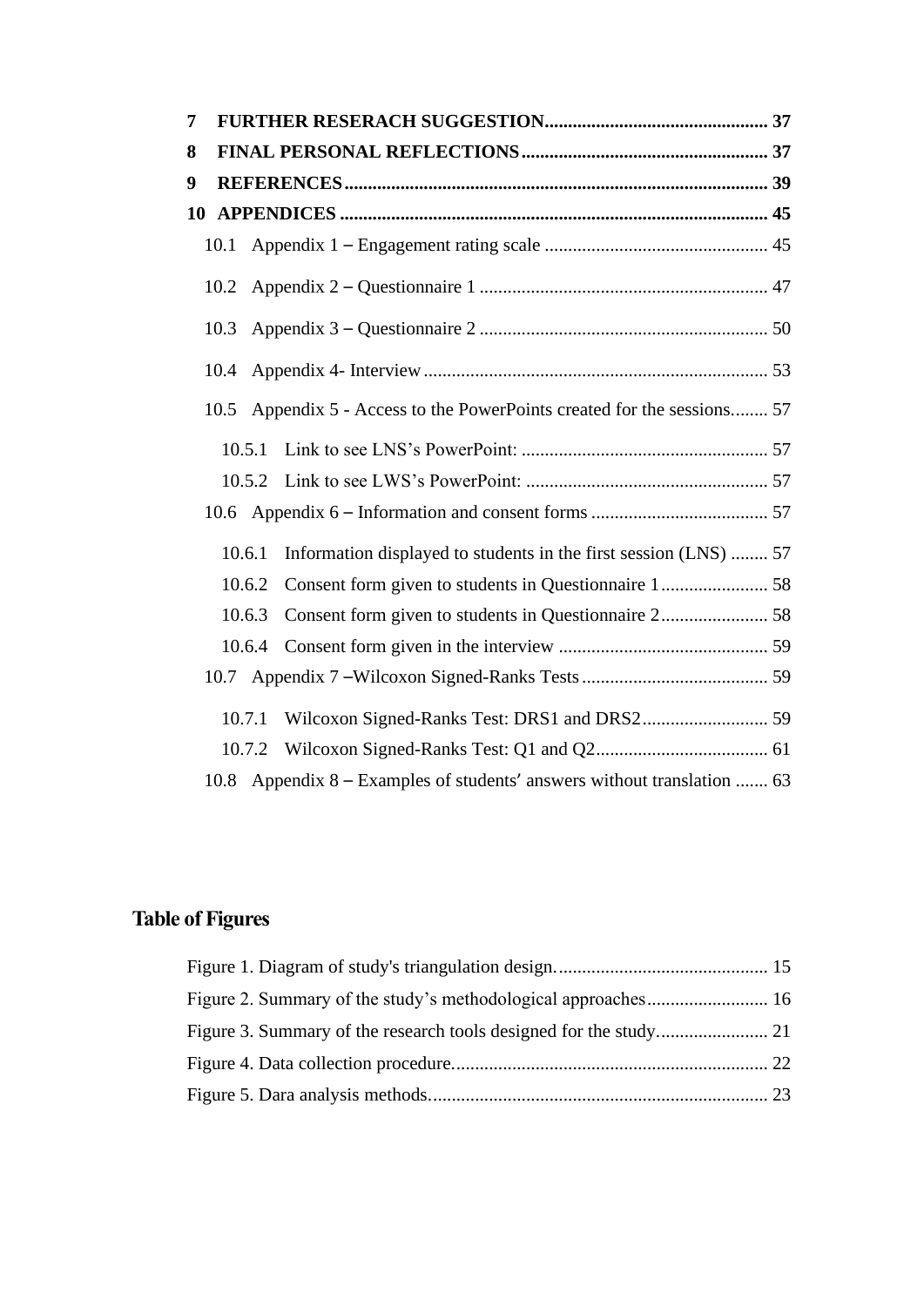7 **FURTHER RESERACH SUGGESTION** ................................................ 37
8 **FINAL PERSONAL REFLECTIONS** ................................................ 37
9 **REFERENCES** ................................................ 39
10 **APPENDICES** ................................................ 45

10.1 Appendix 1 – Engagement rating scale ................................................ 45
10.2 Appendix 2 – Questionnaire 1 ................................................ 47
10.3 Appendix 3 – Questionnaire 2 ................................................ 50
10.4 Appendix 4- Interview ................................................ 53
10.5 Appendix 5 - Access to the PowerPoints created for the sessions ........ 57
10.5.1 Link to see LNS's PowerPoint: ................................................ 57
10.5.2 Link to see LWS's PowerPoint: ................................................ 57
10.6 Appendix 6 – Information and consent forms ................................................ 57
10.6.1 Information displayed to students in the first session (LNS) ........ 57
10.6.2 Consent form given to students in Questionnaire 1 ....................... 58
10.6.3 Consent form given to students in Questionnaire 2 ....................... 58
10.6.4 Consent form given in the interview ................................................ 59
10.7 Appendix 7 –Wilcoxon Signed-Ranks Tests ................................................ 59
10.7.1 Wilcoxon Signed-Ranks Test: DRS1 and DRS2 ........................... 59
10.7.2 Wilcoxon Signed-Ranks Test: Q1 and Q2 ................................................ 61
10.8 Appendix 8 – Examples of students' answers without translation ....... 63

## Table of Figures

Figure 1. Diagram of study's triangulation design. ................................................ 15
Figure 2. Summary of the study's methodological approaches ................................................ 16
Figure 3. Summary of the research tools designed for the study ................................................ 21
Figure 4. Data collection procedure. ................................................ 22
Figure 5. Dara analysis methods. ................................................ 23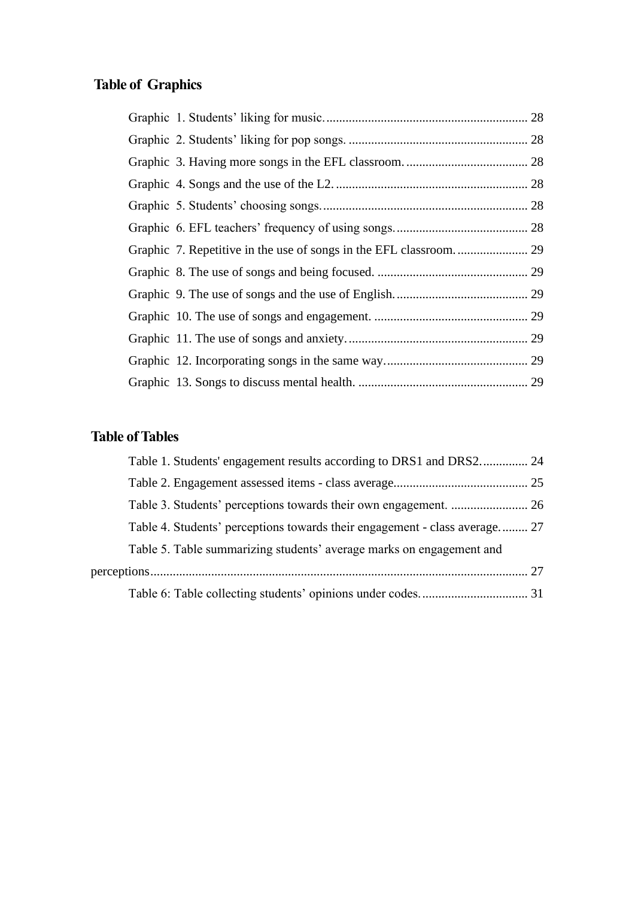## Table of Graphics

Graphic 1. Students' liking for music. ............................................................... 28

Graphic 2. Students' liking for pop songs. ........................................................ 28

Graphic 3. Having more songs in the EFL classroom. ...................................... 28

Graphic 4. Songs and the use of the L2. ............................................................ 28

Graphic 5. Students' choosing songs. ................................................................ 28

Graphic 6. EFL teachers' frequency of using songs. ......................................... 28

Graphic 7. Repetitive in the use of songs in the EFL classroom. ...................... 29

Graphic 8. The use of songs and being focused. ............................................... 29

Graphic 9. The use of songs and the use of English. ......................................... 29

Graphic 10. The use of songs and engagement. ................................................ 29

Graphic 11. The use of songs and anxiety. ........................................................ 29

Graphic 12. Incorporating songs in the same way. ............................................ 29

Graphic 13. Songs to discuss mental health. ..................................................... 29

## Table of Tables

Table 1. Students' engagement results according to DRS1 and DRS2. .............. 24

Table 2. Engagement assessed items - class average. ......................................... 25

Table 3. Students' perceptions towards their own engagement. ........................ 26

Table 4. Students' perceptions towards their engagement - class average. ......... 27

Table 5. Table summarizing students' average marks on engagement and perceptions .............................................................................................................. 27

Table 6: Table collecting students' opinions under codes. ................................. 31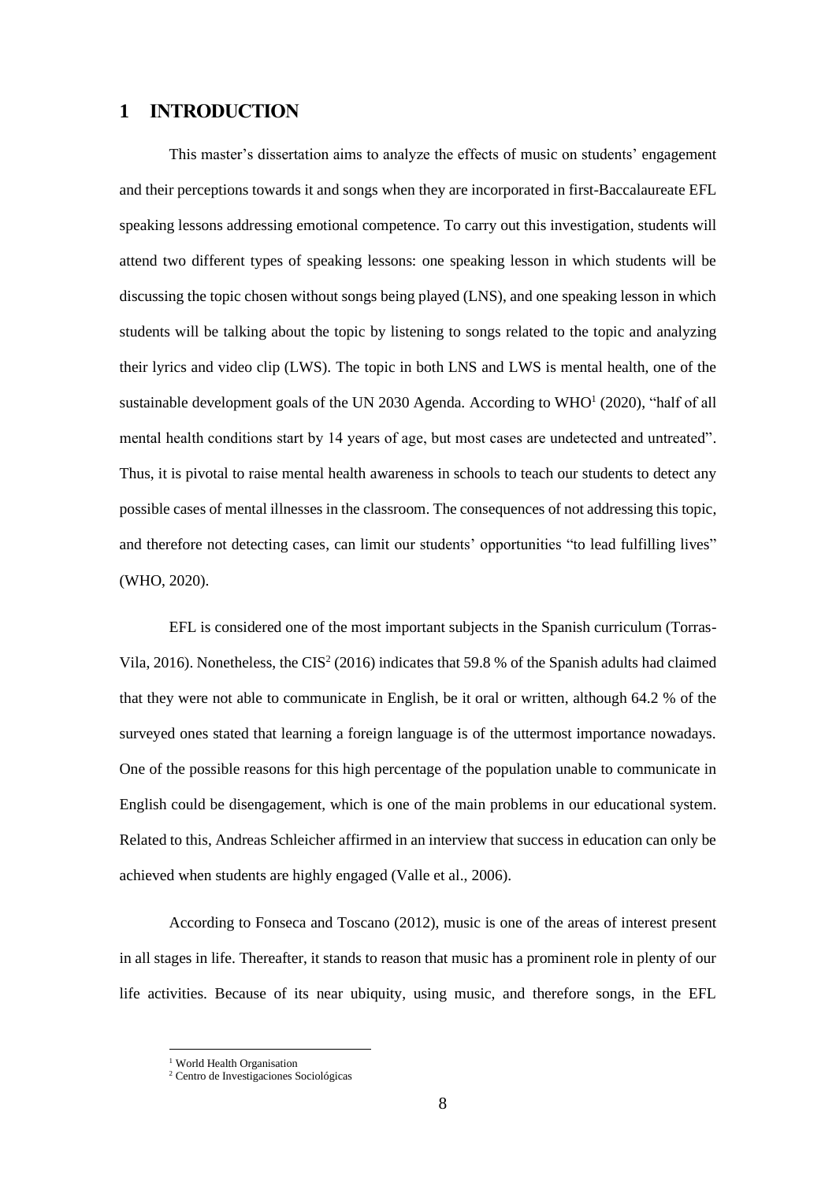# 1 INTRODUCTION

This master's dissertation aims to analyze the effects of music on students' engagement and their perceptions towards it and songs when they are incorporated in first-Baccalaureate EFL speaking lessons addressing emotional competence. To carry out this investigation, students will attend two different types of speaking lessons: one speaking lesson in which students will be discussing the topic chosen without songs being played (LNS), and one speaking lesson in which students will be talking about the topic by listening to songs related to the topic and analyzing their lyrics and video clip (LWS). The topic in both LNS and LWS is mental health, one of the sustainable development goals of the UN 2030 Agenda. According to WHO[1] (2020), "half of all mental health conditions start by 14 years of age, but most cases are undetected and untreated". Thus, it is pivotal to raise mental health awareness in schools to teach our students to detect any possible cases of mental illnesses in the classroom. The consequences of not addressing this topic, and therefore not detecting cases, can limit our students' opportunities "to lead fulfilling lives" (WHO, 2020).

EFL is considered one of the most important subjects in the Spanish curriculum (Torras-Vila, 2016). Nonetheless, the CIS[2] (2016) indicates that 59.8 % of the Spanish adults had claimed that they were not able to communicate in English, be it oral or written, although 64.2 % of the surveyed ones stated that learning a foreign language is of the uttermost importance nowadays. One of the possible reasons for this high percentage of the population unable to communicate in English could be disengagement, which is one of the main problems in our educational system. Related to this, Andreas Schleicher affirmed in an interview that success in education can only be achieved when students are highly engaged (Valle et al., 2006).

According to Fonseca and Toscano (2012), music is one of the areas of interest present in all stages in life. Thereafter, it stands to reason that music has a prominent role in plenty of our life activities. Because of its near ubiquity, using music, and therefore songs, in the EFL

[1] World Health Organisation

[2] Centro de Investigaciones Sociológicas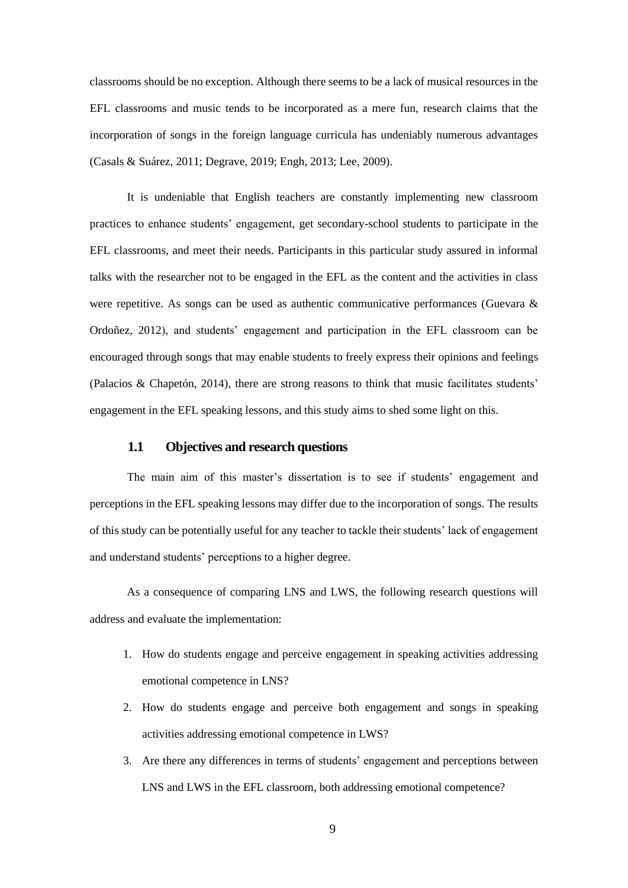classrooms should be no exception. Although there seems to be a lack of musical resources in the EFL classrooms and music tends to be incorporated as a mere fun, research claims that the incorporation of songs in the foreign language curricula has undeniably numerous advantages (Casals & Suárez, 2011; Degrave, 2019; Engh, 2013; Lee, 2009).

It is undeniable that English teachers are constantly implementing new classroom practices to enhance students' engagement, get secondary-school students to participate in the EFL classrooms, and meet their needs. Participants in this particular study assured in informal talks with the researcher not to be engaged in the EFL as the content and the activities in class were repetitive. As songs can be used as authentic communicative performances (Guevara & Ordoñez, 2012), and students' engagement and participation in the EFL classroom can be encouraged through songs that may enable students to freely express their opinions and feelings (Palacios & Chapetón, 2014), there are strong reasons to think that music facilitates students' engagement in the EFL speaking lessons, and this study aims to shed some light on this.

## 1.1 Objectives and research questions

The main aim of this master's dissertation is to see if students' engagement and perceptions in the EFL speaking lessons may differ due to the incorporation of songs. The results of this study can be potentially useful for any teacher to tackle their students' lack of engagement and understand students' perceptions to a higher degree.

As a consequence of comparing LNS and LWS, the following research questions will address and evaluate the implementation:

1. How do students engage and perceive engagement in speaking activities addressing emotional competence in LNS?
2. How do students engage and perceive both engagement and songs in speaking activities addressing emotional competence in LWS?
3. Are there any differences in terms of students' engagement and perceptions between LNS and LWS in the EFL classroom, both addressing emotional competence?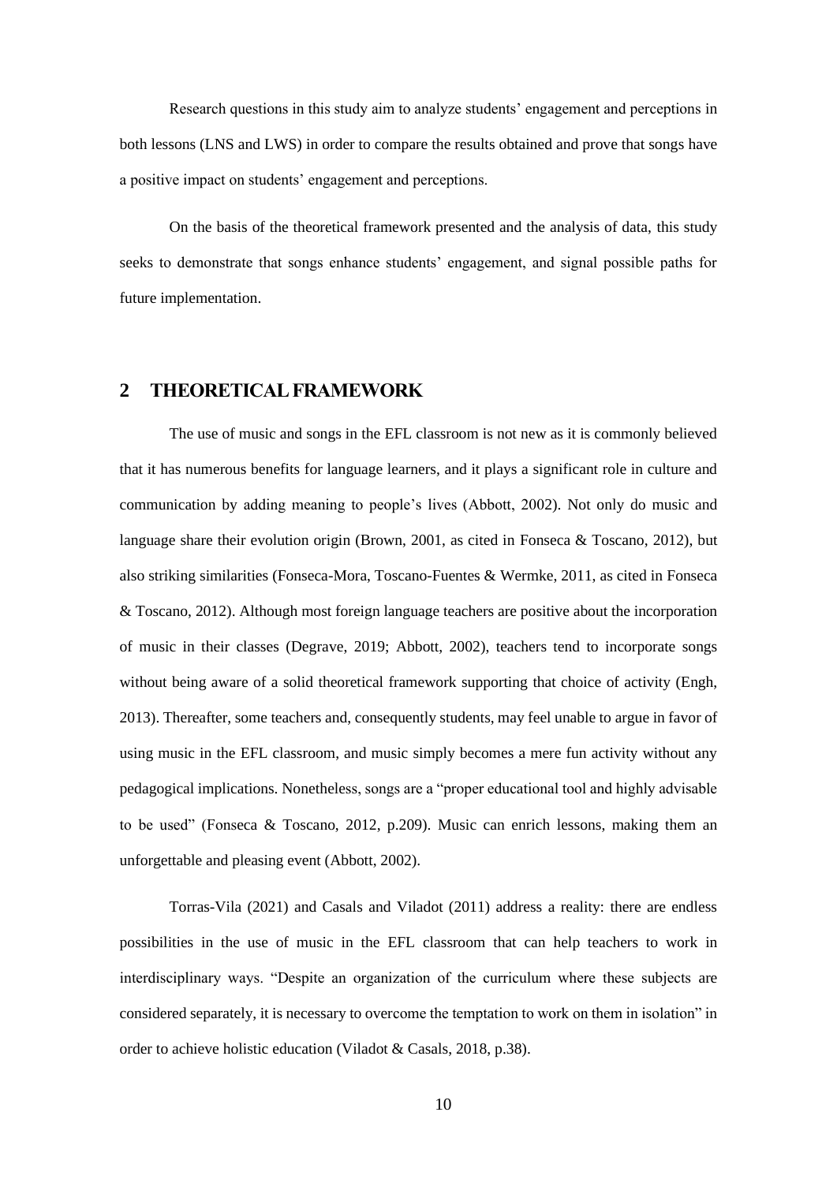Research questions in this study aim to analyze students' engagement and perceptions in both lessons (LNS and LWS) in order to compare the results obtained and prove that songs have a positive impact on students' engagement and perceptions.

On the basis of the theoretical framework presented and the analysis of data, this study seeks to demonstrate that songs enhance students' engagement, and signal possible paths for future implementation.

## 2 THEORETICAL FRAMEWORK

The use of music and songs in the EFL classroom is not new as it is commonly believed that it has numerous benefits for language learners, and it plays a significant role in culture and communication by adding meaning to people's lives (Abbott, 2002). Not only do music and language share their evolution origin (Brown, 2001, as cited in Fonseca & Toscano, 2012), but also striking similarities (Fonseca-Mora, Toscano-Fuentes & Wermke, 2011, as cited in Fonseca & Toscano, 2012). Although most foreign language teachers are positive about the incorporation of music in their classes (Degrave, 2019; Abbott, 2002), teachers tend to incorporate songs without being aware of a solid theoretical framework supporting that choice of activity (Engh, 2013). Thereafter, some teachers and, consequently students, may feel unable to argue in favor of using music in the EFL classroom, and music simply becomes a mere fun activity without any pedagogical implications. Nonetheless, songs are a "proper educational tool and highly advisable to be used" (Fonseca & Toscano, 2012, p.209). Music can enrich lessons, making them an unforgettable and pleasing event (Abbott, 2002).

Torras-Vila (2021) and Casals and Viladot (2011) address a reality: there are endless possibilities in the use of music in the EFL classroom that can help teachers to work in interdisciplinary ways. "Despite an organization of the curriculum where these subjects are considered separately, it is necessary to overcome the temptation to work on them in isolation" in order to achieve holistic education (Viladot & Casals, 2018, p.38).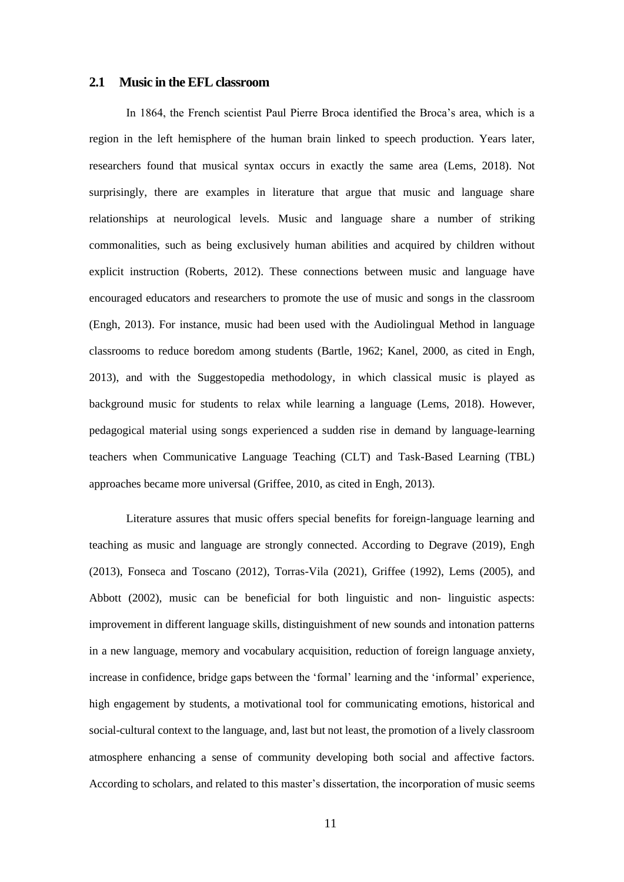## 2.1 Music in the EFL classroom

In 1864, the French scientist Paul Pierre Broca identified the Broca's area, which is a region in the left hemisphere of the human brain linked to speech production. Years later, researchers found that musical syntax occurs in exactly the same area (Lems, 2018). Not surprisingly, there are examples in literature that argue that music and language share relationships at neurological levels. Music and language share a number of striking commonalities, such as being exclusively human abilities and acquired by children without explicit instruction (Roberts, 2012). These connections between music and language have encouraged educators and researchers to promote the use of music and songs in the classroom (Engh, 2013). For instance, music had been used with the Audiolingual Method in language classrooms to reduce boredom among students (Bartle, 1962; Kanel, 2000, as cited in Engh, 2013), and with the Suggestopedia methodology, in which classical music is played as background music for students to relax while learning a language (Lems, 2018). However, pedagogical material using songs experienced a sudden rise in demand by language-learning teachers when Communicative Language Teaching (CLT) and Task-Based Learning (TBL) approaches became more universal (Griffee, 2010, as cited in Engh, 2013).

Literature assures that music offers special benefits for foreign-language learning and teaching as music and language are strongly connected. According to Degrave (2019), Engh (2013), Fonseca and Toscano (2012), Torras-Vila (2021), Griffee (1992), Lems (2005), and Abbott (2002), music can be beneficial for both linguistic and non- linguistic aspects: improvement in different language skills, distinguishment of new sounds and intonation patterns in a new language, memory and vocabulary acquisition, reduction of foreign language anxiety, increase in confidence, bridge gaps between the 'formal' learning and the 'informal' experience, high engagement by students, a motivational tool for communicating emotions, historical and social-cultural context to the language, and, last but not least, the promotion of a lively classroom atmosphere enhancing a sense of community developing both social and affective factors. According to scholars, and related to this master's dissertation, the incorporation of music seems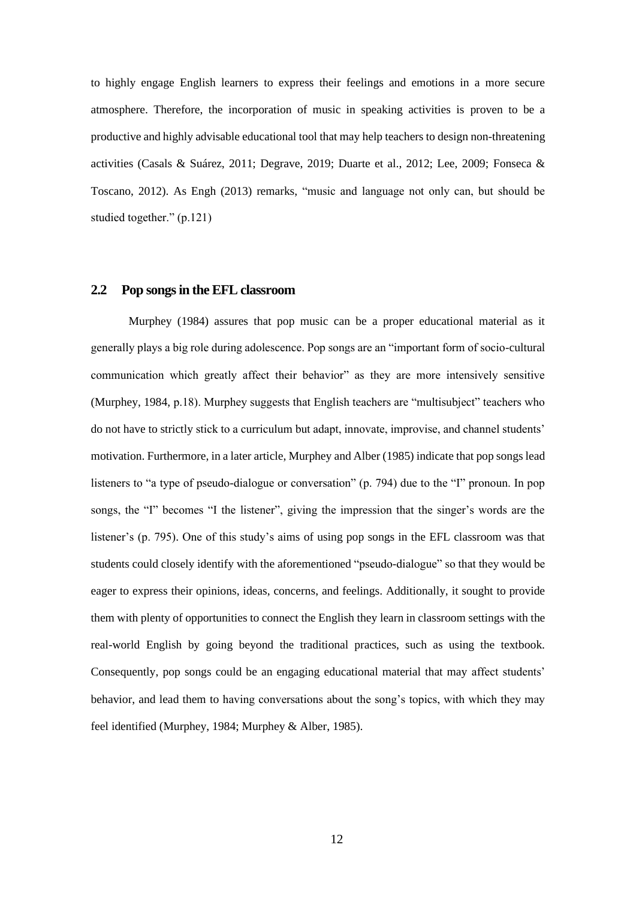to highly engage English learners to express their feelings and emotions in a more secure atmosphere. Therefore, the incorporation of music in speaking activities is proven to be a productive and highly advisable educational tool that may help teachers to design non-threatening activities (Casals & Suárez, 2011; Degrave, 2019; Duarte et al., 2012; Lee, 2009; Fonseca & Toscano, 2012). As Engh (2013) remarks, "music and language not only can, but should be studied together." (p.121)

## 2.2 Pop songs in the EFL classroom

Murphey (1984) assures that pop music can be a proper educational material as it generally plays a big role during adolescence. Pop songs are an "important form of socio-cultural communication which greatly affect their behavior" as they are more intensively sensitive (Murphey, 1984, p.18). Murphey suggests that English teachers are "multisubject" teachers who do not have to strictly stick to a curriculum but adapt, innovate, improvise, and channel students' motivation. Furthermore, in a later article, Murphey and Alber (1985) indicate that pop songs lead listeners to "a type of pseudo-dialogue or conversation" (p. 794) due to the "I" pronoun. In pop songs, the "I" becomes "I the listener", giving the impression that the singer's words are the listener's (p. 795). One of this study's aims of using pop songs in the EFL classroom was that students could closely identify with the aforementioned "pseudo-dialogue" so that they would be eager to express their opinions, ideas, concerns, and feelings. Additionally, it sought to provide them with plenty of opportunities to connect the English they learn in classroom settings with the real-world English by going beyond the traditional practices, such as using the textbook. Consequently, pop songs could be an engaging educational material that may affect students' behavior, and lead them to having conversations about the song's topics, with which they may feel identified (Murphey, 1984; Murphey & Alber, 1985).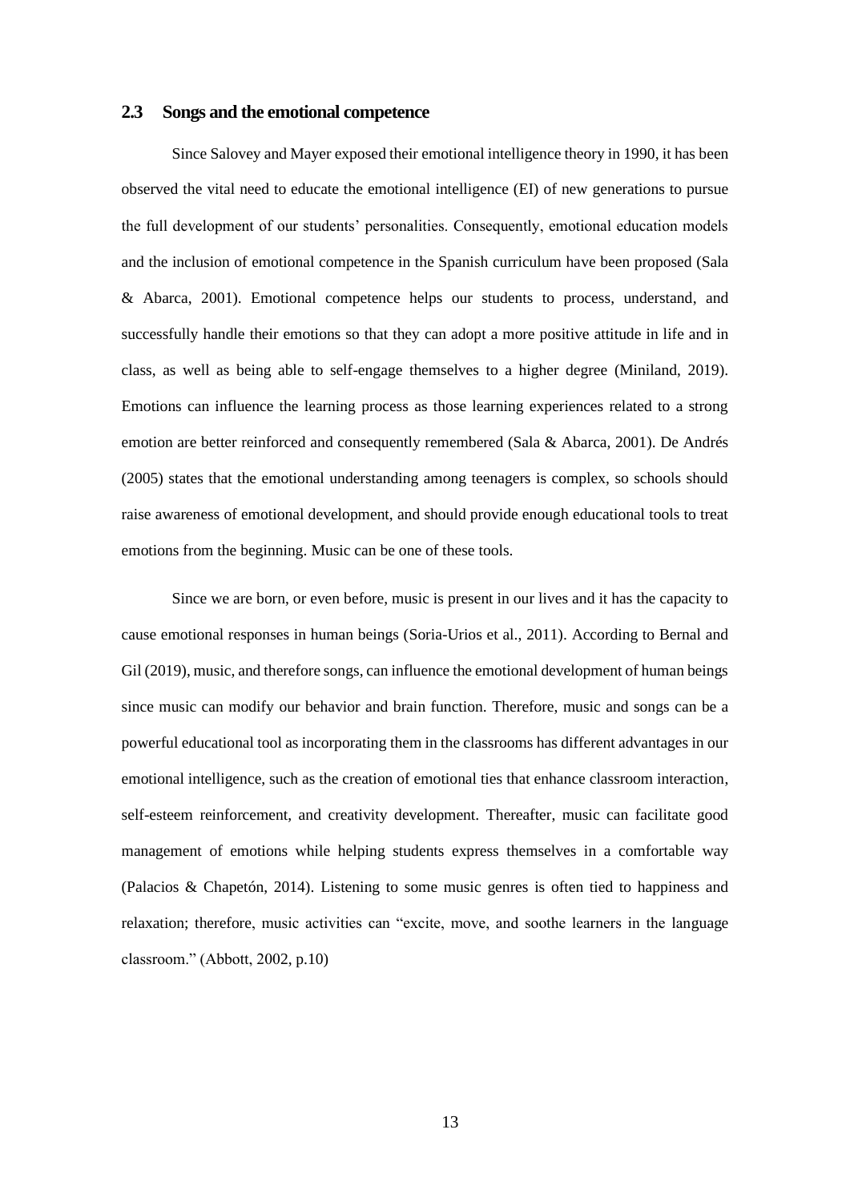## 2.3 Songs and the emotional competence

Since Salovey and Mayer exposed their emotional intelligence theory in 1990, it has been observed the vital need to educate the emotional intelligence (EI) of new generations to pursue the full development of our students' personalities. Consequently, emotional education models and the inclusion of emotional competence in the Spanish curriculum have been proposed (Sala & Abarca, 2001). Emotional competence helps our students to process, understand, and successfully handle their emotions so that they can adopt a more positive attitude in life and in class, as well as being able to self-engage themselves to a higher degree (Miniland, 2019). Emotions can influence the learning process as those learning experiences related to a strong emotion are better reinforced and consequently remembered (Sala & Abarca, 2001). De Andrés (2005) states that the emotional understanding among teenagers is complex, so schools should raise awareness of emotional development, and should provide enough educational tools to treat emotions from the beginning. Music can be one of these tools.

Since we are born, or even before, music is present in our lives and it has the capacity to cause emotional responses in human beings (Soria-Urios et al., 2011). According to Bernal and Gil (2019), music, and therefore songs, can influence the emotional development of human beings since music can modify our behavior and brain function. Therefore, music and songs can be a powerful educational tool as incorporating them in the classrooms has different advantages in our emotional intelligence, such as the creation of emotional ties that enhance classroom interaction, self-esteem reinforcement, and creativity development. Thereafter, music can facilitate good management of emotions while helping students express themselves in a comfortable way (Palacios & Chapetón, 2014). Listening to some music genres is often tied to happiness and relaxation; therefore, music activities can "excite, move, and soothe learners in the language classroom." (Abbott, 2002, p.10)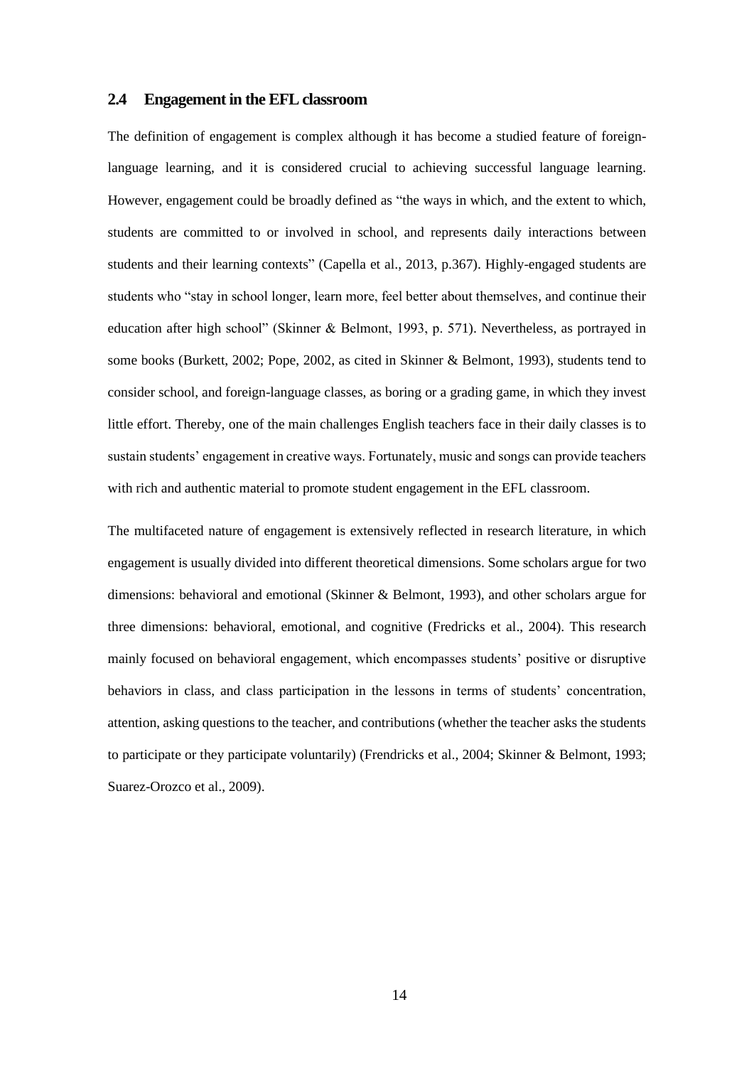## 2.4 Engagement in the EFL classroom

The definition of engagement is complex although it has become a studied feature of foreign-language learning, and it is considered crucial to achieving successful language learning. However, engagement could be broadly defined as "the ways in which, and the extent to which, students are committed to or involved in school, and represents daily interactions between students and their learning contexts" (Capella et al., 2013, p.367). Highly-engaged students are students who "stay in school longer, learn more, feel better about themselves, and continue their education after high school" (Skinner & Belmont, 1993, p. 571). Nevertheless, as portrayed in some books (Burkett, 2002; Pope, 2002, as cited in Skinner & Belmont, 1993), students tend to consider school, and foreign-language classes, as boring or a grading game, in which they invest little effort. Thereby, one of the main challenges English teachers face in their daily classes is to sustain students' engagement in creative ways. Fortunately, music and songs can provide teachers with rich and authentic material to promote student engagement in the EFL classroom.

The multifaceted nature of engagement is extensively reflected in research literature, in which engagement is usually divided into different theoretical dimensions. Some scholars argue for two dimensions: behavioral and emotional (Skinner & Belmont, 1993), and other scholars argue for three dimensions: behavioral, emotional, and cognitive (Fredricks et al., 2004). This research mainly focused on behavioral engagement, which encompasses students' positive or disruptive behaviors in class, and class participation in the lessons in terms of students' concentration, attention, asking questions to the teacher, and contributions (whether the teacher asks the students to participate or they participate voluntarily) (Frendricks et al., 2004; Skinner & Belmont, 1993; Suarez-Orozco et al., 2009).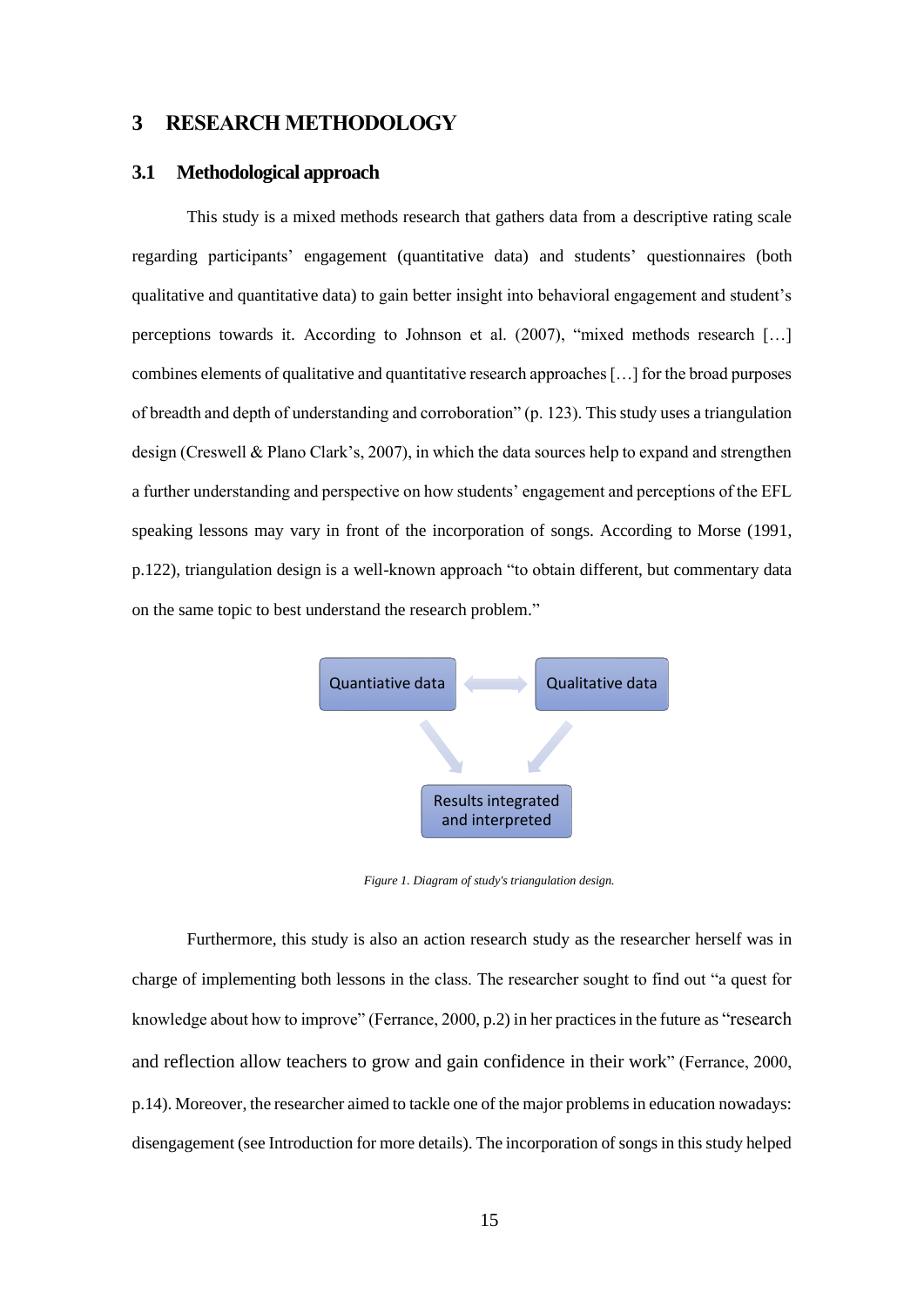# 3 RESEARCH METHODOLOGY

## 3.1 Methodological approach

This study is a mixed methods research that gathers data from a descriptive rating scale regarding participants' engagement (quantitative data) and students' questionnaires (both qualitative and quantitative data) to gain better insight into behavioral engagement and student's perceptions towards it. According to Johnson et al. (2007), "mixed methods research […] combines elements of qualitative and quantitative research approaches […] for the broad purposes of breadth and depth of understanding and corroboration" (p. 123). This study uses a triangulation design (Creswell & Plano Clark's, 2007), in which the data sources help to expand and strengthen a further understanding and perspective on how students' engagement and perceptions of the EFL speaking lessons may vary in front of the incorporation of songs. According to Morse (1991, p.122), triangulation design is a well-known approach "to obtain different, but commentary data on the same topic to best understand the research problem."

Quantiative data ⟷ Qualitative data

↓ Results integrated and interpreted ↓

*Figure 1. Diagram of study's triangulation design.*

Furthermore, this study is also an action research study as the researcher herself was in charge of implementing both lessons in the class. The researcher sought to find out "a quest for knowledge about how to improve" (Ferrance, 2000, p.2) in her practices in the future as "research and reflection allow teachers to grow and gain confidence in their work" (Ferrance, 2000, p.14). Moreover, the researcher aimed to tackle one of the major problems in education nowadays: disengagement (see Introduction for more details). The incorporation of songs in this study helped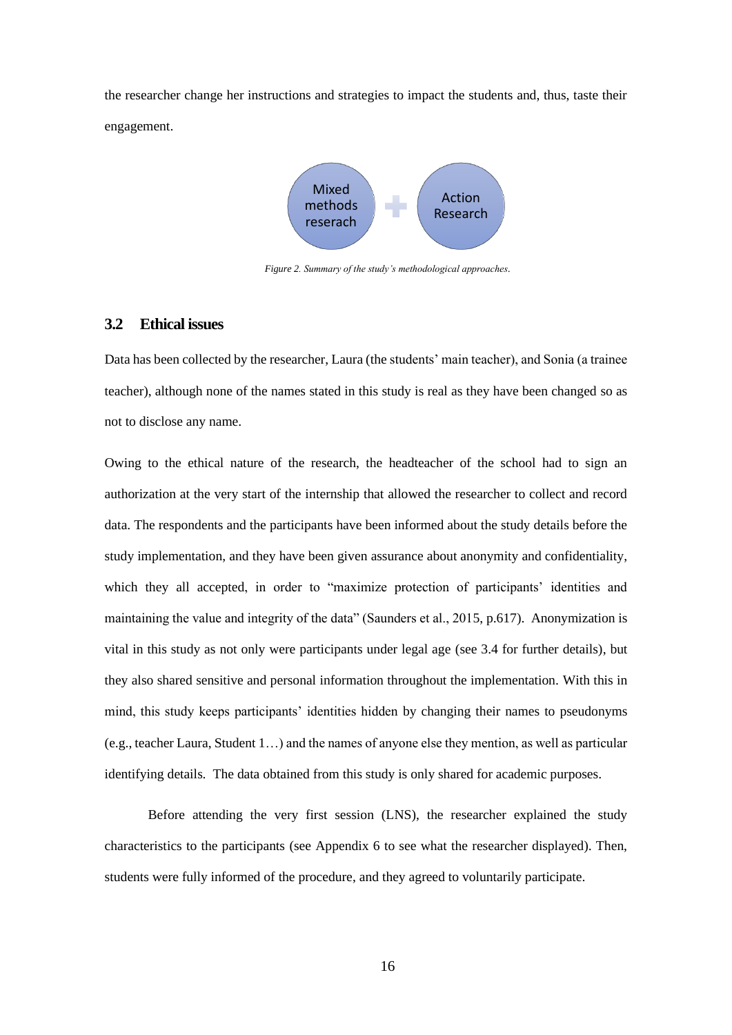the researcher change her instructions and strategies to impact the students and, thus, taste their engagement.

Mixed methods reserach + Action Research

*Figure 2. Summary of the study's methodological approaches.*

## 3.2 Ethical issues

Data has been collected by the researcher, Laura (the students' main teacher), and Sonia (a trainee teacher), although none of the names stated in this study is real as they have been changed so as not to disclose any name.

Owing to the ethical nature of the research, the headteacher of the school had to sign an authorization at the very start of the internship that allowed the researcher to collect and record data. The respondents and the participants have been informed about the study details before the study implementation, and they have been given assurance about anonymity and confidentiality, which they all accepted, in order to "maximize protection of participants' identities and maintaining the value and integrity of the data" (Saunders et al., 2015, p.617). Anonymization is vital in this study as not only were participants under legal age (see 3.4 for further details), but they also shared sensitive and personal information throughout the implementation. With this in mind, this study keeps participants' identities hidden by changing their names to pseudonyms (e.g., teacher Laura, Student 1…) and the names of anyone else they mention, as well as particular identifying details. The data obtained from this study is only shared for academic purposes.

Before attending the very first session (LNS), the researcher explained the study characteristics to the participants (see Appendix 6 to see what the researcher displayed). Then, students were fully informed of the procedure, and they agreed to voluntarily participate.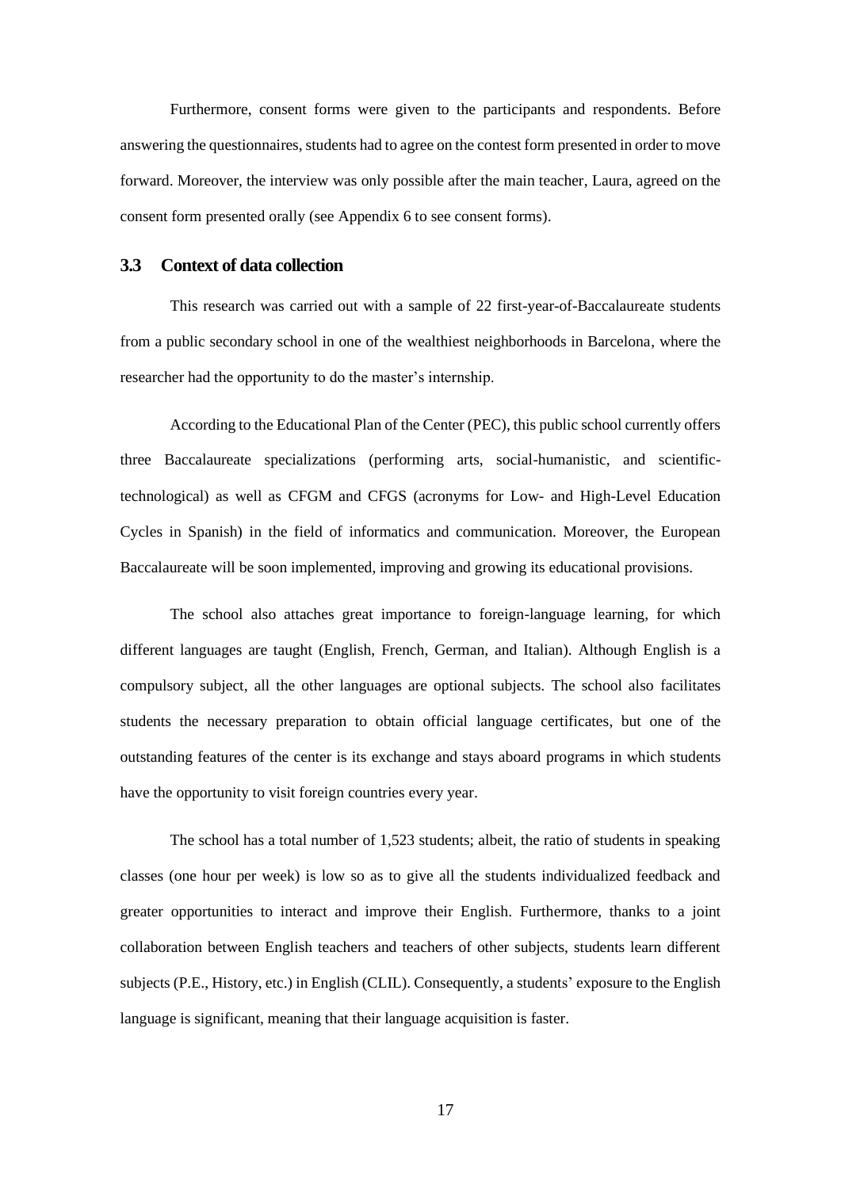Furthermore, consent forms were given to the participants and respondents. Before answering the questionnaires, students had to agree on the contest form presented in order to move forward. Moreover, the interview was only possible after the main teacher, Laura, agreed on the consent form presented orally (see Appendix 6 to see consent forms).

## 3.3 Context of data collection

This research was carried out with a sample of 22 first-year-of-Baccalaureate students from a public secondary school in one of the wealthiest neighborhoods in Barcelona, where the researcher had the opportunity to do the master's internship.

According to the Educational Plan of the Center (PEC), this public school currently offers three Baccalaureate specializations (performing arts, social-humanistic, and scientific-technological) as well as CFGM and CFGS (acronyms for Low- and High-Level Education Cycles in Spanish) in the field of informatics and communication. Moreover, the European Baccalaureate will be soon implemented, improving and growing its educational provisions.

The school also attaches great importance to foreign-language learning, for which different languages are taught (English, French, German, and Italian). Although English is a compulsory subject, all the other languages are optional subjects. The school also facilitates students the necessary preparation to obtain official language certificates, but one of the outstanding features of the center is its exchange and stays aboard programs in which students have the opportunity to visit foreign countries every year.

The school has a total number of 1,523 students; albeit, the ratio of students in speaking classes (one hour per week) is low so as to give all the students individualized feedback and greater opportunities to interact and improve their English. Furthermore, thanks to a joint collaboration between English teachers and teachers of other subjects, students learn different subjects (P.E., History, etc.) in English (CLIL). Consequently, a students' exposure to the English language is significant, meaning that their language acquisition is faster.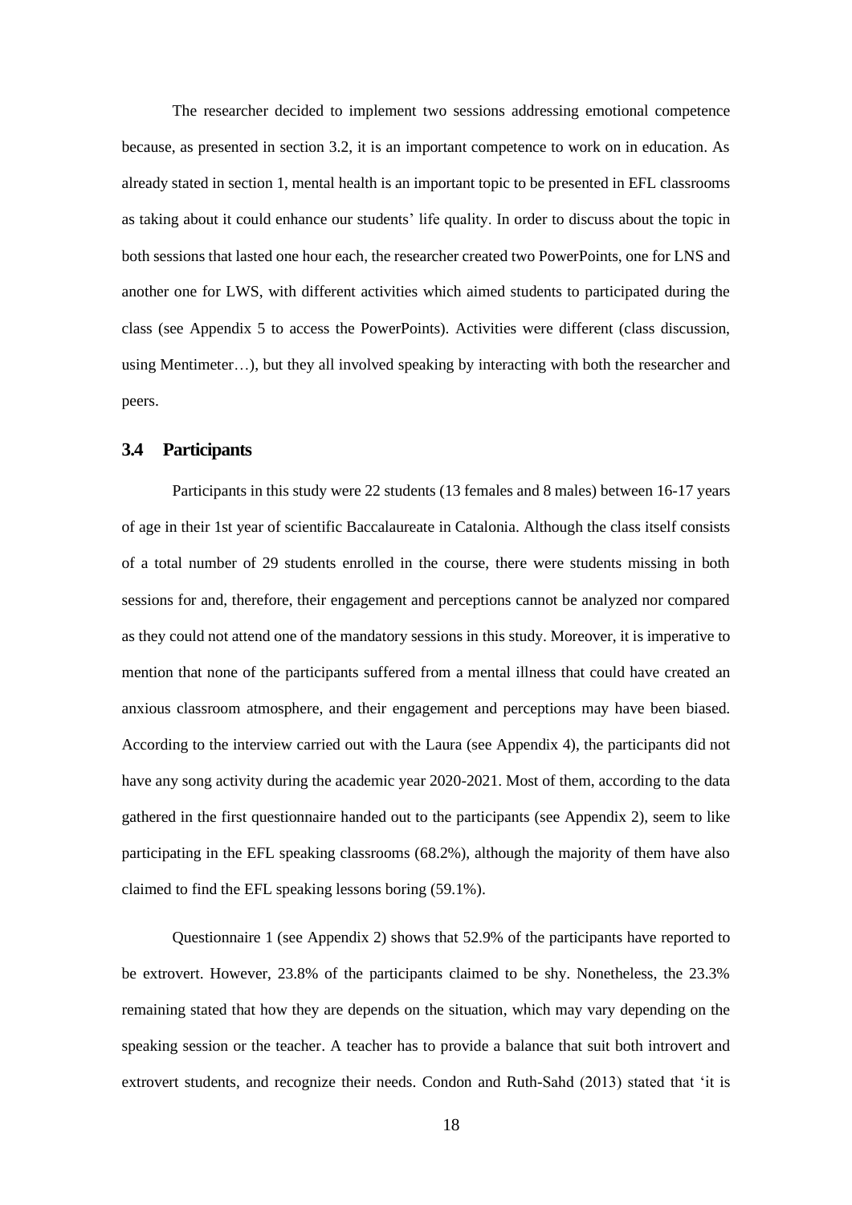The researcher decided to implement two sessions addressing emotional competence because, as presented in section 3.2, it is an important competence to work on in education. As already stated in section 1, mental health is an important topic to be presented in EFL classrooms as taking about it could enhance our students' life quality. In order to discuss about the topic in both sessions that lasted one hour each, the researcher created two PowerPoints, one for LNS and another one for LWS, with different activities which aimed students to participated during the class (see Appendix 5 to access the PowerPoints). Activities were different (class discussion, using Mentimeter…), but they all involved speaking by interacting with both the researcher and peers.

## 3.4 Participants

Participants in this study were 22 students (13 females and 8 males) between 16-17 years of age in their 1st year of scientific Baccalaureate in Catalonia. Although the class itself consists of a total number of 29 students enrolled in the course, there were students missing in both sessions for and, therefore, their engagement and perceptions cannot be analyzed nor compared as they could not attend one of the mandatory sessions in this study. Moreover, it is imperative to mention that none of the participants suffered from a mental illness that could have created an anxious classroom atmosphere, and their engagement and perceptions may have been biased. According to the interview carried out with the Laura (see Appendix 4), the participants did not have any song activity during the academic year 2020-2021. Most of them, according to the data gathered in the first questionnaire handed out to the participants (see Appendix 2), seem to like participating in the EFL speaking classrooms (68.2%), although the majority of them have also claimed to find the EFL speaking lessons boring (59.1%).

Questionnaire 1 (see Appendix 2) shows that 52.9% of the participants have reported to be extrovert. However, 23.8% of the participants claimed to be shy. Nonetheless, the 23.3% remaining stated that how they are depends on the situation, which may vary depending on the speaking session or the teacher. A teacher has to provide a balance that suit both introvert and extrovert students, and recognize their needs. Condon and Ruth-Sahd (2013) stated that 'it is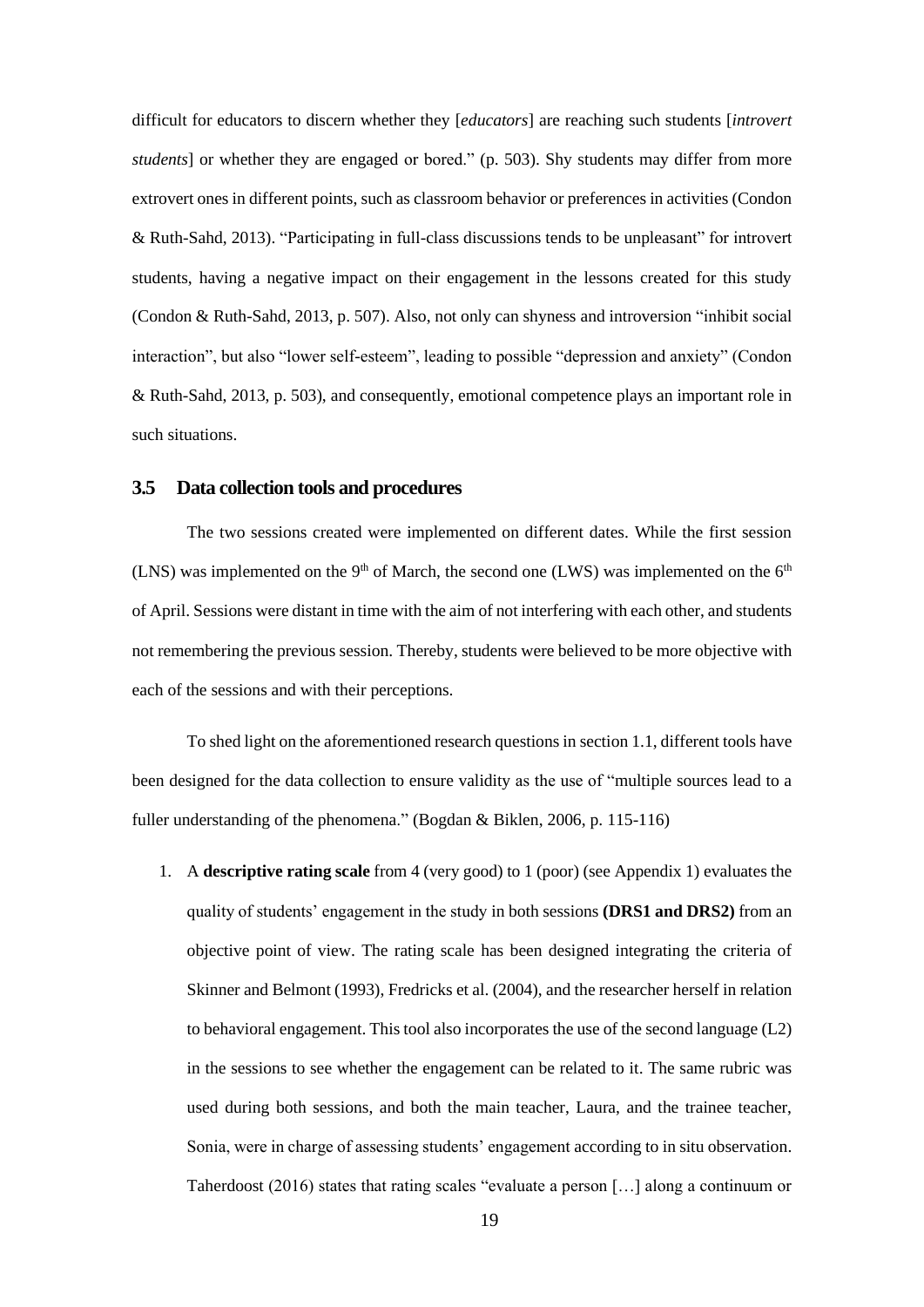difficult for educators to discern whether they [*educators*] are reaching such students [*introvert students*] or whether they are engaged or bored." (p. 503). Shy students may differ from more extrovert ones in different points, such as classroom behavior or preferences in activities (Condon & Ruth-Sahd, 2013). "Participating in full-class discussions tends to be unpleasant" for introvert students, having a negative impact on their engagement in the lessons created for this study (Condon & Ruth-Sahd, 2013, p. 507). Also, not only can shyness and introversion "inhibit social interaction", but also "lower self-esteem", leading to possible "depression and anxiety" (Condon & Ruth-Sahd, 2013, p. 503), and consequently, emotional competence plays an important role in such situations.

## 3.5 Data collection tools and procedures

The two sessions created were implemented on different dates. While the first session (LNS) was implemented on the 9th of March, the second one (LWS) was implemented on the 6th of April. Sessions were distant in time with the aim of not interfering with each other, and students not remembering the previous session. Thereby, students were believed to be more objective with each of the sessions and with their perceptions.

To shed light on the aforementioned research questions in section 1.1, different tools have been designed for the data collection to ensure validity as the use of "multiple sources lead to a fuller understanding of the phenomena." (Bogdan & Biklen, 2006, p. 115-116)

1. A **descriptive rating scale** from 4 (very good) to 1 (poor) (see Appendix 1) evaluates the quality of students' engagement in the study in both sessions **(DRS1 and DRS2)** from an objective point of view. The rating scale has been designed integrating the criteria of Skinner and Belmont (1993), Fredricks et al. (2004), and the researcher herself in relation to behavioral engagement. This tool also incorporates the use of the second language (L2) in the sessions to see whether the engagement can be related to it. The same rubric was used during both sessions, and both the main teacher, Laura, and the trainee teacher, Sonia, were in charge of assessing students' engagement according to in situ observation. Taherdoost (2016) states that rating scales "evaluate a person […] along a continuum or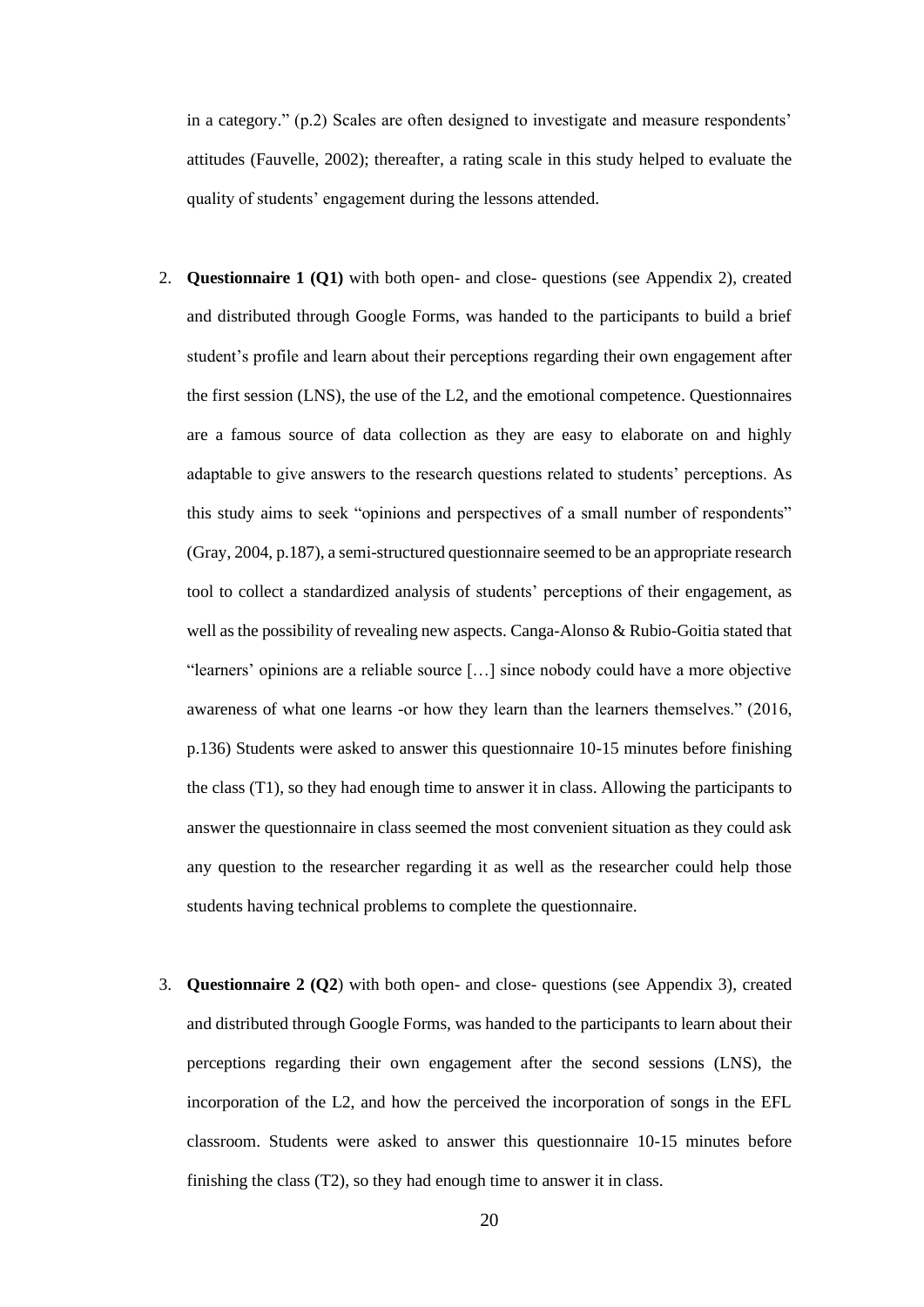in a category." (p.2) Scales are often designed to investigate and measure respondents' attitudes (Fauvelle, 2002); thereafter, a rating scale in this study helped to evaluate the quality of students' engagement during the lessons attended.

2. **Questionnaire 1 (Q1)** with both open- and close- questions (see Appendix 2), created and distributed through Google Forms, was handed to the participants to build a brief student's profile and learn about their perceptions regarding their own engagement after the first session (LNS), the use of the L2, and the emotional competence. Questionnaires are a famous source of data collection as they are easy to elaborate on and highly adaptable to give answers to the research questions related to students' perceptions. As this study aims to seek "opinions and perspectives of a small number of respondents" (Gray, 2004, p.187), a semi-structured questionnaire seemed to be an appropriate research tool to collect a standardized analysis of students' perceptions of their engagement, as well as the possibility of revealing new aspects. Canga-Alonso & Rubio-Goitia stated that "learners' opinions are a reliable source […] since nobody could have a more objective awareness of what one learns -or how they learn than the learners themselves." (2016, p.136) Students were asked to answer this questionnaire 10-15 minutes before finishing the class (T1), so they had enough time to answer it in class. Allowing the participants to answer the questionnaire in class seemed the most convenient situation as they could ask any question to the researcher regarding it as well as the researcher could help those students having technical problems to complete the questionnaire.

3. **Questionnaire 2 (Q2**) with both open- and close- questions (see Appendix 3), created and distributed through Google Forms, was handed to the participants to learn about their perceptions regarding their own engagement after the second sessions (LNS), the incorporation of the L2, and how the perceived the incorporation of songs in the EFL classroom. Students were asked to answer this questionnaire 10-15 minutes before finishing the class (T2), so they had enough time to answer it in class.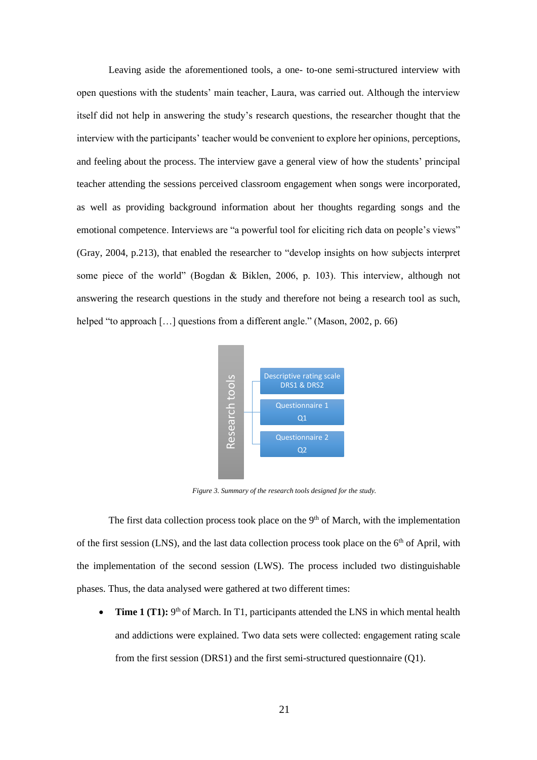Leaving aside the aforementioned tools, a one- to-one semi-structured interview with open questions with the students' main teacher, Laura, was carried out. Although the interview itself did not help in answering the study's research questions, the researcher thought that the interview with the participants' teacher would be convenient to explore her opinions, perceptions, and feeling about the process. The interview gave a general view of how the students' principal teacher attending the sessions perceived classroom engagement when songs were incorporated, as well as providing background information about her thoughts regarding songs and the emotional competence. Interviews are "a powerful tool for eliciting rich data on people's views" (Gray, 2004, p.213), that enabled the researcher to "develop insights on how subjects interpret some piece of the world" (Bogdan & Biklen, 2006, p. 103). This interview, although not answering the research questions in the study and therefore not being a research tool as such, helped "to approach […] questions from a different angle." (Mason, 2002, p. 66)

*Figure 3. Summary of the research tools designed for the study.*

The first data collection process took place on the 9th of March, with the implementation of the first session (LNS), and the last data collection process took place on the 6th of April, with the implementation of the second session (LWS). The process included two distinguishable phases. Thus, the data analysed were gathered at two different times:

- **Time 1 (T1):** 9th of March. In T1, participants attended the LNS in which mental health and addictions were explained. Two data sets were collected: engagement rating scale from the first session (DRS1) and the first semi-structured questionnaire (Q1).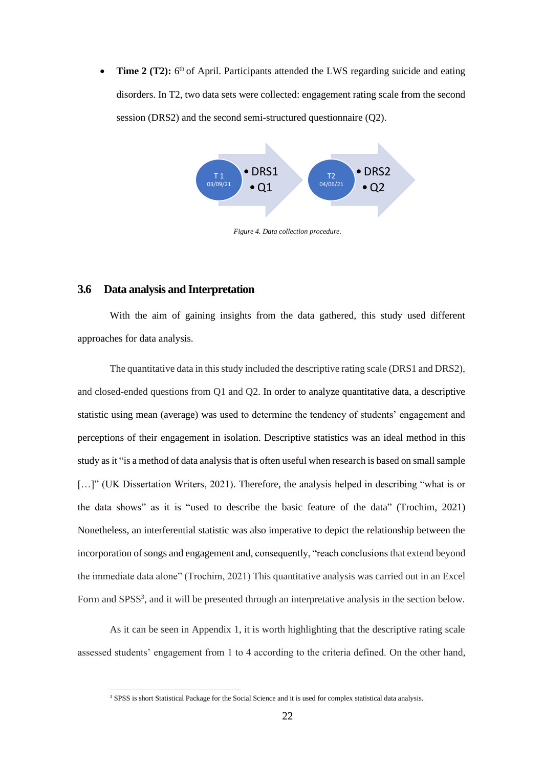- **Time 2 (T2):** 6th of April. Participants attended the LWS regarding suicide and eating disorders. In T2, two data sets were collected: engagement rating scale from the second session (DRS2) and the second semi-structured questionnaire (Q2).

T 1 03/09/21 • DRS1 • Q1

T2 04/06/21 • DRS2 • Q2

*Figure 4. Data collection procedure.*

## 3.6 Data analysis and Interpretation

With the aim of gaining insights from the data gathered, this study used different approaches for data analysis.

The quantitative data in this study included the descriptive rating scale (DRS1 and DRS2), and closed-ended questions from Q1 and Q2. In order to analyze quantitative data, a descriptive statistic using mean (average) was used to determine the tendency of students' engagement and perceptions of their engagement in isolation. Descriptive statistics was an ideal method in this study as it "is a method of data analysis that is often useful when research is based on small sample […]" (UK Dissertation Writers, 2021). Therefore, the analysis helped in describing "what is or the data shows" as it is "used to describe the basic feature of the data" (Trochim, 2021) Nonetheless, an interferential statistic was also imperative to depict the relationship between the incorporation of songs and engagement and, consequently, "reach conclusions that extend beyond the immediate data alone" (Trochim, 2021) This quantitative analysis was carried out in an Excel Form and SPSS[3], and it will be presented through an interpretative analysis in the section below.

As it can be seen in Appendix 1, it is worth highlighting that the descriptive rating scale assessed students' engagement from 1 to 4 according to the criteria defined. On the other hand,

[3] SPSS is short Statistical Package for the Social Science and it is used for complex statistical data analysis.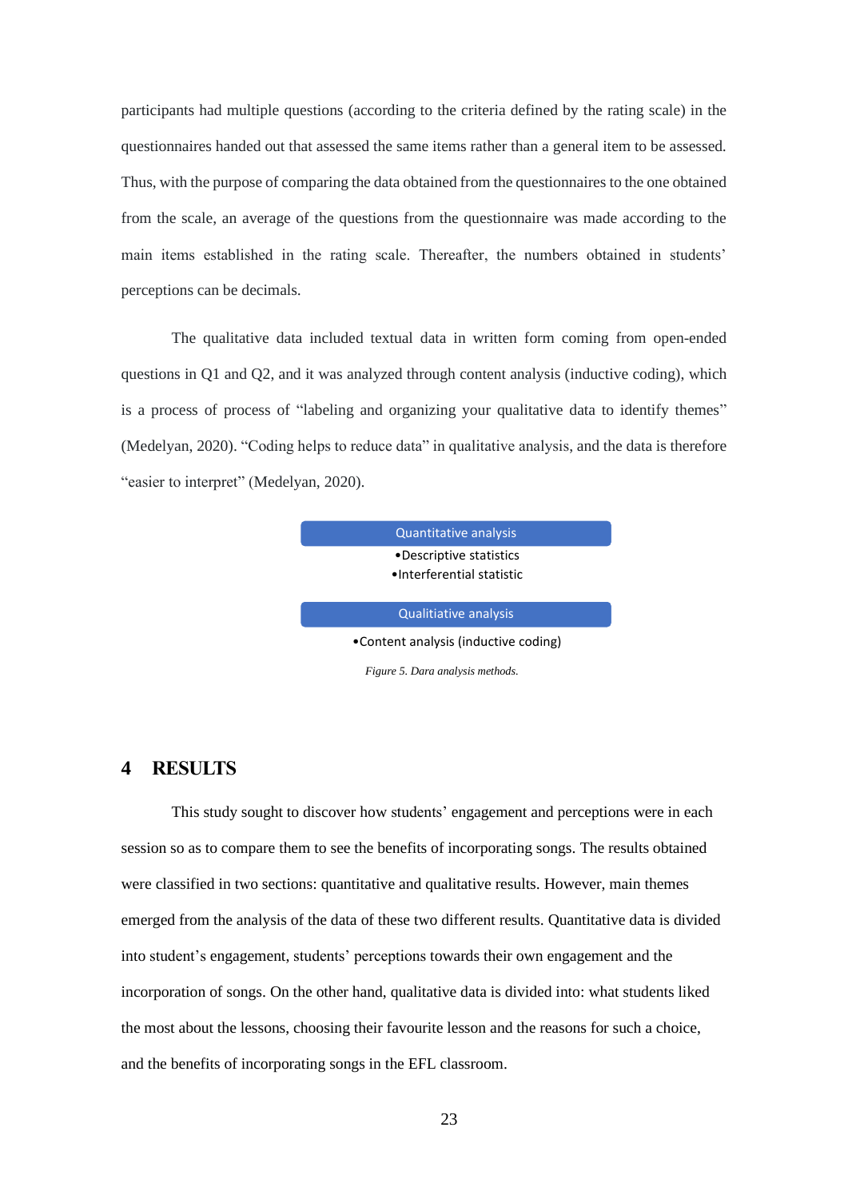participants had multiple questions (according to the criteria defined by the rating scale) in the questionnaires handed out that assessed the same items rather than a general item to be assessed. Thus, with the purpose of comparing the data obtained from the questionnaires to the one obtained from the scale, an average of the questions from the questionnaire was made according to the main items established in the rating scale. Thereafter, the numbers obtained in students' perceptions can be decimals.

The qualitative data included textual data in written form coming from open-ended questions in Q1 and Q2, and it was analyzed through content analysis (inductive coding), which is a process of process of "labeling and organizing your qualitative data to identify themes" (Medelyan, 2020). "Coding helps to reduce data" in qualitative analysis, and the data is therefore "easier to interpret" (Medelyan, 2020).

**Quantitative analysis**
- Descriptive statistics
- Interferential statistic

**Qualitative analysis**
- Content analysis (inductive coding)

*Figure 5. Dara analysis methods.*

# 4 RESULTS

This study sought to discover how students' engagement and perceptions were in each session so as to compare them to see the benefits of incorporating songs. The results obtained were classified in two sections: quantitative and qualitative results. However, main themes emerged from the analysis of the data of these two different results. Quantitative data is divided into student's engagement, students' perceptions towards their own engagement and the incorporation of songs. On the other hand, qualitative data is divided into: what students liked the most about the lessons, choosing their favourite lesson and the reasons for such a choice, and the benefits of incorporating songs in the EFL classroom.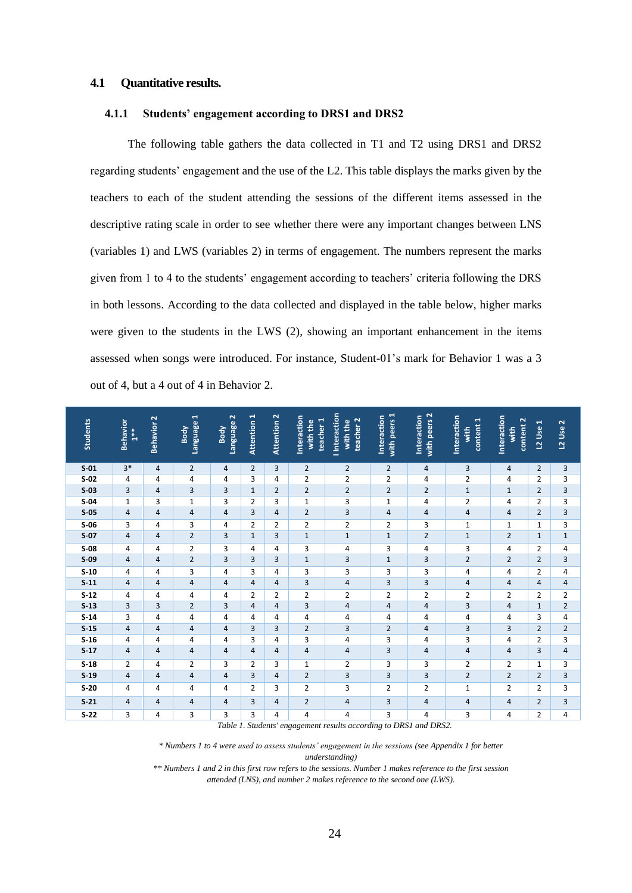## 4.1 Quantitative results.

### 4.1.1 Students' engagement according to DRS1 and DRS2

The following table gathers the data collected in T1 and T2 using DRS1 and DRS2 regarding students' engagement and the use of the L2. This table displays the marks given by the teachers to each of the student attending the sessions of the different items assessed in the descriptive rating scale in order to see whether there were any important changes between LNS (variables 1) and LWS (variables 2) in terms of engagement. The numbers represent the marks given from 1 to 4 to the students' engagement according to teachers' criteria following the DRS in both lessons. According to the data collected and displayed in the table below, higher marks were given to the students in the LWS (2), showing an important enhancement in the items assessed when songs were introduced. For instance, Student-01's mark for Behavior 1 was a 3 out of 4, but a 4 out of 4 in Behavior 2.

| Students | Behavior 1** | Behavior 2 | Body Language 1 | Body Language 2 | Attention 1 | Attention 2 | Interaction with the teacher 1 | I Interaction with the teacher 2 | Interaction with peers 1 | Interaction with peers 2 | Interaction with content 1 | Interaction with content 2 | L2 Use 1 | L2 Use 2 |
|---|---|---|---|---|---|---|---|---|---|---|---|---|---|---|
| S-01 | 3* | 4 | 2 | 4 | 2 | 3 | 2 | 2 | 2 | 4 | 3 | 4 | 2 | 3 |
| S-02 | 4 | 4 | 4 | 4 | 3 | 4 | 2 | 2 | 2 | 4 | 2 | 4 | 2 | 3 |
| S-03 | 3 | 4 | 3 | 3 | 1 | 2 | 2 | 2 | 2 | 2 | 1 | 1 | 2 | 3 |
| S-04 | 1 | 3 | 1 | 3 | 2 | 3 | 1 | 3 | 1 | 4 | 2 | 4 | 2 | 3 |
| S-05 | 4 | 4 | 4 | 4 | 3 | 4 | 2 | 3 | 4 | 4 | 4 | 4 | 2 | 3 |
| S-06 | 3 | 4 | 3 | 4 | 2 | 2 | 2 | 2 | 2 | 3 | 1 | 1 | 1 | 3 |
| S-07 | 4 | 4 | 2 | 3 | 1 | 3 | 1 | 1 | 1 | 2 | 1 | 2 | 1 | 1 |
| S-08 | 4 | 4 | 2 | 3 | 4 | 4 | 3 | 4 | 3 | 4 | 3 | 4 | 2 | 4 |
| S-09 | 4 | 4 | 2 | 3 | 3 | 3 | 1 | 3 | 1 | 3 | 2 | 2 | 2 | 3 |
| S-10 | 4 | 4 | 3 | 4 | 3 | 4 | 3 | 3 | 3 | 3 | 4 | 4 | 2 | 4 |
| S-11 | 4 | 4 | 4 | 4 | 4 | 4 | 3 | 4 | 3 | 3 | 4 | 4 | 4 | 4 |
| S-12 | 4 | 4 | 4 | 4 | 2 | 2 | 2 | 2 | 2 | 2 | 2 | 2 | 2 | 2 |
| S-13 | 3 | 3 | 2 | 3 | 4 | 4 | 3 | 4 | 4 | 4 | 3 | 4 | 1 | 2 |
| S-14 | 3 | 4 | 4 | 4 | 4 | 4 | 4 | 4 | 4 | 4 | 4 | 4 | 3 | 4 |
| S-15 | 4 | 4 | 4 | 4 | 3 | 3 | 2 | 3 | 2 | 4 | 3 | 3 | 2 | 2 |
| S-16 | 4 | 4 | 4 | 4 | 3 | 4 | 3 | 4 | 3 | 4 | 3 | 4 | 2 | 3 |
| S-17 | 4 | 4 | 4 | 4 | 4 | 4 | 4 | 4 | 3 | 4 | 4 | 4 | 3 | 4 |
| S-18 | 2 | 4 | 2 | 3 | 2 | 3 | 1 | 2 | 3 | 3 | 2 | 2 | 1 | 3 |
| S-19 | 4 | 4 | 4 | 4 | 3 | 4 | 2 | 3 | 3 | 3 | 2 | 2 | 2 | 3 |
| S-20 | 4 | 4 | 4 | 4 | 2 | 3 | 2 | 3 | 2 | 2 | 1 | 2 | 2 | 3 |
| S-21 | 4 | 4 | 4 | 4 | 3 | 4 | 2 | 4 | 3 | 4 | 4 | 4 | 2 | 3 |
| S-22 | 3 | 4 | 3 | 3 | 3 | 4 | 4 | 4 | 3 | 4 | 3 | 4 | 2 | 4 |

*Table 1. Students' engagement results according to DRS1 and DRS2.*

*\* Numbers 1 to 4 were used to assess students' engagement in the sessions (see Appendix 1 for better understanding)*

*\*\* Numbers 1 and 2 in this first row refers to the sessions. Number 1 makes reference to the first session attended (LNS), and number 2 makes reference to the second one (LWS).*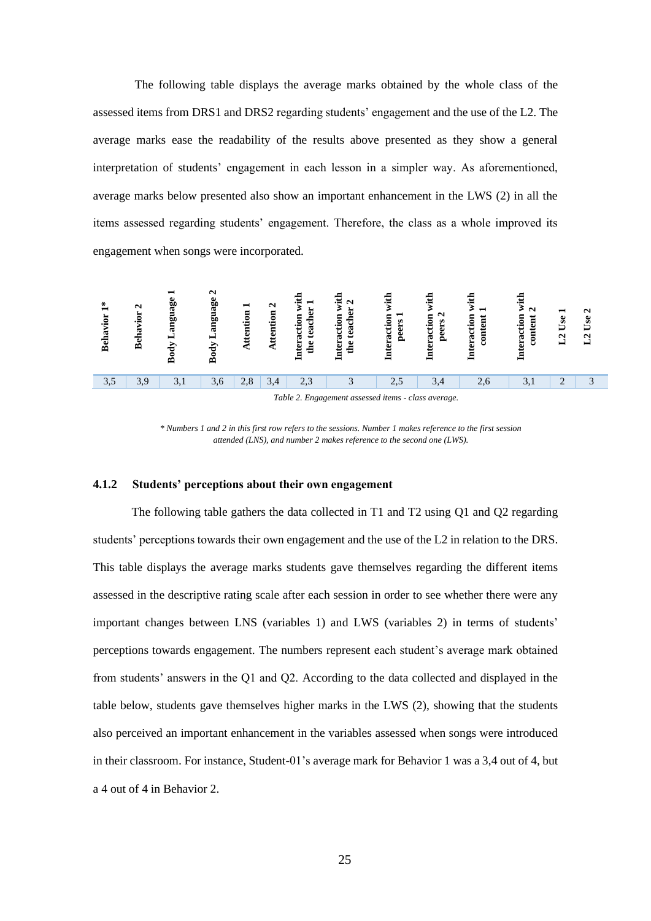The following table displays the average marks obtained by the whole class of the assessed items from DRS1 and DRS2 regarding students' engagement and the use of the L2. The average marks ease the readability of the results above presented as they show a general interpretation of students' engagement in each lesson in a simpler way. As aforementioned, average marks below presented also show an important enhancement in the LWS (2) in all the items assessed regarding students' engagement. Therefore, the class as a whole improved its engagement when songs were incorporated.

| Behavior 1* | Behavior 2 | Body Language 1 | Body Language 2 | Attention 1 | Attention 2 | Interaction with the teacher 1 | Interaction with the teacher 2 | Interaction with peers 1 | Interaction with peers 2 | Interaction with content 1 | Interaction with content 2 | L2 Use 1 | L2 Use 2 |
|---|---|---|---|---|---|---|---|---|---|---|---|---|---|
| 3,5 | 3,9 | 3,1 | 3,6 | 2,8 | 3,4 | 2,3 | 3 | 2,5 | 3,4 | 2,6 | 3,1 | 2 | 3 |

*Table 2. Engagement assessed items - class average.*

*\* Numbers 1 and 2 in this first row refers to the sessions. Number 1 makes reference to the first session attended (LNS), and number 2 makes reference to the second one (LWS).*

### 4.1.2 Students' perceptions about their own engagement

The following table gathers the data collected in T1 and T2 using Q1 and Q2 regarding students' perceptions towards their own engagement and the use of the L2 in relation to the DRS. This table displays the average marks students gave themselves regarding the different items assessed in the descriptive rating scale after each session in order to see whether there were any important changes between LNS (variables 1) and LWS (variables 2) in terms of students' perceptions towards engagement. The numbers represent each student's average mark obtained from students' answers in the Q1 and Q2. According to the data collected and displayed in the table below, students gave themselves higher marks in the LWS (2), showing that the students also perceived an important enhancement in the variables assessed when songs were introduced in their classroom. For instance, Student-01's average mark for Behavior 1 was a 3,4 out of 4, but a 4 out of 4 in Behavior 2.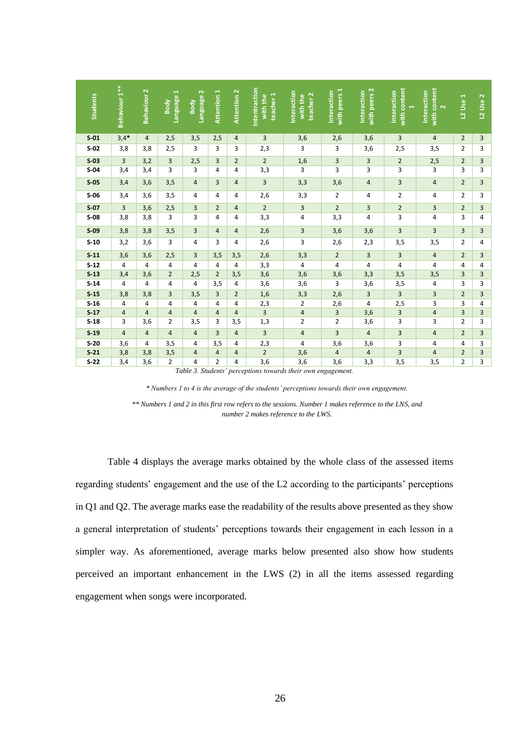| Students | Behaviour 1** | Behaviour 2 | Body Language 1 | Body Language 2 | Attention 1 | Attention 2 | Intentraction with the teacher 1 | Interaction with the teacher 2 | Interaction with peers 1 | Interaction with peers 2 | Interaction with content 1 | Interaction with content 2 | L2 Use 1 | L2 Use 2 |
|---|---|---|---|---|---|---|---|---|---|---|---|---|---|---|
| S-01 | 3,4* | 4 | 2,5 | 3,5 | 2,5 | 4 | 3 | 3,6 | 2,6 | 3,6 | 3 | 4 | 2 | 3 |
| S-02 | 3,8 | 3,8 | 2,5 | 3 | 3 | 3 | 2,3 | 3 | 3 | 3,6 | 2,5 | 3,5 | 2 | 3 |
| S-03 | 3 | 3,2 | 3 | 2,5 | 3 | 2 | 2 | 1,6 | 3 | 3 | 2 | 2,5 | 2 | 3 |
| S-04 | 3,4 | 3,4 | 3 | 3 | 4 | 4 | 3,3 | 3 | 3 | 3 | 3 | 3 | 3 | 3 |
| S-05 | 3,4 | 3,6 | 3,5 | 4 | 3 | 4 | 3 | 3,3 | 3,6 | 4 | 3 | 4 | 2 | 3 |
| S-06 | 3,4 | 3,6 | 3,5 | 4 | 4 | 4 | 2,6 | 3,3 | 2 | 4 | 2 | 4 | 2 | 3 |
| S-07 | 3 | 3,6 | 2,5 | 3 | 2 | 4 | 2 | 3 | 2 | 3 | 2 | 3 | 2 | 3 |
| S-08 | 3,8 | 3,8 | 3 | 3 | 4 | 4 | 3,3 | 4 | 3,3 | 4 | 3 | 4 | 3 | 4 |
| S-09 | 3,8 | 3,8 | 3,5 | 3 | 4 | 4 | 2,6 | 3 | 3,6 | 3,6 | 3 | 3 | 3 | 3 |
| S-10 | 3,2 | 3,6 | 3 | 4 | 3 | 4 | 2,6 | 3 | 2,6 | 2,3 | 3,5 | 3,5 | 2 | 4 |
| S-11 | 3,6 | 3,6 | 2,5 | 3 | 3,5 | 3,5 | 2,6 | 3,3 | 2 | 3 | 3 | 4 | 2 | 3 |
| S-12 | 4 | 4 | 4 | 4 | 4 | 4 | 3,3 | 4 | 4 | 4 | 4 | 4 | 4 | 4 |
| S-13 | 3,4 | 3,6 | 2 | 2,5 | 2 | 3,5 | 3,6 | 3,6 | 3,6 | 3,3 | 3,5 | 3,5 | 3 | 3 |
| S-14 | 4 | 4 | 4 | 4 | 3,5 | 4 | 3,6 | 3,6 | 3 | 3,6 | 3,5 | 4 | 3 | 3 |
| S-15 | 3,8 | 3,8 | 3 | 3,5 | 3 | 2 | 1,6 | 3,3 | 2,6 | 3 | 3 | 3 | 2 | 3 |
| S-16 | 4 | 4 | 4 | 4 | 4 | 4 | 2,3 | 2 | 2,6 | 4 | 2,5 | 3 | 3 | 4 |
| S-17 | 4 | 4 | 4 | 4 | 4 | 4 | 3 | 4 | 3 | 3,6 | 3 | 4 | 3 | 3 |
| S-18 | 3 | 3,6 | 2 | 3,5 | 3 | 3,5 | 1,3 | 2 | 2 | 3,6 | 3 | 3 | 2 | 3 |
| S-19 | 4 | 4 | 4 | 4 | 3 | 4 | 3 | 4 | 3 | 4 | 3 | 4 | 2 | 3 |
| S-20 | 3,6 | 4 | 3,5 | 4 | 3,5 | 4 | 2,3 | 4 | 3,6 | 3,6 | 3 | 4 | 4 | 3 |
| S-21 | 3,8 | 3,8 | 3,5 | 4 | 4 | 4 | 2 | 3,6 | 4 | 4 | 3 | 4 | 2 | 3 |
| S-22 | 3,4 | 3,6 | 2 | 4 | 2 | 4 | 3,6 | 3,6 | 3,6 | 3,3 | 3,5 | 3,5 | 2 | 3 |

*Table 3. Students' perceptions towards their own engagement.*

*\* Numbers 1 to 4 is the average of the students' perceptions towards their own engagement.*

*\*\* Numbers 1 and 2 in this first row refers to the sessions. Number 1 makes reference to the LNS, and number 2 makes reference to the LWS.*

Table 4 displays the average marks obtained by the whole class of the assessed items regarding students' engagement and the use of the L2 according to the participants' perceptions in Q1 and Q2. The average marks ease the readability of the results above presented as they show a general interpretation of students' perceptions towards their engagement in each lesson in a simpler way. As aforementioned, average marks below presented also show how students perceived an important enhancement in the LWS (2) in all the items assessed regarding engagement when songs were incorporated.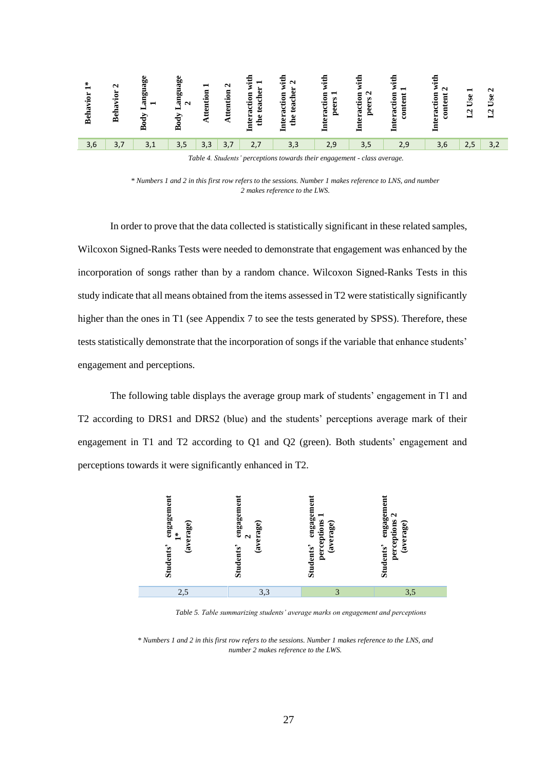| Behavior 1* | Behavior 2 | Body Language 1 | Body Language 2 | Attention 1 | Attention 2 | Interaction with the teacher 1 | Interaction with the teacher 2 | Interaction with peers 1 | Interaction with peers 2 | Interaction with content 1 | Interaction with content 2 | L2 Use 1 | L2 Use 2 |
|---|---|---|---|---|---|---|---|---|---|---|---|---|---|
| 3,6 | 3,7 | 3,1 | 3,5 | 3,3 | 3,7 | 2,7 | 3,3 | 2,9 | 3,5 | 2,9 | 3,6 | 2,5 | 3,2 |

*Table 4. Students' perceptions towards their engagement - class average.*

*\* Numbers 1 and 2 in this first row refers to the sessions. Number 1 makes reference to LNS, and number 2 makes reference to the LWS.*

In order to prove that the data collected is statistically significant in these related samples, Wilcoxon Signed-Ranks Tests were needed to demonstrate that engagement was enhanced by the incorporation of songs rather than by a random chance. Wilcoxon Signed-Ranks Tests in this study indicate that all means obtained from the items assessed in T2 were statistically significantly higher than the ones in T1 (see Appendix 7 to see the tests generated by SPSS). Therefore, these tests statistically demonstrate that the incorporation of songs if the variable that enhance students' engagement and perceptions.

The following table displays the average group mark of students' engagement in T1 and T2 according to DRS1 and DRS2 (blue) and the students' perceptions average mark of their engagement in T1 and T2 according to Q1 and Q2 (green). Both students' engagement and perceptions towards it were significantly enhanced in T2.

| Students' engagement 1* (average) | Students' engagement 2 (average) | Students' engagement perceptions 1 (average) | Students' engagement perceptions 2 (average) |
|---|---|---|---|
| 2,5 | 3,3 | 3 | 3,5 |

*Table 5. Table summarizing students' average marks on engagement and perceptions*

*\* Numbers 1 and 2 in this first row refers to the sessions. Number 1 makes reference to the LNS, and number 2 makes reference to the LWS.*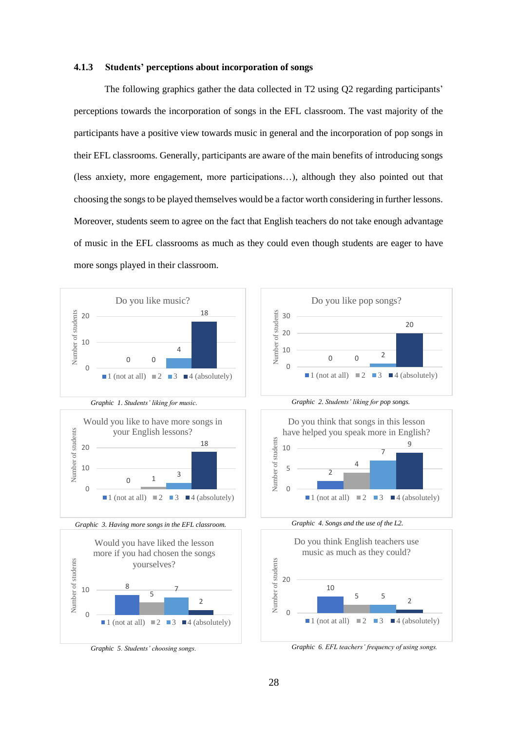### 4.1.3 Students' perceptions about incorporation of songs

The following graphics gather the data collected in T2 using Q2 regarding participants' perceptions towards the incorporation of songs in the EFL classroom. The vast majority of the participants have a positive view towards music in general and the incorporation of pop songs in their EFL classrooms. Generally, participants are aware of the main benefits of introducing songs (less anxiety, more engagement, more participations…), although they also pointed out that choosing the songs to be played themselves would be a factor worth considering in further lessons. Moreover, students seem to agree on the fact that English teachers do not take enough advantage of music in the EFL classrooms as much as they could even though students are eager to have more songs played in their classroom.

**Do you like music?**

| Response | Number of students |
|---|---|
| 1 (not at all) | 0 |
| 2 | 0 |
| 3 | 4 |
| 4 (absolutely) | 18 |

*Graphic 1. Students' liking for music.*

**Do you like pop songs?**

| Response | Number of students |
|---|---|
| 1 (not at all) | 0 |
| 2 | 0 |
| 3 | 2 |
| 4 (absolutely) | 20 |

*Graphic 2. Students' liking for pop songs.*

**Would you like to have more songs in your English lessons?**

| Response | Number of students |
|---|---|
| 1 (not at all) | 0 |
| 2 | 1 |
| 3 | 3 |
| 4 (absolutely) | 18 |

*Graphic 3. Having more songs in the EFL classroom.*

**Do you think that songs in this lesson have helped you speak more in English?**

| Response | Number of students |
|---|---|
| 1 (not at all) | 2 |
| 2 | 4 |
| 3 | 7 |
| 4 (absolutely) | 9 |

*Graphic 4. Songs and the use of the L2.*

**Would you have liked the lesson more if you had chosen the songs yourselves?**

| Response | Number of students |
|---|---|
| 1 (not at all) | 8 |
| 2 | 5 |
| 3 | 7 |
| 4 (absolutely) | 2 |

*Graphic 5. Students' choosing songs.*

**Do you think English teachers use music as much as they could?**

| Response | Number of students |
|---|---|
| 1 (not at all) | 10 |
| 2 | 5 |
| 3 | 5 |
| 4 (absolutely) | 2 |

*Graphic 6. EFL teachers' frequency of using songs.*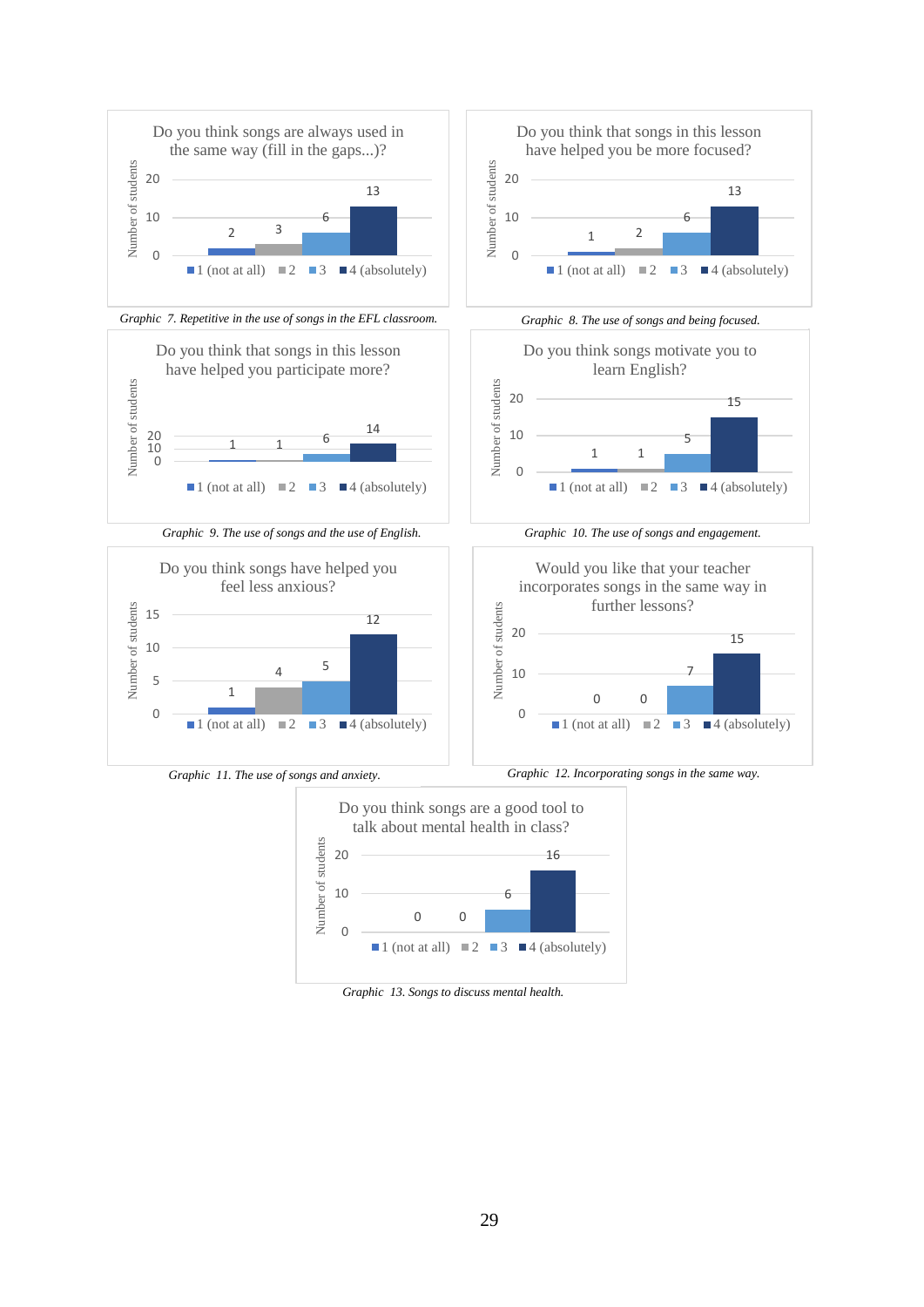**Do you think songs are always used in the same way (fill in the gaps...)?**

| Response | Number of students |
|---|---|
| 1 (not at all) | 2 |
| 2 | 3 |
| 3 | 6 |
| 4 (absolutely) | 13 |

*Graphic 7. Repetitive in the use of songs in the EFL classroom.*

**Do you think that songs in this lesson have helped you be more focused?**

| Response | Number of students |
|---|---|
| 1 (not at all) | 1 |
| 2 | 2 |
| 3 | 6 |
| 4 (absolutely) | 13 |

*Graphic 8. The use of songs and being focused.*

**Do you think that songs in this lesson have helped you participate more?**

| Response | Number of students |
|---|---|
| 1 (not at all) | 1 |
| 2 | 1 |
| 3 | 6 |
| 4 (absolutely) | 14 |

*Graphic 9. The use of songs and the use of English.*

**Do you think songs motivate you to learn English?**

| Response | Number of students |
|---|---|
| 1 (not at all) | 1 |
| 2 | 1 |
| 3 | 5 |
| 4 (absolutely) | 15 |

*Graphic 10. The use of songs and engagement.*

**Do you think songs have helped you feel less anxious?**

| Response | Number of students |
|---|---|
| 1 (not at all) | 1 |
| 2 | 4 |
| 3 | 5 |
| 4 (absolutely) | 12 |

*Graphic 11. The use of songs and anxiety.*

**Would you like that your teacher incorporates songs in the same way in further lessons?**

| Response | Number of students |
|---|---|
| 1 (not at all) | 0 |
| 2 | 0 |
| 3 | 7 |
| 4 (absolutely) | 15 |

*Graphic 12. Incorporating songs in the same way.*

**Do you think songs are a good tool to talk about mental health in class?**

| Response | Number of students |
|---|---|
| 1 (not at all) | 0 |
| 2 | 0 |
| 3 | 6 |
| 4 (absolutely) | 16 |

*Graphic 13. Songs to discuss mental health.*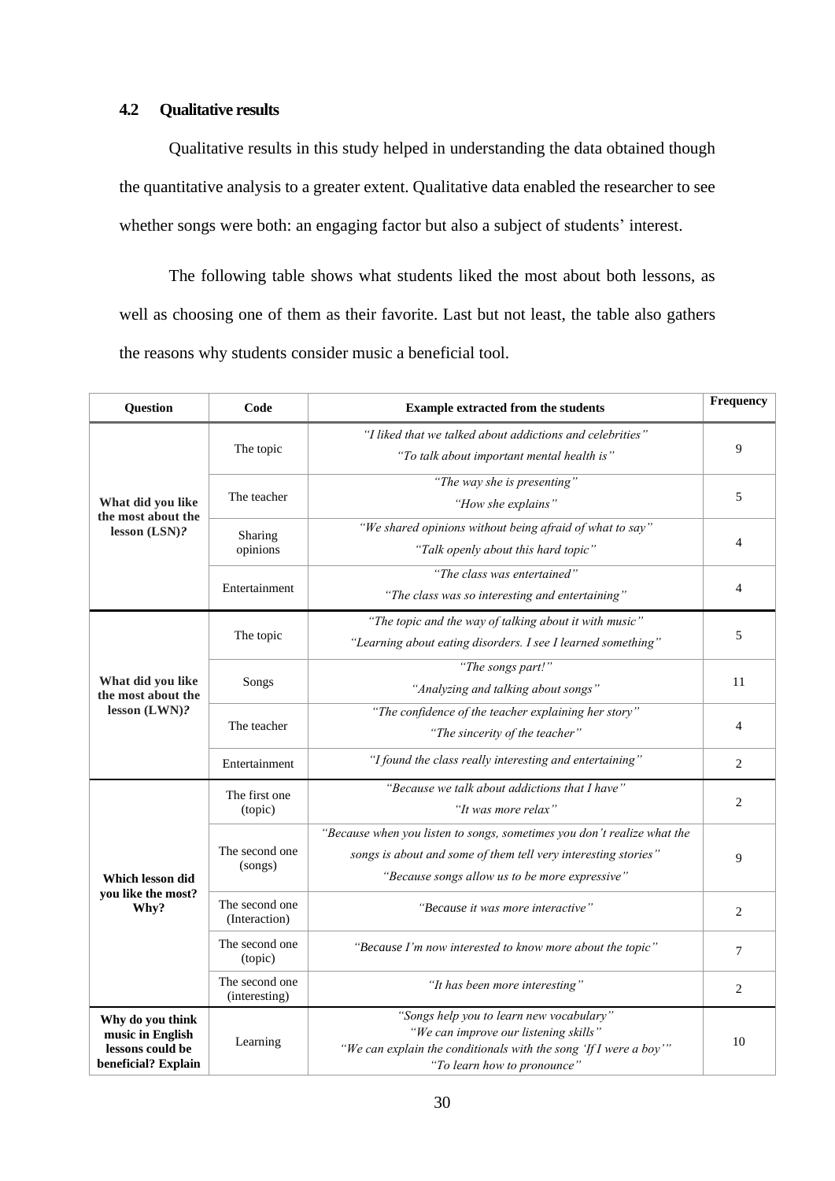### 4.2 Qualitative results

Qualitative results in this study helped in understanding the data obtained though the quantitative analysis to a greater extent. Qualitative data enabled the researcher to see whether songs were both: an engaging factor but also a subject of students' interest.

The following table shows what students liked the most about both lessons, as well as choosing one of them as their favorite. Last but not least, the table also gathers the reasons why students consider music a beneficial tool.

| Question | Code | Example extracted from the students | Frequency |
|---|---|---|---|
| What did you like the most about the lesson (LSN)? | The topic | *"I liked that we talked about addictions and celebrities"* *"To talk about important mental health is"* | 9 |
| | The teacher | *"The way she is presenting"* *"How she explains"* | 5 |
| | Sharing opinions | *"We shared opinions without being afraid of what to say"* *"Talk openly about this hard topic"* | 4 |
| | Entertainment | *"The class was entertained"* *"The class was so interesting and entertaining"* | 4 |
| What did you like the most about the lesson (LWN)? | The topic | *"The topic and the way of talking about it with music"* *"Learning about eating disorders. I see I learned something"* | 5 |
| | Songs | *"The songs part!"* *"Analyzing and talking about songs"* | 11 |
| | The teacher | *"The confidence of the teacher explaining her story"* *"The sincerity of the teacher"* | 4 |
| | Entertainment | *"I found the class really interesting and entertaining"* | 2 |
| Which lesson did you like the most? Why? | The first one (topic) | *"Because we talk about addictions that I have"* *"It was more relax"* | 2 |
| | The second one (songs) | *"Because when you listen to songs, sometimes you don't realize what the songs is about and some of them tell very interesting stories"* *"Because songs allow us to be more expressive"* | 9 |
| | The second one (Interaction) | *"Because it was more interactive"* | 2 |
| | The second one (topic) | *"Because I'm now interested to know more about the topic"* | 7 |
| | The second one (interesting) | *"It has been more interesting"* | 2 |
| Why do you think music in English lessons could be beneficial? Explain | Learning | *"Songs help you to learn new vocabulary"* *"We can improve our listening skills"* *"We can explain the conditionals with the song 'If I were a boy'"* *"To learn how to pronounce"* | 10 |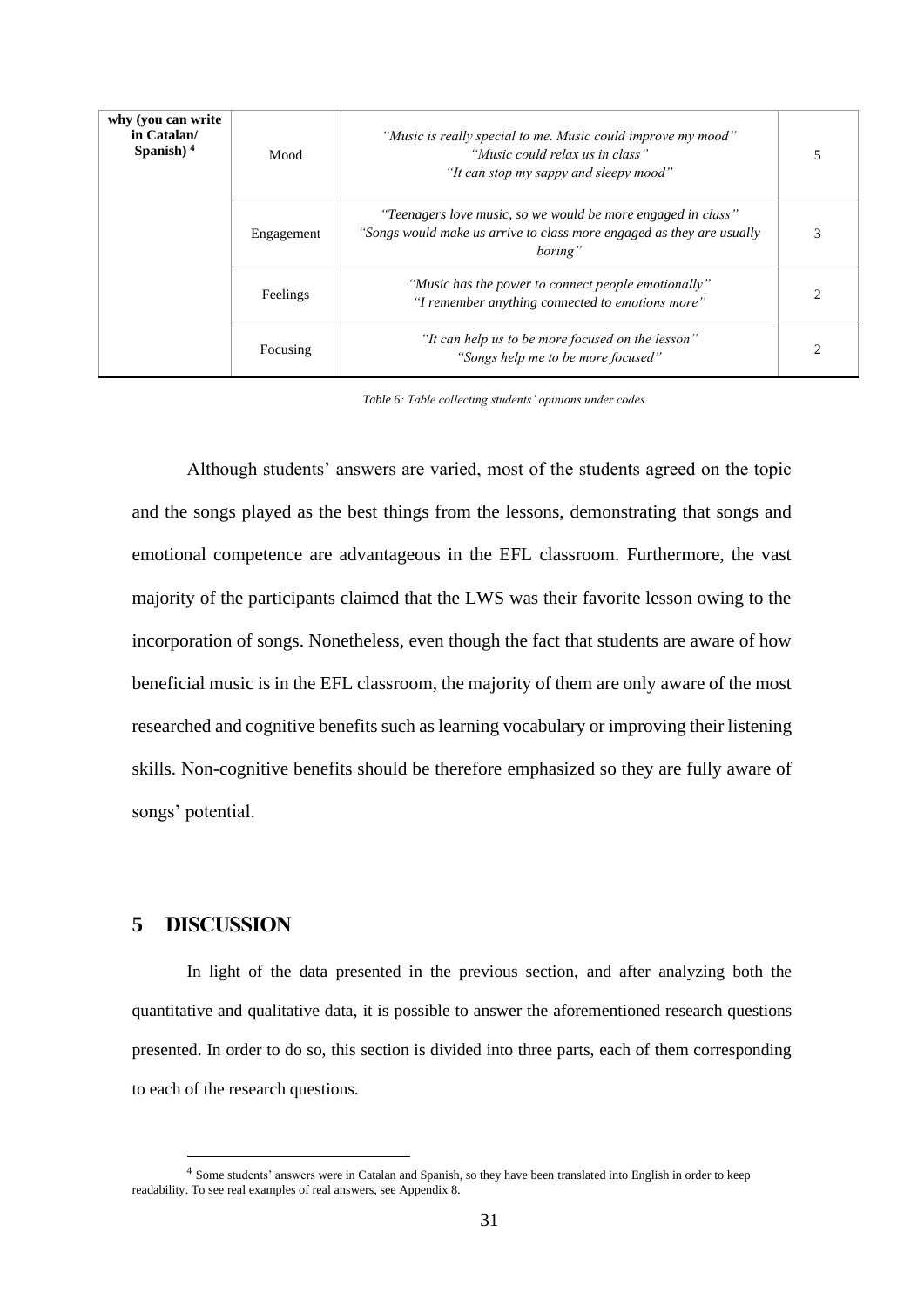| why (you can write in Catalan/ Spanish) [4] | Mood | *"Music is really special to me. Music could improve my mood"* *"Music could relax us in class"* *"It can stop my sappy and sleepy mood"* | 5 |
|---|---|---|---|
| | Engagement | *"Teenagers love music, so we would be more engaged in class"* *"Songs would make us arrive to class more engaged as they are usually boring"* | 3 |
| | Feelings | *"Music has the power to connect people emotionally"* *"I remember anything connected to emotions more"* | 2 |
| | Focusing | *"It can help us to be more focused on the lesson"* *"Songs help me to be more focused"* | 2 |

*Table 6: Table collecting students' opinions under codes.*

Although students' answers are varied, most of the students agreed on the topic and the songs played as the best things from the lessons, demonstrating that songs and emotional competence are advantageous in the EFL classroom. Furthermore, the vast majority of the participants claimed that the LWS was their favorite lesson owing to the incorporation of songs. Nonetheless, even though the fact that students are aware of how beneficial music is in the EFL classroom, the majority of them are only aware of the most researched and cognitive benefits such as learning vocabulary or improving their listening skills. Non-cognitive benefits should be therefore emphasized so they are fully aware of songs' potential.

## 5 DISCUSSION

In light of the data presented in the previous section, and after analyzing both the quantitative and qualitative data, it is possible to answer the aforementioned research questions presented. In order to do so, this section is divided into three parts, each of them corresponding to each of the research questions.

[4] Some students' answers were in Catalan and Spanish, so they have been translated into English in order to keep readability. To see real examples of real answers, see Appendix 8.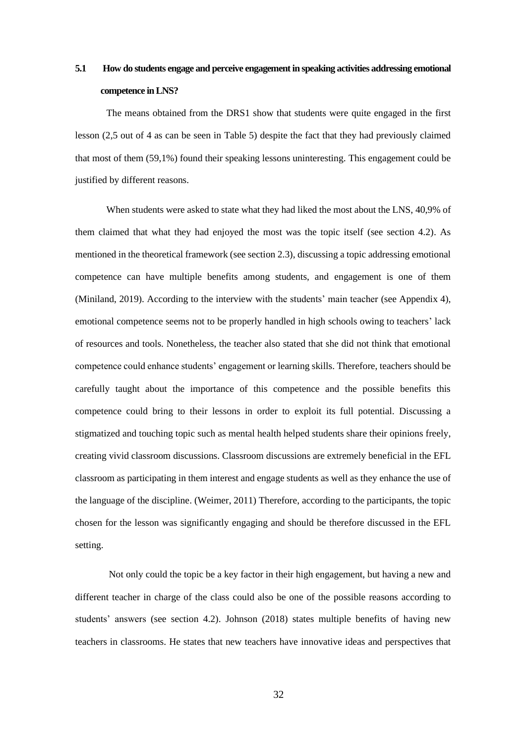## 5.1 How do students engage and perceive engagement in speaking activities addressing emotional competence in LNS?

The means obtained from the DRS1 show that students were quite engaged in the first lesson (2,5 out of 4 as can be seen in Table 5) despite the fact that they had previously claimed that most of them (59,1%) found their speaking lessons uninteresting. This engagement could be justified by different reasons.

When students were asked to state what they had liked the most about the LNS, 40,9% of them claimed that what they had enjoyed the most was the topic itself (see section 4.2). As mentioned in the theoretical framework (see section 2.3), discussing a topic addressing emotional competence can have multiple benefits among students, and engagement is one of them (Miniland, 2019). According to the interview with the students' main teacher (see Appendix 4), emotional competence seems not to be properly handled in high schools owing to teachers' lack of resources and tools. Nonetheless, the teacher also stated that she did not think that emotional competence could enhance students' engagement or learning skills. Therefore, teachers should be carefully taught about the importance of this competence and the possible benefits this competence could bring to their lessons in order to exploit its full potential. Discussing a stigmatized and touching topic such as mental health helped students share their opinions freely, creating vivid classroom discussions. Classroom discussions are extremely beneficial in the EFL classroom as participating in them interest and engage students as well as they enhance the use of the language of the discipline. (Weimer, 2011) Therefore, according to the participants, the topic chosen for the lesson was significantly engaging and should be therefore discussed in the EFL setting.

Not only could the topic be a key factor in their high engagement, but having a new and different teacher in charge of the class could also be one of the possible reasons according to students' answers (see section 4.2). Johnson (2018) states multiple benefits of having new teachers in classrooms. He states that new teachers have innovative ideas and perspectives that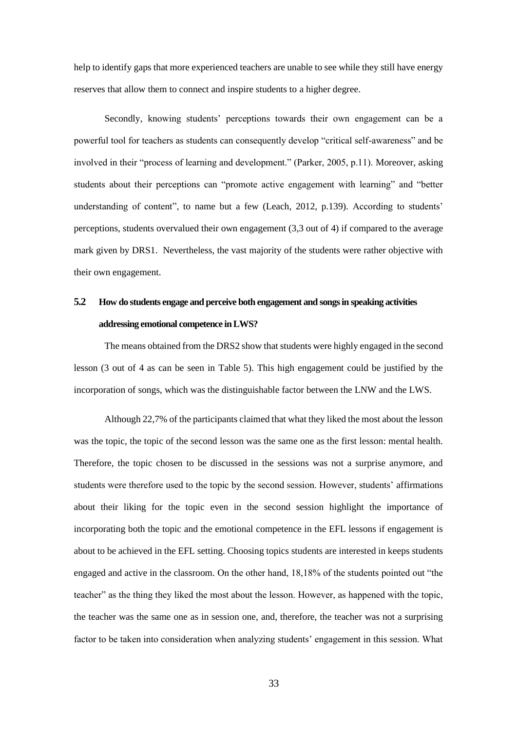help to identify gaps that more experienced teachers are unable to see while they still have energy reserves that allow them to connect and inspire students to a higher degree.

Secondly, knowing students' perceptions towards their own engagement can be a powerful tool for teachers as students can consequently develop "critical self-awareness" and be involved in their "process of learning and development." (Parker, 2005, p.11). Moreover, asking students about their perceptions can "promote active engagement with learning" and "better understanding of content", to name but a few (Leach, 2012, p.139). According to students' perceptions, students overvalued their own engagement (3,3 out of 4) if compared to the average mark given by DRS1. Nevertheless, the vast majority of the students were rather objective with their own engagement.

### 5.2 How do students engage and perceive both engagement and songs in speaking activities addressing emotional competence in LWS?

The means obtained from the DRS2 show that students were highly engaged in the second lesson (3 out of 4 as can be seen in Table 5). This high engagement could be justified by the incorporation of songs, which was the distinguishable factor between the LNW and the LWS.

Although 22,7% of the participants claimed that what they liked the most about the lesson was the topic, the topic of the second lesson was the same one as the first lesson: mental health. Therefore, the topic chosen to be discussed in the sessions was not a surprise anymore, and students were therefore used to the topic by the second session. However, students' affirmations about their liking for the topic even in the second session highlight the importance of incorporating both the topic and the emotional competence in the EFL lessons if engagement is about to be achieved in the EFL setting. Choosing topics students are interested in keeps students engaged and active in the classroom. On the other hand, 18,18% of the students pointed out "the teacher" as the thing they liked the most about the lesson. However, as happened with the topic, the teacher was the same one as in session one, and, therefore, the teacher was not a surprising factor to be taken into consideration when analyzing students' engagement in this session. What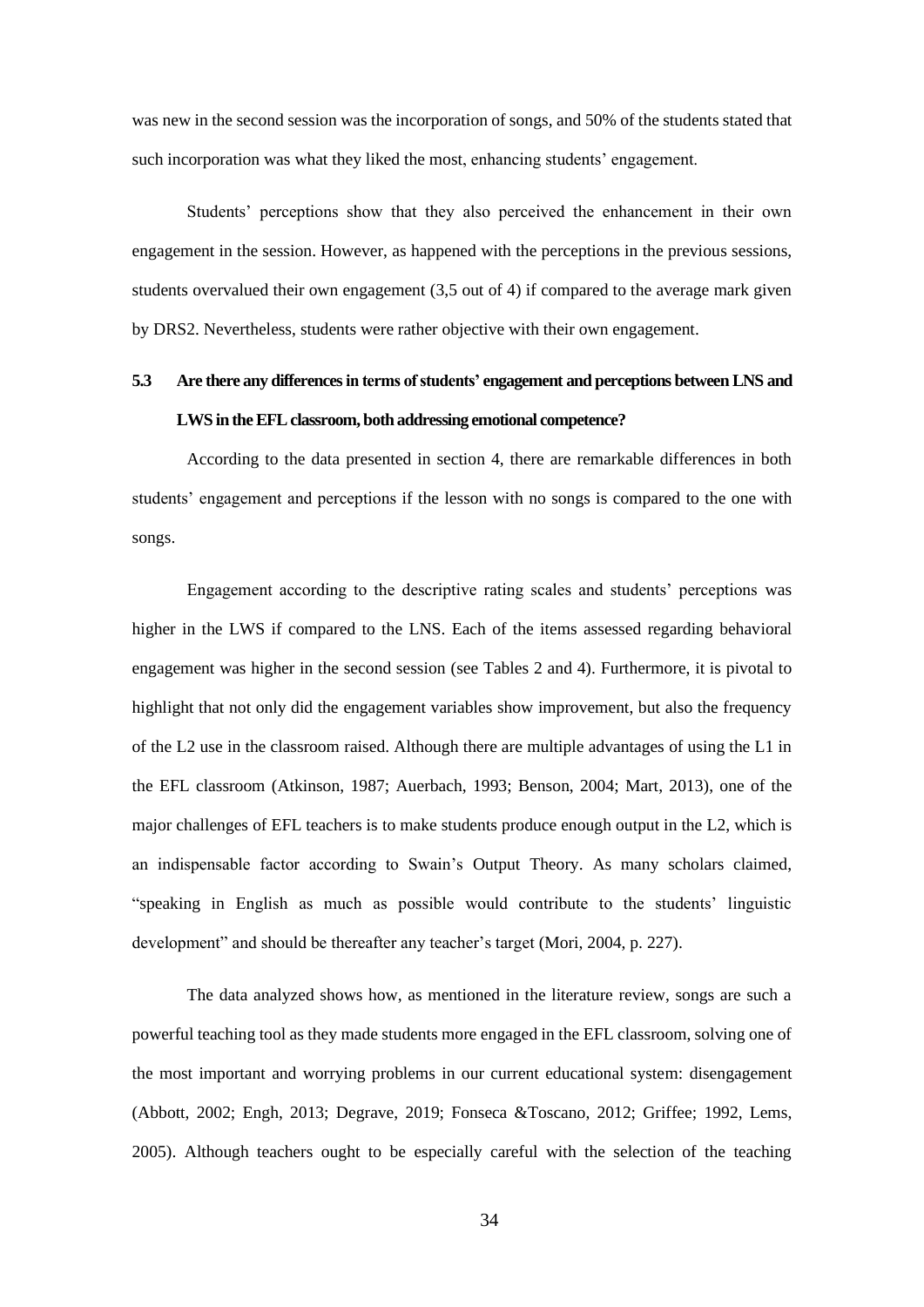was new in the second session was the incorporation of songs, and 50% of the students stated that such incorporation was what they liked the most, enhancing students' engagement.

Students' perceptions show that they also perceived the enhancement in their own engagement in the session. However, as happened with the perceptions in the previous sessions, students overvalued their own engagement (3,5 out of 4) if compared to the average mark given by DRS2. Nevertheless, students were rather objective with their own engagement.

## 5.3 Are there any differences in terms of students' engagement and perceptions between LNS and LWS in the EFL classroom, both addressing emotional competence?

According to the data presented in section 4, there are remarkable differences in both students' engagement and perceptions if the lesson with no songs is compared to the one with songs.

Engagement according to the descriptive rating scales and students' perceptions was higher in the LWS if compared to the LNS. Each of the items assessed regarding behavioral engagement was higher in the second session (see Tables 2 and 4). Furthermore, it is pivotal to highlight that not only did the engagement variables show improvement, but also the frequency of the L2 use in the classroom raised. Although there are multiple advantages of using the L1 in the EFL classroom (Atkinson, 1987; Auerbach, 1993; Benson, 2004; Mart, 2013), one of the major challenges of EFL teachers is to make students produce enough output in the L2, which is an indispensable factor according to Swain's Output Theory. As many scholars claimed, "speaking in English as much as possible would contribute to the students' linguistic development" and should be thereafter any teacher's target (Mori, 2004, p. 227).

The data analyzed shows how, as mentioned in the literature review, songs are such a powerful teaching tool as they made students more engaged in the EFL classroom, solving one of the most important and worrying problems in our current educational system: disengagement (Abbott, 2002; Engh, 2013; Degrave, 2019; Fonseca &Toscano, 2012; Griffee; 1992, Lems, 2005). Although teachers ought to be especially careful with the selection of the teaching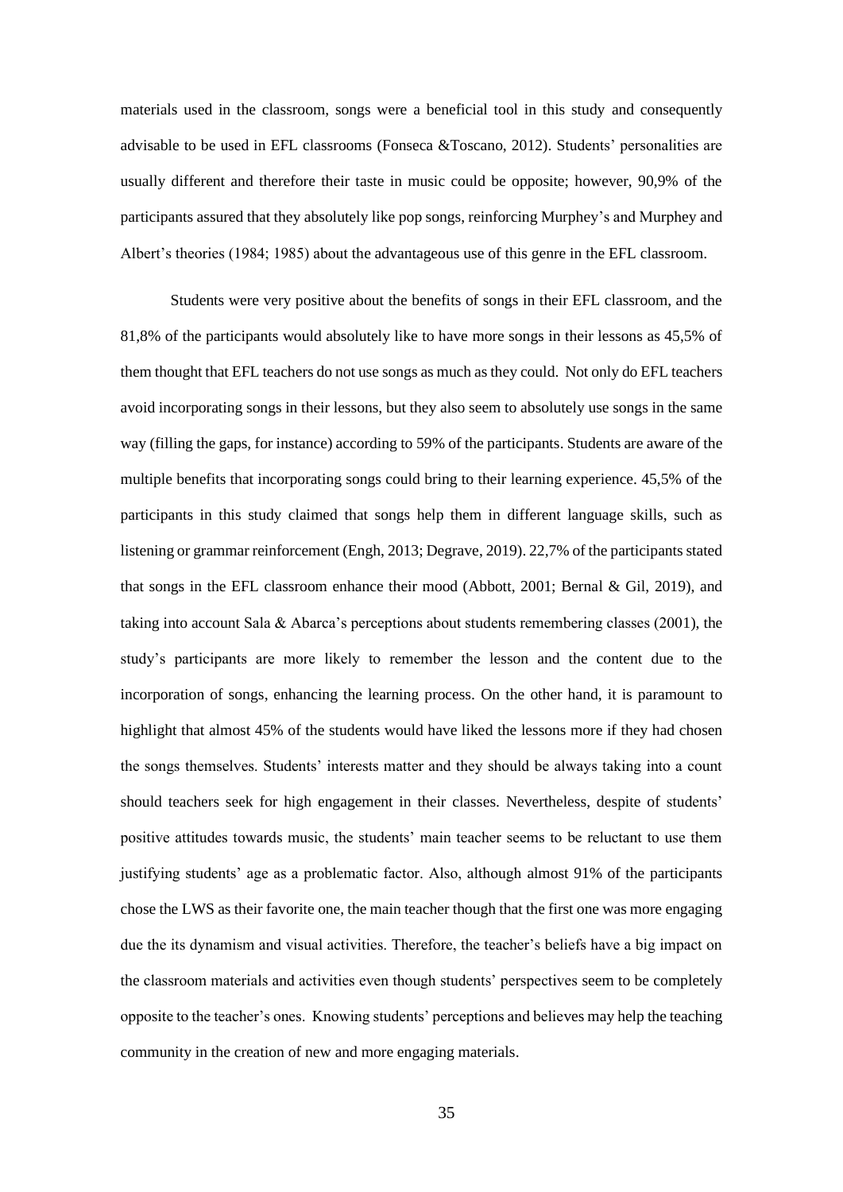materials used in the classroom, songs were a beneficial tool in this study and consequently advisable to be used in EFL classrooms (Fonseca &Toscano, 2012). Students' personalities are usually different and therefore their taste in music could be opposite; however, 90,9% of the participants assured that they absolutely like pop songs, reinforcing Murphey's and Murphey and Albert's theories (1984; 1985) about the advantageous use of this genre in the EFL classroom.

Students were very positive about the benefits of songs in their EFL classroom, and the 81,8% of the participants would absolutely like to have more songs in their lessons as 45,5% of them thought that EFL teachers do not use songs as much as they could. Not only do EFL teachers avoid incorporating songs in their lessons, but they also seem to absolutely use songs in the same way (filling the gaps, for instance) according to 59% of the participants. Students are aware of the multiple benefits that incorporating songs could bring to their learning experience. 45,5% of the participants in this study claimed that songs help them in different language skills, such as listening or grammar reinforcement (Engh, 2013; Degrave, 2019). 22,7% of the participants stated that songs in the EFL classroom enhance their mood (Abbott, 2001; Bernal & Gil, 2019), and taking into account Sala & Abarca's perceptions about students remembering classes (2001), the study's participants are more likely to remember the lesson and the content due to the incorporation of songs, enhancing the learning process. On the other hand, it is paramount to highlight that almost 45% of the students would have liked the lessons more if they had chosen the songs themselves. Students' interests matter and they should be always taking into a count should teachers seek for high engagement in their classes. Nevertheless, despite of students' positive attitudes towards music, the students' main teacher seems to be reluctant to use them justifying students' age as a problematic factor. Also, although almost 91% of the participants chose the LWS as their favorite one, the main teacher though that the first one was more engaging due the its dynamism and visual activities. Therefore, the teacher's beliefs have a big impact on the classroom materials and activities even though students' perspectives seem to be completely opposite to the teacher's ones. Knowing students' perceptions and believes may help the teaching community in the creation of new and more engaging materials.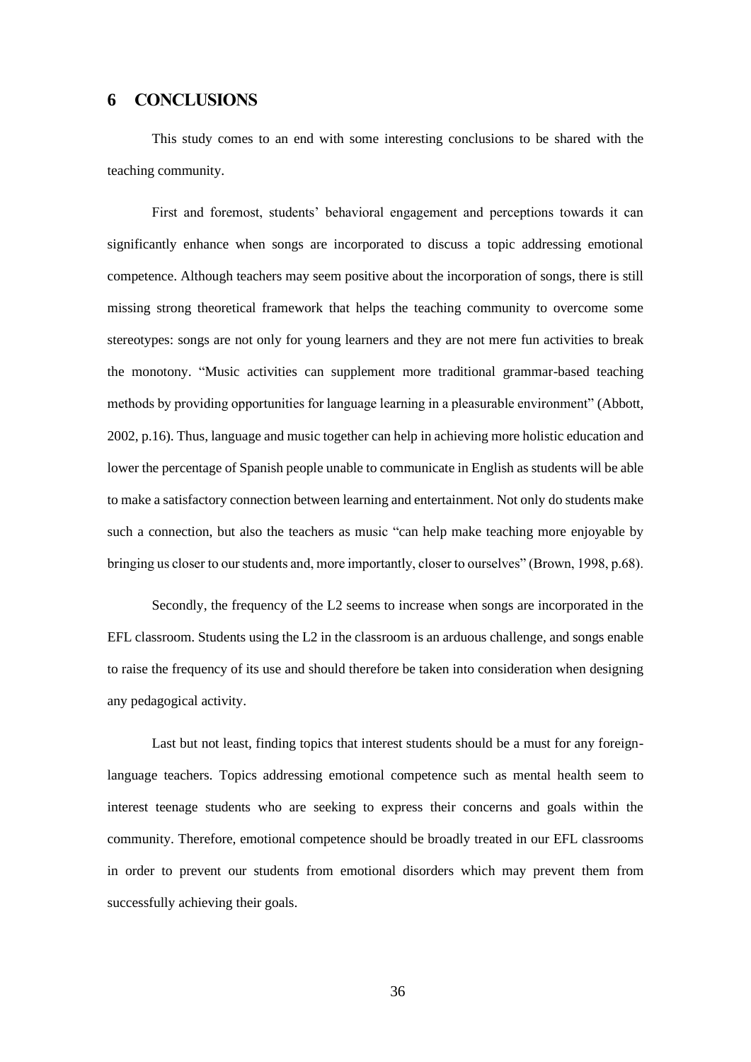# 6 CONCLUSIONS

This study comes to an end with some interesting conclusions to be shared with the teaching community.

First and foremost, students' behavioral engagement and perceptions towards it can significantly enhance when songs are incorporated to discuss a topic addressing emotional competence. Although teachers may seem positive about the incorporation of songs, there is still missing strong theoretical framework that helps the teaching community to overcome some stereotypes: songs are not only for young learners and they are not mere fun activities to break the monotony. "Music activities can supplement more traditional grammar-based teaching methods by providing opportunities for language learning in a pleasurable environment" (Abbott, 2002, p.16). Thus, language and music together can help in achieving more holistic education and lower the percentage of Spanish people unable to communicate in English as students will be able to make a satisfactory connection between learning and entertainment. Not only do students make such a connection, but also the teachers as music "can help make teaching more enjoyable by bringing us closer to our students and, more importantly, closer to ourselves" (Brown, 1998, p.68).

Secondly, the frequency of the L2 seems to increase when songs are incorporated in the EFL classroom. Students using the L2 in the classroom is an arduous challenge, and songs enable to raise the frequency of its use and should therefore be taken into consideration when designing any pedagogical activity.

Last but not least, finding topics that interest students should be a must for any foreign-language teachers. Topics addressing emotional competence such as mental health seem to interest teenage students who are seeking to express their concerns and goals within the community. Therefore, emotional competence should be broadly treated in our EFL classrooms in order to prevent our students from emotional disorders which may prevent them from successfully achieving their goals.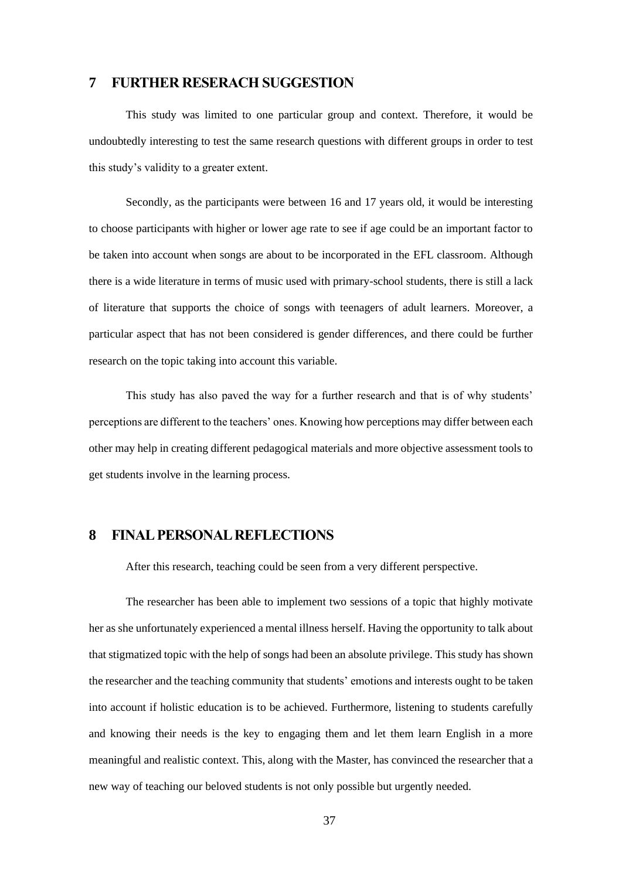# 7 FURTHER RESERACH SUGGESTION

This study was limited to one particular group and context. Therefore, it would be undoubtedly interesting to test the same research questions with different groups in order to test this study's validity to a greater extent.

Secondly, as the participants were between 16 and 17 years old, it would be interesting to choose participants with higher or lower age rate to see if age could be an important factor to be taken into account when songs are about to be incorporated in the EFL classroom. Although there is a wide literature in terms of music used with primary-school students, there is still a lack of literature that supports the choice of songs with teenagers of adult learners. Moreover, a particular aspect that has not been considered is gender differences, and there could be further research on the topic taking into account this variable.

This study has also paved the way for a further research and that is of why students' perceptions are different to the teachers' ones. Knowing how perceptions may differ between each other may help in creating different pedagogical materials and more objective assessment tools to get students involve in the learning process.

# 8 FINAL PERSONAL REFLECTIONS

After this research, teaching could be seen from a very different perspective.

The researcher has been able to implement two sessions of a topic that highly motivate her as she unfortunately experienced a mental illness herself. Having the opportunity to talk about that stigmatized topic with the help of songs had been an absolute privilege. This study has shown the researcher and the teaching community that students' emotions and interests ought to be taken into account if holistic education is to be achieved. Furthermore, listening to students carefully and knowing their needs is the key to engaging them and let them learn English in a more meaningful and realistic context. This, along with the Master, has convinced the researcher that a new way of teaching our beloved students is not only possible but urgently needed.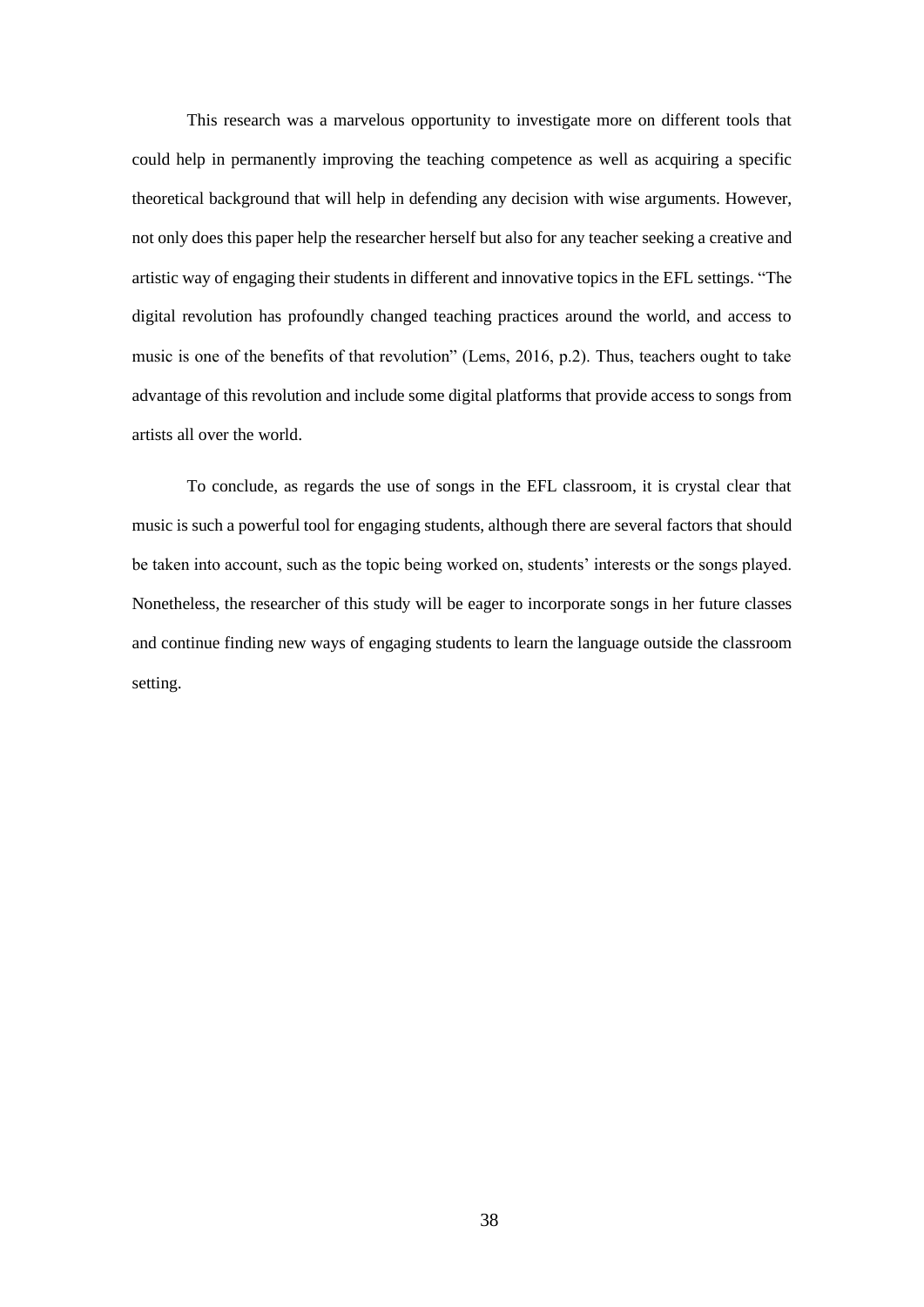This research was a marvelous opportunity to investigate more on different tools that could help in permanently improving the teaching competence as well as acquiring a specific theoretical background that will help in defending any decision with wise arguments. However, not only does this paper help the researcher herself but also for any teacher seeking a creative and artistic way of engaging their students in different and innovative topics in the EFL settings. "The digital revolution has profoundly changed teaching practices around the world, and access to music is one of the benefits of that revolution" (Lems, 2016, p.2). Thus, teachers ought to take advantage of this revolution and include some digital platforms that provide access to songs from artists all over the world.

To conclude, as regards the use of songs in the EFL classroom, it is crystal clear that music is such a powerful tool for engaging students, although there are several factors that should be taken into account, such as the topic being worked on, students' interests or the songs played. Nonetheless, the researcher of this study will be eager to incorporate songs in her future classes and continue finding new ways of engaging students to learn the language outside the classroom setting.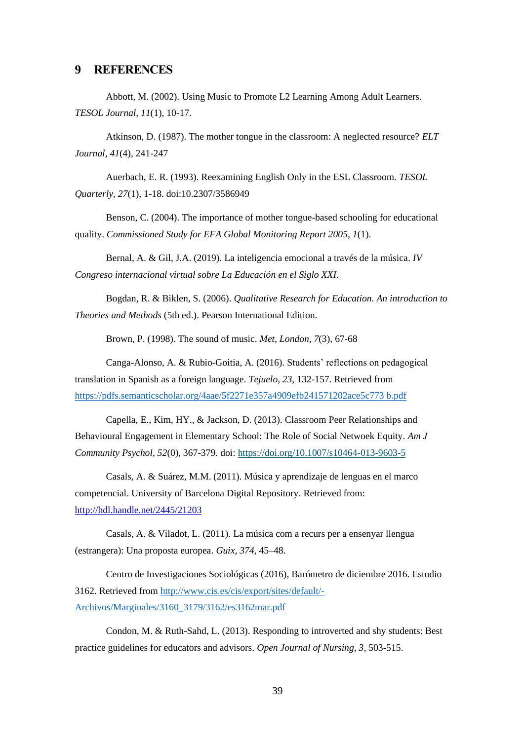# 9 REFERENCES

Abbott, M. (2002). Using Music to Promote L2 Learning Among Adult Learners. *TESOL Journal*, *11*(1), 10-17.

Atkinson, D. (1987). The mother tongue in the classroom: A neglected resource? *ELT Journal*, *41*(4), 241-247

Auerbach, E. R. (1993). Reexamining English Only in the ESL Classroom. *TESOL Quarterly*, *27*(1), 1-18. doi:10.2307/3586949

Benson, C. (2004). The importance of mother tongue-based schooling for educational quality. *Commissioned Study for EFA Global Monitoring Report 2005, 1*(1).

Bernal, A. & Gil, J.A. (2019). La inteligencia emocional a través de la música. *IV Congreso internacional virtual sobre La Educación en el Siglo XXI.*

Bogdan, R. & Biklen, S. (2006). *Qualitative Research for Education. An introduction to Theories and Methods* (5th ed.). Pearson International Edition.

Brown, P. (1998). The sound of music. *Met, London*, *7*(3), 67-68

Canga-Alonso, A. & Rubio-Goitia, A. (2016). Students' reflections on pedagogical translation in Spanish as a foreign language. *Tejuelo, 23*, 132-157. Retrieved from https://pdfs.semanticscholar.org/4aae/5f2271e357a4909efb241571202ace5c773 b.pdf

Capella, E., Kim, HY., & Jackson, D. (2013). Classroom Peer Relationships and Behavioural Engagement in Elementary School: The Role of Social Netwoek Equity. *Am J Community Psychol*, *52*(0), 367-379. doi: https://doi.org/10.1007/s10464-013-9603-5

Casals, A. & Suárez, M.M. (2011). Música y aprendizaje de lenguas en el marco competencial. University of Barcelona Digital Repository. Retrieved from: http://hdl.handle.net/2445/21203

Casals, A. & Viladot, L. (2011). La música com a recurs per a ensenyar llengua (estrangera): Una proposta europea. *Guix, 374*, 45–48.

Centro de Investigaciones Sociológicas (2016), Barómetro de diciembre 2016. Estudio 3162. Retrieved from http://www.cis.es/cis/export/sites/default/-Archivos/Marginales/3160_3179/3162/es3162mar.pdf

Condon, M. & Ruth-Sahd, L. (2013). Responding to introverted and shy students: Best practice guidelines for educators and advisors. *Open Journal of Nursing, 3*, 503-515.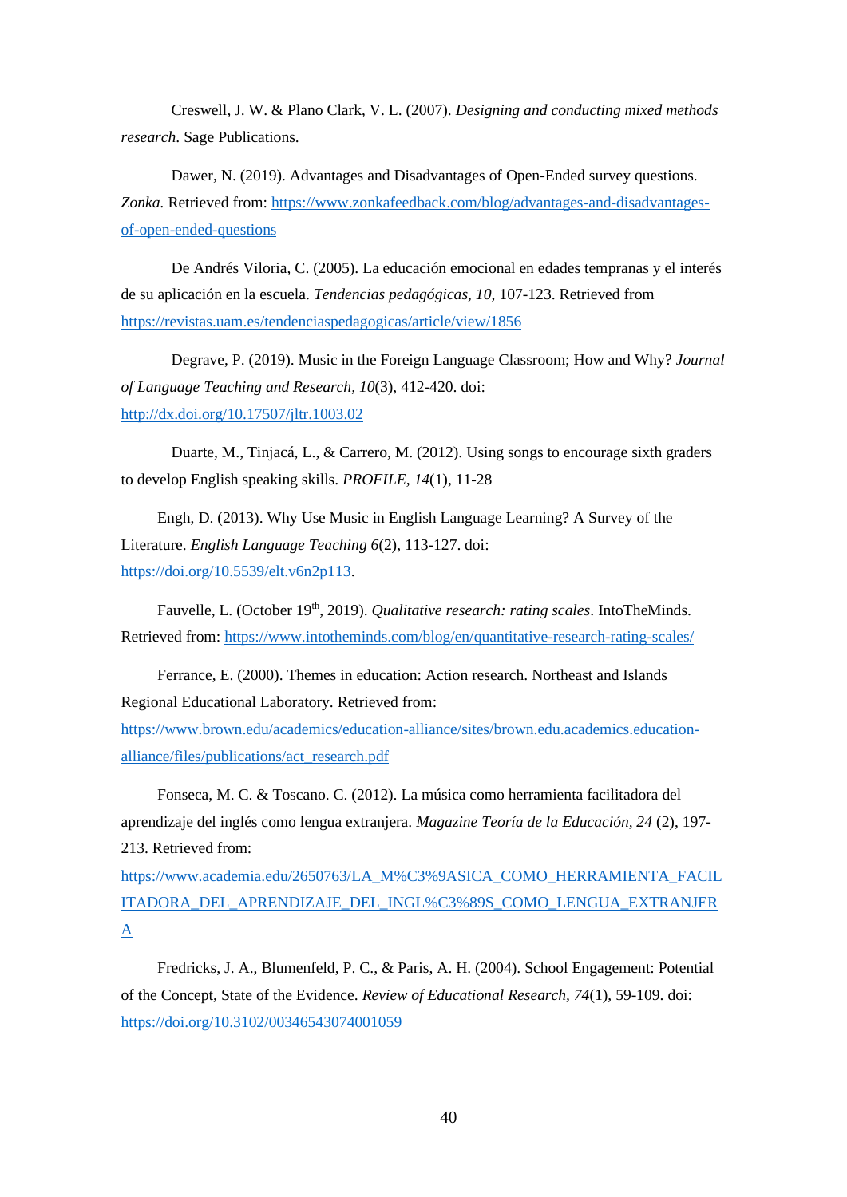Creswell, J. W. & Plano Clark, V. L. (2007). *Designing and conducting mixed methods research*. Sage Publications.

Dawer, N. (2019). Advantages and Disadvantages of Open-Ended survey questions. *Zonka.* Retrieved from: https://www.zonkafeedback.com/blog/advantages-and-disadvantages-of-open-ended-questions

De Andrés Viloria, C. (2005). La educación emocional en edades tempranas y el interés de su aplicación en la escuela. *Tendencias pedagógicas, 10*, 107-123. Retrieved from https://revistas.uam.es/tendenciaspedagogicas/article/view/1856

Degrave, P. (2019). Music in the Foreign Language Classroom; How and Why? *Journal of Language Teaching and Research, 10*(3), 412-420. doi: http://dx.doi.org/10.17507/jltr.1003.02

Duarte, M., Tinjacá, L., & Carrero, M. (2012). Using songs to encourage sixth graders to develop English speaking skills. *PROFILE, 14*(1), 11-28

Engh, D. (2013). Why Use Music in English Language Learning? A Survey of the Literature. *English Language Teaching 6*(2), 113-127. doi: https://doi.org/10.5539/elt.v6n2p113.

Fauvelle, L. (October 19th, 2019). *Qualitative research: rating scales*. IntoTheMinds. Retrieved from: https://www.intotheminds.com/blog/en/quantitative-research-rating-scales/

Ferrance, E. (2000). Themes in education: Action research. Northeast and Islands Regional Educational Laboratory. Retrieved from: https://www.brown.edu/academics/education-alliance/sites/brown.edu.academics.education-alliance/files/publications/act_research.pdf

Fonseca, M. C. & Toscano. C. (2012). La música como herramienta facilitadora del aprendizaje del inglés como lengua extranjera. *Magazine Teoría de la Educación, 24* (2), 197-213. Retrieved from: https://www.academia.edu/2650763/LA_M%C3%89ASICA_COMO_HERRAMIENTA_FACILITADORA_DEL_APRENDIZAJE_DEL_INGL%C3%89S_COMO_LENGUA_EXTRANJERA

Fredricks, J. A., Blumenfeld, P. C., & Paris, A. H. (2004). School Engagement: Potential of the Concept, State of the Evidence. *Review of Educational Research, 74*(1), 59-109. doi: https://doi.org/10.3102/00346543074001059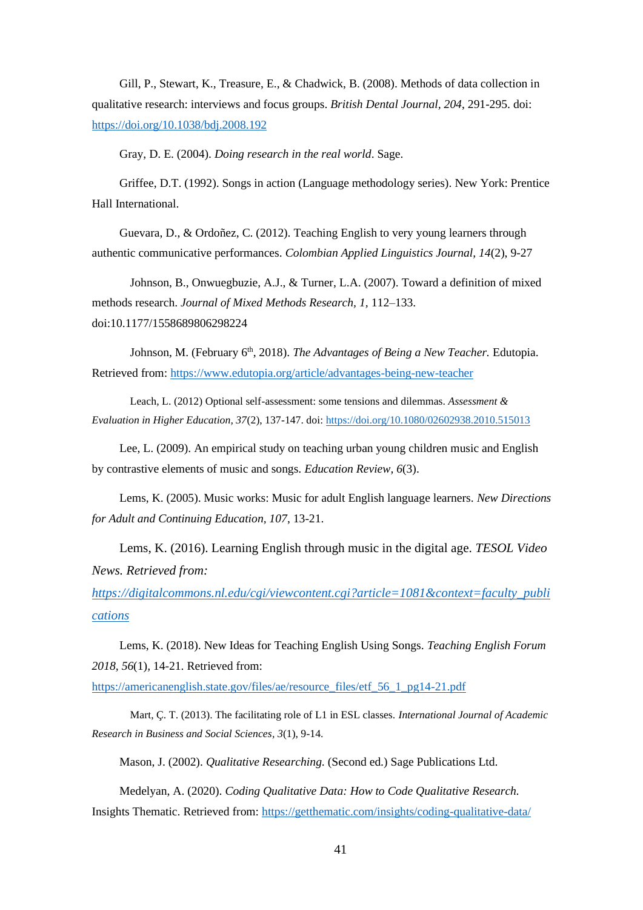Gill, P., Stewart, K., Treasure, E., & Chadwick, B. (2008). Methods of data collection in qualitative research: interviews and focus groups. *British Dental Journal*, *204*, 291-295. doi: https://doi.org/10.1038/bdj.2008.192

Gray, D. E. (2004). *Doing research in the real world*. Sage.

Griffee, D.T. (1992). Songs in action (Language methodology series). New York: Prentice Hall International.

Guevara, D., & Ordoñez, C. (2012). Teaching English to very young learners through authentic communicative performances. *Colombian Applied Linguistics Journal*, *14*(2), 9-27

Johnson, B., Onwuegbuzie, A.J., & Turner, L.A. (2007). Toward a definition of mixed methods research. *Journal of Mixed Methods Research*, *1*, 112–133. doi:10.1177/1558689806298224

Johnson, M. (February 6th, 2018). *The Advantages of Being a New Teacher.* Edutopia. Retrieved from: https://www.edutopia.org/article/advantages-being-new-teacher

Leach, L. (2012) Optional self-assessment: some tensions and dilemmas. *Assessment & Evaluation in Higher Education, 37*(2), 137-147. doi: https://doi.org/10.1080/02602938.2010.515013

Lee, L. (2009). An empirical study on teaching urban young children music and English by contrastive elements of music and songs. *Education Review*, *6*(3).

Lems, K. (2005). Music works: Music for adult English language learners. *New Directions for Adult and Continuing Education*, *107*, 13-21.

Lems, K. (2016). Learning English through music in the digital age. *TESOL Video News. Retrieved from: https://digitalcommons.nl.edu/cgi/viewcontent.cgi?article=1081&context=faculty_publications*

Lems, K. (2018). New Ideas for Teaching English Using Songs. *Teaching English Forum 2018*, *56*(1), 14-21. Retrieved from: https://americanenglish.state.gov/files/ae/resource_files/etf_56_1_pg14-21.pdf

Mart, Ç. T. (2013). The facilitating role of L1 in ESL classes. *International Journal of Academic Research in Business and Social Sciences*, *3*(1), 9-14.

Mason, J. (2002). *Qualitative Researching.* (Second ed.) Sage Publications Ltd.

Medelyan, A. (2020). *Coding Qualitative Data: How to Code Qualitative Research.* Insights Thematic. Retrieved from: https://getthematic.com/insights/coding-qualitative-data/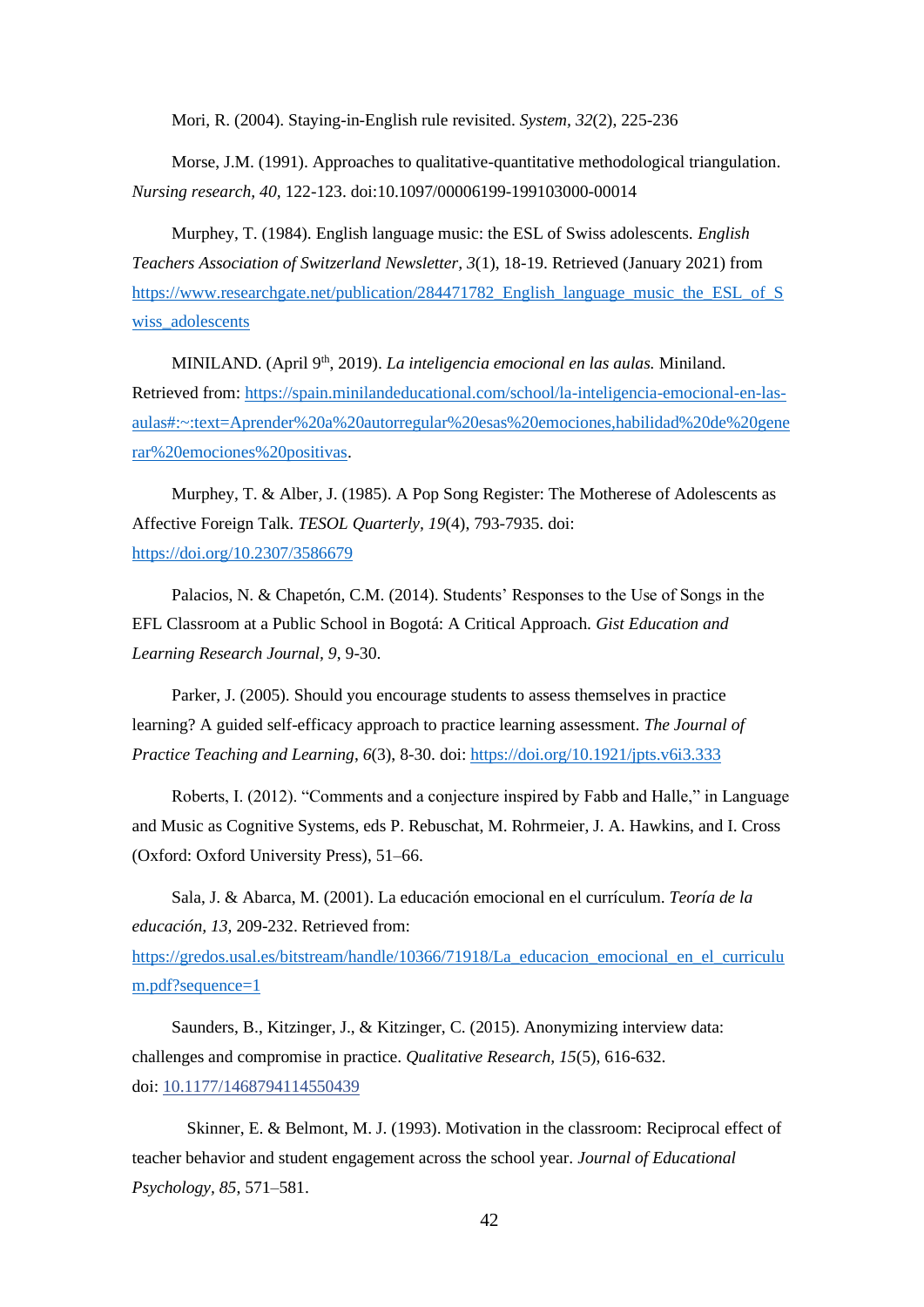Mori, R. (2004). Staying-in-English rule revisited. *System, 32*(2), 225-236

Morse, J.M. (1991). Approaches to qualitative-quantitative methodological triangulation. *Nursing research, 40*, 122-123. doi:10.1097/00006199-199103000-00014

Murphey, T. (1984). English language music: the ESL of Swiss adolescents. *English Teachers Association of Switzerland Newsletter, 3*(1), 18-19. Retrieved (January 2021) from https://www.researchgate.net/publication/284471782_English_language_music_the_ESL_of_Swiss_adolescents

MINILAND. (April 9th, 2019). *La inteligencia emocional en las aulas.* Miniland. Retrieved from: https://spain.minilandeducational.com/school/la-inteligencia-emocional-en-las-aulas#:~:text=Aprender%20a%20autorregular%20esas%20emociones,habilidad%20de%20generar%20emociones%20positivas.

Murphey, T. & Alber, J. (1985). A Pop Song Register: The Motherese of Adolescents as Affective Foreign Talk. *TESOL Quarterly, 19*(4), 793-7935. doi: https://doi.org/10.2307/3586679

Palacios, N. & Chapetón, C.M. (2014). Students' Responses to the Use of Songs in the EFL Classroom at a Public School in Bogotá: A Critical Approach. *Gist Education and Learning Research Journal, 9*, 9-30.

Parker, J. (2005). Should you encourage students to assess themselves in practice learning? A guided self-efficacy approach to practice learning assessment. *The Journal of Practice Teaching and Learning*, *6*(3), 8-30. doi: https://doi.org/10.1921/jpts.v6i3.333

Roberts, I. (2012). "Comments and a conjecture inspired by Fabb and Halle," in Language and Music as Cognitive Systems, eds P. Rebuschat, M. Rohrmeier, J. A. Hawkins, and I. Cross (Oxford: Oxford University Press), 51–66.

Sala, J. & Abarca, M. (2001). La educación emocional en el currículum. *Teoría de la educación, 13,* 209-232. Retrieved from: https://gredos.usal.es/bitstream/handle/10366/71918/La_educacion_emocional_en_el_curriculum.pdf?sequence=1

Saunders, B., Kitzinger, J., & Kitzinger, C. (2015). Anonymizing interview data: challenges and compromise in practice. *Qualitative Research*, *15*(5), 616-632. doi: 10.1177/1468794114550439

Skinner, E. & Belmont, M. J. (1993). Motivation in the classroom: Reciprocal effect of teacher behavior and student engagement across the school year. *Journal of Educational Psychology, 85,* 571–581.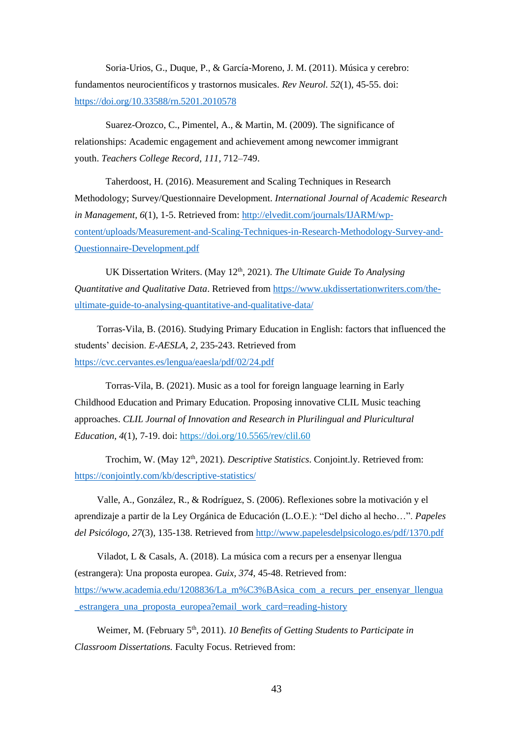Soria-Urios, G., Duque, P., & García-Moreno, J. M. (2011). Música y cerebro: fundamentos neurocientíficos y trastornos musicales. *Rev Neurol. 52*(1), 45-55. doi: https://doi.org/10.33588/rn.5201.2010578

Suarez-Orozco, C., Pimentel, A., & Martin, M. (2009). The significance of relationships: Academic engagement and achievement among newcomer immigrant youth. *Teachers College Record, 111*, 712–749.

Taherdoost, H. (2016). Measurement and Scaling Techniques in Research Methodology; Survey/Questionnaire Development. *International Journal of Academic Research in Management, 6*(1), 1-5. Retrieved from: http://elvedit.com/journals/IJARM/wp-content/uploads/Measurement-and-Scaling-Techniques-in-Research-Methodology-Survey-and-Questionnaire-Development.pdf

UK Dissertation Writers. (May 12th, 2021). *The Ultimate Guide To Analysing Quantitative and Qualitative Data*. Retrieved from https://www.ukdissertationwriters.com/the-ultimate-guide-to-analysing-quantitative-and-qualitative-data/

Torras-Vila, B. (2016). Studying Primary Education in English: factors that influenced the students' decision. *E-AESLA, 2*, 235-243. Retrieved from https://cvc.cervantes.es/lengua/eaesla/pdf/02/24.pdf

Torras-Vila, B. (2021). Music as a tool for foreign language learning in Early Childhood Education and Primary Education. Proposing innovative CLIL Music teaching approaches. *CLIL Journal of Innovation and Research in Plurilingual and Pluricultural Education, 4*(1), 7-19. doi: https://doi.org/10.5565/rev/clil.60

Trochim, W. (May 12th, 2021). *Descriptive Statistics*. Conjoint.ly. Retrieved from: https://conjointly.com/kb/descriptive-statistics/

Valle, A., González, R., & Rodríguez, S. (2006). Reflexiones sobre la motivación y el aprendizaje a partir de la Ley Orgánica de Educación (L.O.E.): "Del dicho al hecho…". *Papeles del Psicólogo, 27*(3), 135-138. Retrieved from http://www.papelesdelpsicologo.es/pdf/1370.pdf

Viladot, L & Casals, A. (2018). La música com a recurs per a ensenyar llengua (estrangera): Una proposta europea. *Guix, 374*, 45-48. Retrieved from: https://www.academia.edu/1208836/La_m%C3%BAsica_com_a_recurs_per_ensenyar_llengua_estrangera_una_proposta_europea?email_work_card=reading-history

Weimer, M. (February 5th, 2011). *10 Benefits of Getting Students to Participate in Classroom Dissertations.* Faculty Focus. Retrieved from: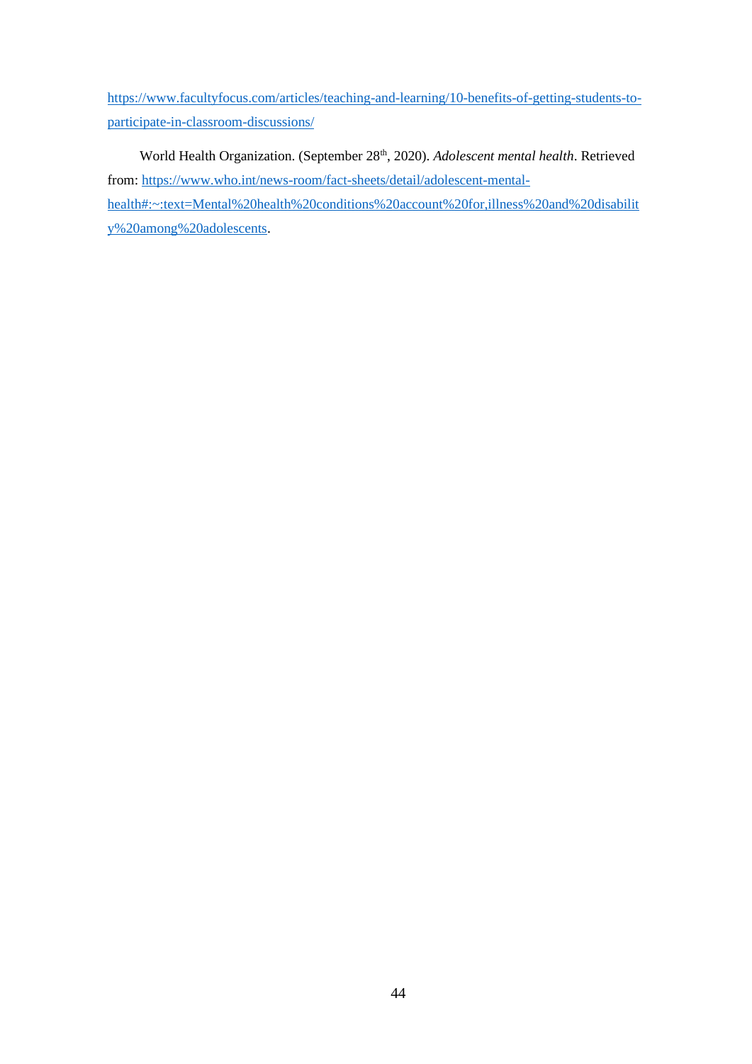https://www.facultyfocus.com/articles/teaching-and-learning/10-benefits-of-getting-students-to-participate-in-classroom-discussions/

World Health Organization. (September 28th, 2020). *Adolescent mental health*. Retrieved from: https://www.who.int/news-room/fact-sheets/detail/adolescent-mental-health#:~:text=Mental%20health%20conditions%20account%20for,illness%20and%20disability%20among%20adolescents.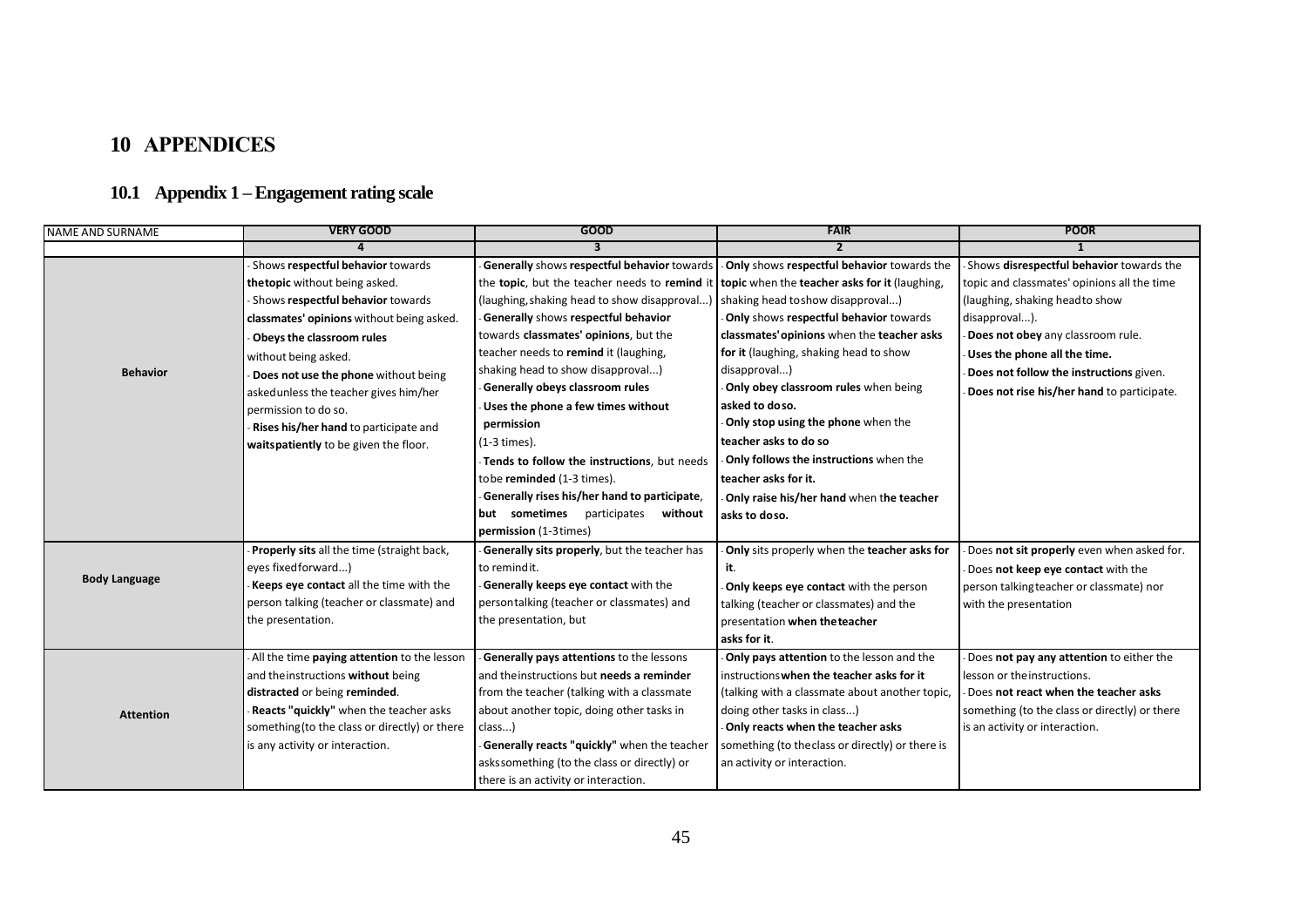# 10 APPENDICES

## 10.1 Appendix 1 – Engagement rating scale

| NAME AND SURNAME | VERY GOOD | GOOD | FAIR | POOR |
|---|---|---|---|---|
| | 4 | 3 | 2 | 1 |
| **Behavior** | - Shows **respectful behavior** towards **thetopic** without being asked.<br>- Shows **respectful behavior** towards **classmates' opinions** without being asked.<br>- **Obeys the classroom rules** without being asked.<br>- **Does not use the phone** without being askedunless the teacher gives him/her permission to do so.<br>- **Rises his/her hand** to participate and **waitspatiently** to be given the floor. | - **Generally** shows **respectful behavior** towards the **topic**, but the teacher needs to **remind** it (laughing,shaking head to show disapproval...)<br>- **Generally** shows **respectful behavior** towards **classmates' opinions**, but the teacher needs to **remind** it (laughing, shaking head to show disapproval...)<br>- **Generally obeys classroom rules**<br>- **Uses the phone a few times without permission** (1-3 times).<br>- **Tends to follow the instructions**, but needs tobe **reminded** (1-3 times).<br>- **Generally rises his/her hand to participate**, **but sometimes** participates **without permission** (1-3times) | - **Only** shows **respectful behavior** towards the **topic** when the **teacher asks for it** (laughing, shaking head toshow disapproval...)<br>- **Only** shows **respectful behavior** towards **classmates' opinions** when the **teacher asks for it** (laughing, shaking head to show disapproval...)<br>- **Only obey classroom rules** when being **asked to doso.**<br>- **Only stop using the phone** when the **teacher asks to do so**<br>- **Only follows the instructions** when the **teacher asks for it.**<br>- **Only raise his/her hand** when t**he teacher asks to doso.** | - Shows **disrespectful behavior** towards the topic and classmates' opinions all the time (laughing, shaking headto show disapproval...).<br>- **Does not obey** any classroom rule.<br>- **Uses the phone all the time.**<br>- **Does not follow the instructions** given.<br>- **Does not rise his/her hand** to participate. |
| **Body Language** | - **Properly sits** all the time (straight back, eyes fixedforward...)<br>- **Keeps eye contact** all the time with the person talking (teacher or classmate) and the presentation. | - **Generally sits properly**, but the teacher has to remindit.<br>- **Generally keeps eye contact** with the persontalking (teacher or classmates) and the presentation, but | - **Only** sits properly when the **teacher asks for it**.<br>- **Only keeps eye contact** with the person talking (teacher or classmates) and the presentation **when theteacher asks for it**. | - Does **not sit properly** even when asked for.<br>- Does **not keep eye contact** with the person talkingteacher or classmate) nor with the presentation |
| **Attention** | - All the time **paying attention** to the lesson and theinstructions **without** being **distracted** or being **reminded**.<br>- **Reacts "quickly"** when the teacher asks something(to the class or directly) or there is any activity or interaction. | - **Generally pays attentions** to the lessons and theinstructions but **needs a reminder** from the teacher (talking with a classmate about another topic, doing other tasks in class...)<br>- **Generally reacts "quickly"** when the teacher askssomething (to the class or directly) or there is an activity or interaction. | - **Only pays attention** to the lesson and the instructions**when the teacher asks for it** (talking with a classmate about another topic, doing other tasks in class...)<br>- **Only reacts when the teacher asks** something (to theclass or directly) or there is an activity or interaction. | - Does **not pay any attention** to either the lesson or theinstructions.<br>- Does **not react when the teacher asks** something (to the class or directly) or there is an activity or interaction. |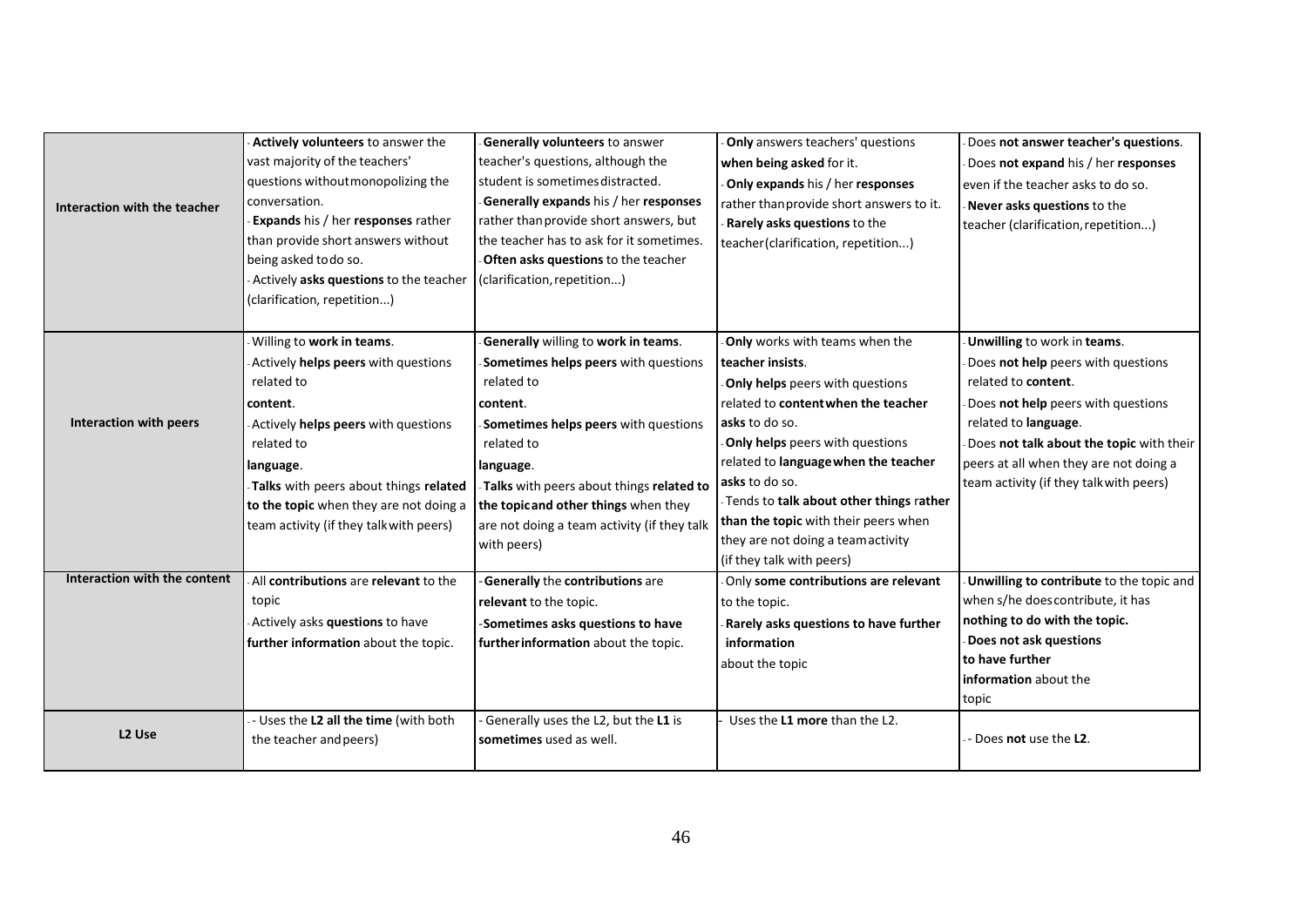| | | | | |
|---|---|---|---|---|
| **Interaction with the teacher** | - **Actively volunteers** to answer the vast majority of the teachers' questions without monopolizing the conversation.<br>- **Expands** his / her **responses** rather than provide short answers without being asked to do so.<br>- Actively **asks questions** to the teacher (clarification, repetition...) | - **Generally volunteers** to answer teacher's questions, although the student is sometimes distracted.<br>- **Generally expands** his / her **responses** rather than provide short answers, but the teacher has to ask for it sometimes.<br>- **Often asks questions** to the teacher (clarification, repetition...) | - **Only** answers teachers' questions **when being asked** for it.<br>- **Only expands** his / her **responses** rather than provide short answers to it.<br>- **Rarely asks questions** to the teacher (clarification, repetition...) | - Does **not answer teacher's questions**.<br>- Does **not expand** his / her **responses** even if the teacher asks to do so.<br>- **Never asks questions** to the teacher (clarification, repetition...) |
| **Interaction with peers** | - Willing to **work in teams**.<br>- Actively **helps peers** with questions related to **content**.<br>- Actively **helps peers** with questions related to **language**.<br>- **Talks** with peers about things **related to the topic** when they are not doing a team activity (if they talk with peers) | - **Generally** willing to **work in teams**.<br>- **Sometimes helps peers** with questions related to **content**.<br>- **Sometimes helps peers** with questions related to **language**.<br>- **Talks** with peers about things **related to the topic and other things** when they are not doing a team activity (if they talk with peers) | - **Only** works with teams when the **teacher insists**.<br>- **Only helps** peers with questions related to **content when the teacher asks** to do so.<br>- **Only helps** peers with questions related to **language when the teacher asks** to do so.<br>- Tends to **talk about other things rather than the topic** with their peers when they are not doing a team activity (if they talk with peers) | - **Unwilling** to work in **teams**.<br>- Does **not help** peers with questions related to **content**.<br>- Does **not help** peers with questions related to **language**.<br>- Does **not talk about the topic** with their peers at all when they are not doing a team activity (if they talk with peers) |
| **Interaction with the content** | - All **contributions** are **relevant** to the topic<br>- Actively asks **questions** to have **further information** about the topic. | - **Generally** the **contributions** are **relevant** to the topic.<br>- **Sometimes asks questions to have further information** about the topic. | - Only **some contributions are relevant** to the topic.<br>- **Rarely asks questions to have further information** about the topic | - **Unwilling to contribute** to the topic and when s/he does contribute, it has **nothing to do with the topic.**<br>- **Does not ask questions to have further information** about the topic |
| **L2 Use** | - - Uses the **L2 all the time** (with both the teacher and peers) | - Generally uses the L2, but the **L1** is **sometimes** used as well. | - Uses the **L1 more** than the L2. | - - Does **not** use the **L2**. |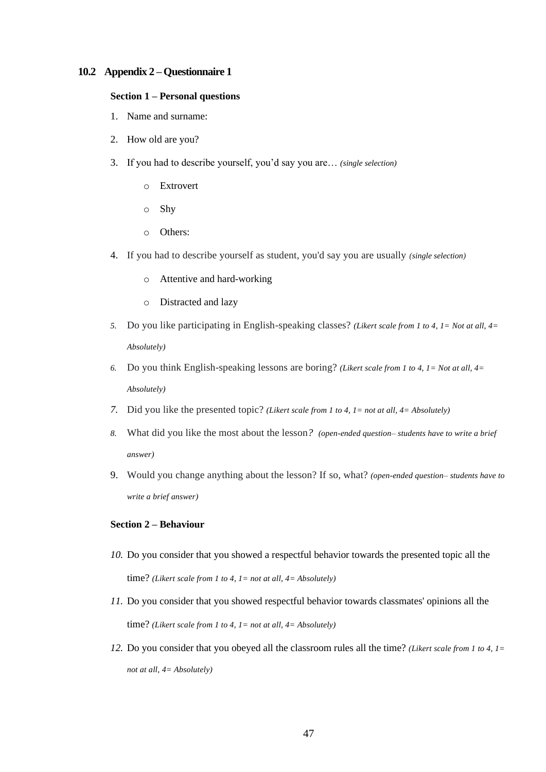## 10.2 Appendix 2 – Questionnaire 1

**Section 1 – Personal questions**

1. Name and surname:
2. How old are you?
3. If you had to describe yourself, you'd say you are… *(single selection)*
    - Extrovert
    - Shy
    - Others:
4. If you had to describe yourself as student, you'd say you are usually *(single selection)*
    - Attentive and hard-working
    - Distracted and lazy
5. Do you like participating in English-speaking classes? *(Likert scale from 1 to 4, 1= Not at all, 4= Absolutely)*
6. Do you think English-speaking lessons are boring? *(Likert scale from 1 to 4, 1= Not at all, 4= Absolutely)*
7. Did you like the presented topic? *(Likert scale from 1 to 4, 1= not at all, 4= Absolutely)*
8. What did you like the most about the lesson*?* *(open-ended question– students have to write a brief answer)*
9. Would you change anything about the lesson? If so, what? *(open-ended question– students have to write a brief answer)*

**Section 2 – Behaviour**

10. Do you consider that you showed a respectful behavior towards the presented topic all the time? *(Likert scale from 1 to 4, 1= not at all, 4= Absolutely)*
11. Do you consider that you showed respectful behavior towards classmates' opinions all the time? *(Likert scale from 1 to 4, 1= not at all, 4= Absolutely)*
12. Do you consider that you obeyed all the classroom rules all the time? *(Likert scale from 1 to 4, 1= not at all, 4= Absolutely)*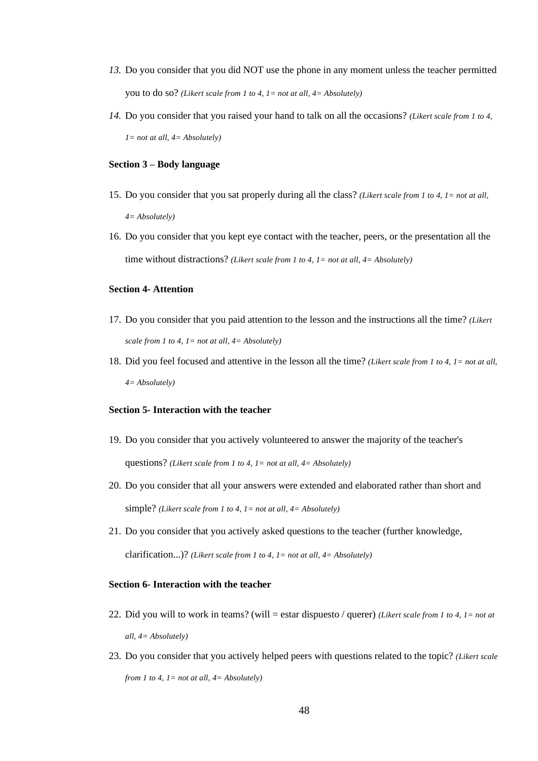13. Do you consider that you did NOT use the phone in any moment unless the teacher permitted you to do so? *(Likert scale from 1 to 4, 1= not at all, 4= Absolutely)*
14. Do you consider that you raised your hand to talk on all the occasions? *(Likert scale from 1 to 4, 1= not at all, 4= Absolutely)*

**Section 3 – Body language**

15. Do you consider that you sat properly during all the class? *(Likert scale from 1 to 4, 1= not at all, 4= Absolutely)*
16. Do you consider that you kept eye contact with the teacher, peers, or the presentation all the time without distractions? *(Likert scale from 1 to 4, 1= not at all, 4= Absolutely)*

**Section 4- Attention**

17. Do you consider that you paid attention to the lesson and the instructions all the time? *(Likert scale from 1 to 4, 1= not at all, 4= Absolutely)*
18. Did you feel focused and attentive in the lesson all the time? *(Likert scale from 1 to 4, 1= not at all, 4= Absolutely)*

**Section 5- Interaction with the teacher**

19. Do you consider that you actively volunteered to answer the majority of the teacher's questions? *(Likert scale from 1 to 4, 1= not at all, 4= Absolutely)*
20. Do you consider that all your answers were extended and elaborated rather than short and simple? *(Likert scale from 1 to 4, 1= not at all, 4= Absolutely)*
21. Do you consider that you actively asked questions to the teacher (further knowledge, clarification...)? *(Likert scale from 1 to 4, 1= not at all, 4= Absolutely)*

**Section 6- Interaction with the teacher**

22. Did you will to work in teams? (will = estar dispuesto / querer) *(Likert scale from 1 to 4, 1= not at all, 4= Absolutely)*
23. Do you consider that you actively helped peers with questions related to the topic? *(Likert scale from 1 to 4, 1= not at all, 4= Absolutely)*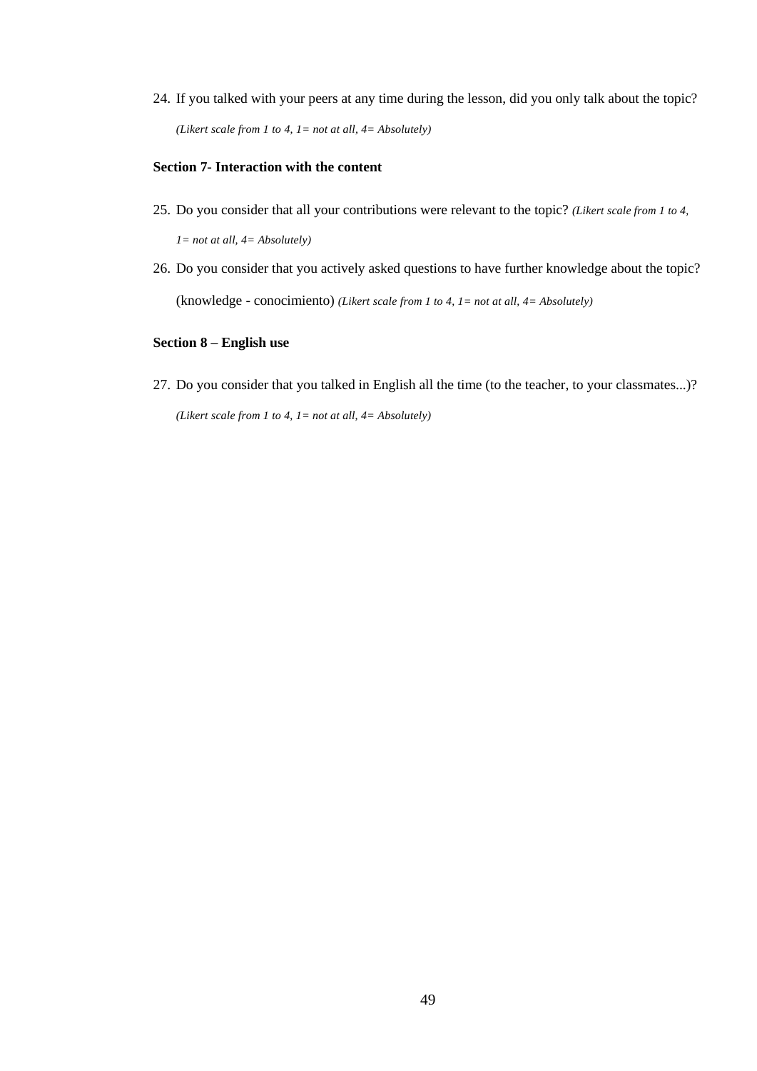24. If you talked with your peers at any time during the lesson, did you only talk about the topic?

    *(Likert scale from 1 to 4, 1= not at all, 4= Absolutely)*

**Section 7- Interaction with the content**

25. Do you consider that all your contributions were relevant to the topic? *(Likert scale from 1 to 4, 1= not at all, 4= Absolutely)*

26. Do you consider that you actively asked questions to have further knowledge about the topic? (knowledge - conocimiento) *(Likert scale from 1 to 4, 1= not at all, 4= Absolutely)*

**Section 8 – English use**

27. Do you consider that you talked in English all the time (to the teacher, to your classmates...)?

    *(Likert scale from 1 to 4, 1= not at all, 4= Absolutely)*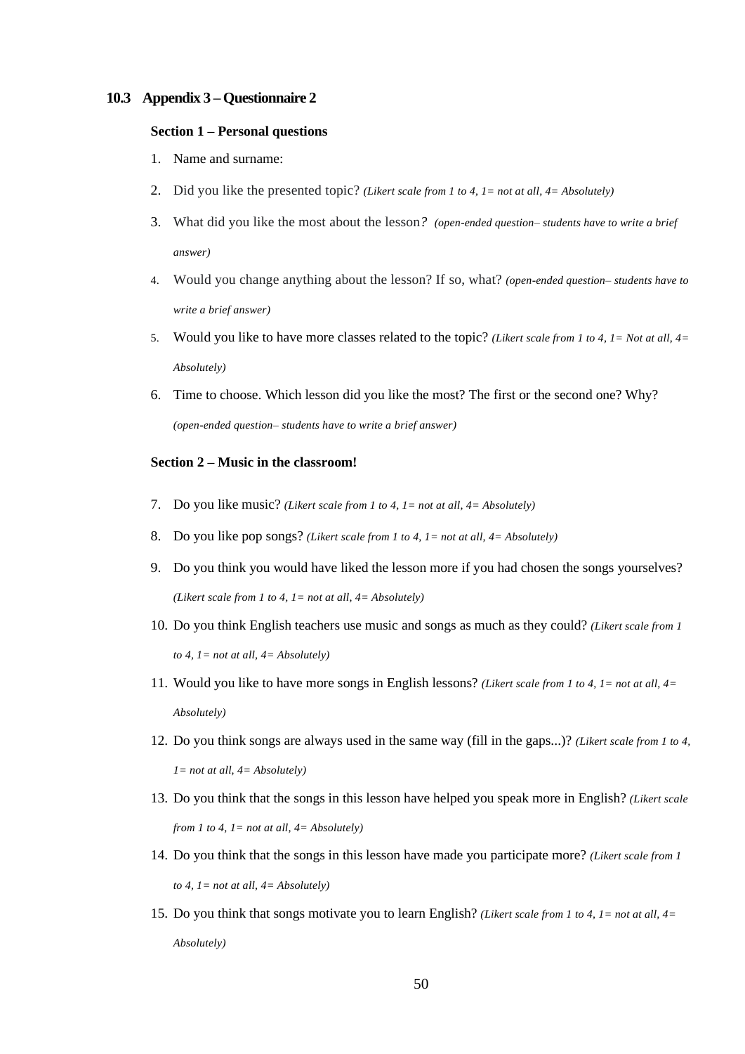## 10.3 Appendix 3 – Questionnaire 2

**Section 1 – Personal questions**

1. Name and surname:
2. Did you like the presented topic? *(Likert scale from 1 to 4, 1= not at all, 4= Absolutely)*
3. What did you like the most about the lesson? *(open-ended question– students have to write a brief answer)*
4. Would you change anything about the lesson? If so, what? *(open-ended question– students have to write a brief answer)*
5. Would you like to have more classes related to the topic? *(Likert scale from 1 to 4, 1= Not at all, 4= Absolutely)*
6. Time to choose. Which lesson did you like the most? The first or the second one? Why? *(open-ended question– students have to write a brief answer)*

**Section 2 – Music in the classroom!**

7. Do you like music? *(Likert scale from 1 to 4, 1= not at all, 4= Absolutely)*
8. Do you like pop songs? *(Likert scale from 1 to 4, 1= not at all, 4= Absolutely)*
9. Do you think you would have liked the lesson more if you had chosen the songs yourselves? *(Likert scale from 1 to 4, 1= not at all, 4= Absolutely)*
10. Do you think English teachers use music and songs as much as they could? *(Likert scale from 1 to 4, 1= not at all, 4= Absolutely)*
11. Would you like to have more songs in English lessons? *(Likert scale from 1 to 4, 1= not at all, 4= Absolutely)*
12. Do you think songs are always used in the same way (fill in the gaps...)? *(Likert scale from 1 to 4, 1= not at all, 4= Absolutely)*
13. Do you think that the songs in this lesson have helped you speak more in English? *(Likert scale from 1 to 4, 1= not at all, 4= Absolutely)*
14. Do you think that the songs in this lesson have made you participate more? *(Likert scale from 1 to 4, 1= not at all, 4= Absolutely)*
15. Do you think that songs motivate you to learn English? *(Likert scale from 1 to 4, 1= not at all, 4= Absolutely)*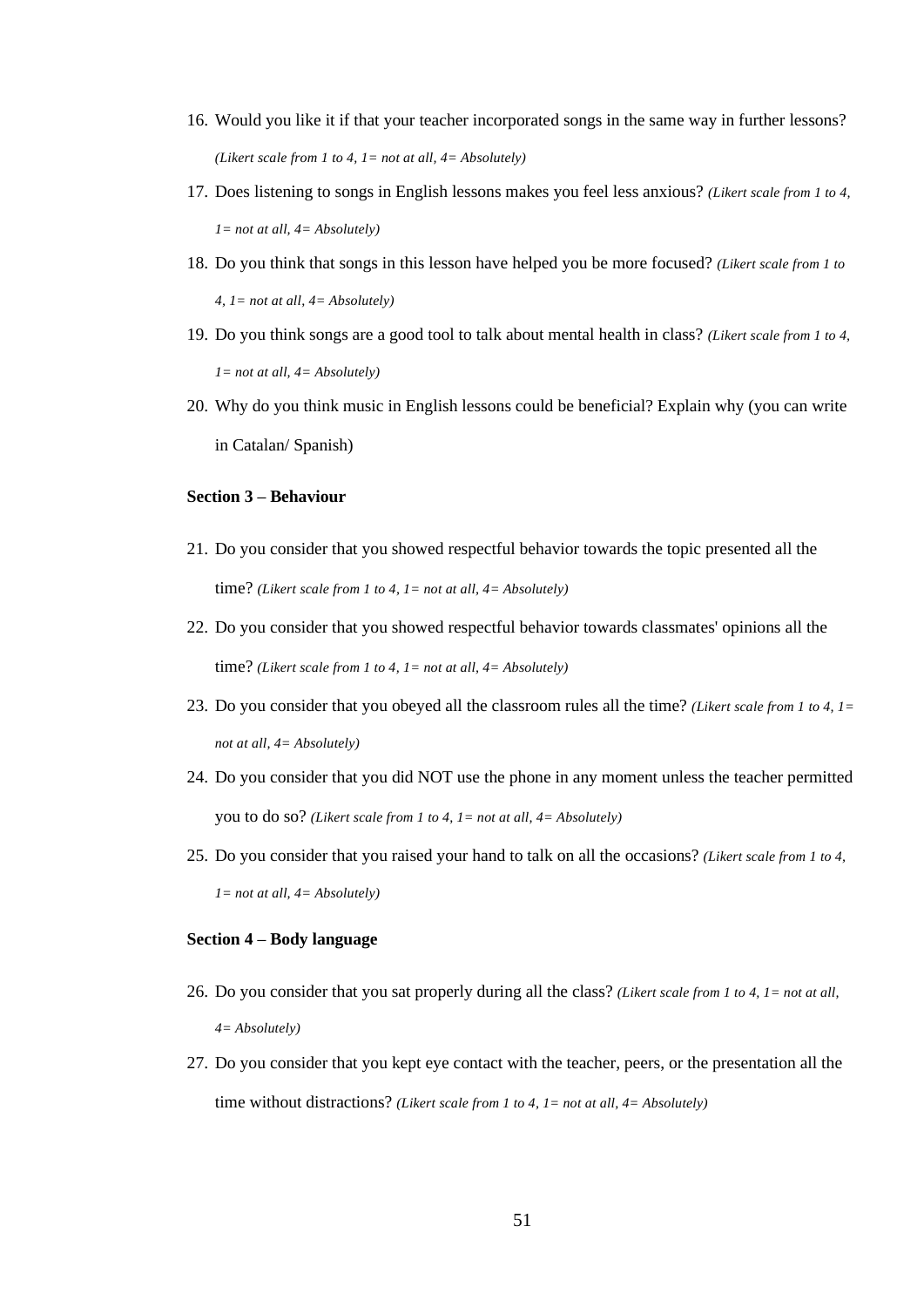16. Would you like it if that your teacher incorporated songs in the same way in further lessons? *(Likert scale from 1 to 4, 1= not at all, 4= Absolutely)*
17. Does listening to songs in English lessons makes you feel less anxious? *(Likert scale from 1 to 4, 1= not at all, 4= Absolutely)*
18. Do you think that songs in this lesson have helped you be more focused? *(Likert scale from 1 to 4, 1= not at all, 4= Absolutely)*
19. Do you think songs are a good tool to talk about mental health in class? *(Likert scale from 1 to 4, 1= not at all, 4= Absolutely)*
20. Why do you think music in English lessons could be beneficial? Explain why (you can write in Catalan/ Spanish)

**Section 3 – Behaviour**

21. Do you consider that you showed respectful behavior towards the topic presented all the time? *(Likert scale from 1 to 4, 1= not at all, 4= Absolutely)*
22. Do you consider that you showed respectful behavior towards classmates' opinions all the time? *(Likert scale from 1 to 4, 1= not at all, 4= Absolutely)*
23. Do you consider that you obeyed all the classroom rules all the time? *(Likert scale from 1 to 4, 1= not at all, 4= Absolutely)*
24. Do you consider that you did NOT use the phone in any moment unless the teacher permitted you to do so? *(Likert scale from 1 to 4, 1= not at all, 4= Absolutely)*
25. Do you consider that you raised your hand to talk on all the occasions? *(Likert scale from 1 to 4, 1= not at all, 4= Absolutely)*

**Section 4 – Body language**

26. Do you consider that you sat properly during all the class? *(Likert scale from 1 to 4, 1= not at all, 4= Absolutely)*
27. Do you consider that you kept eye contact with the teacher, peers, or the presentation all the time without distractions? *(Likert scale from 1 to 4, 1= not at all, 4= Absolutely)*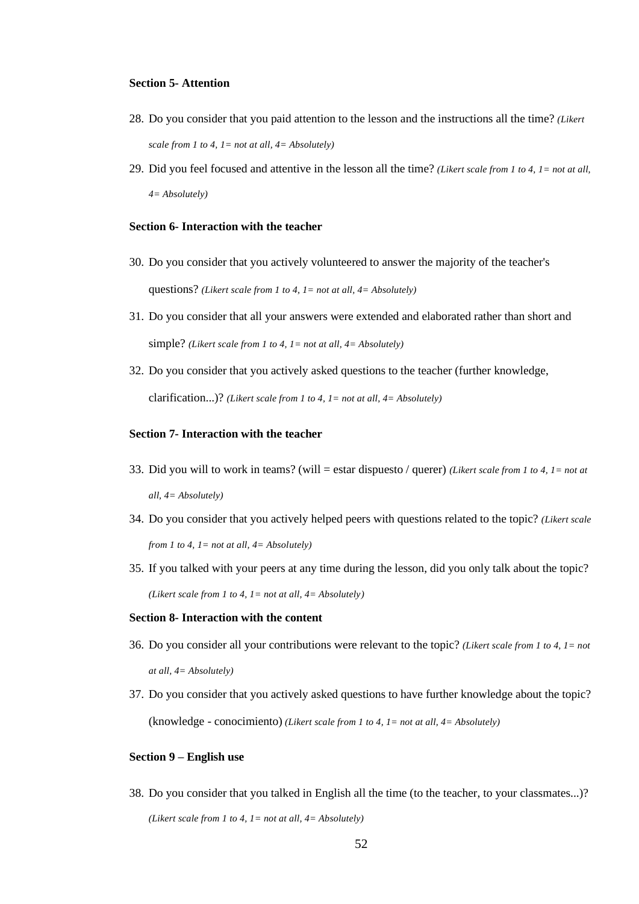**Section 5- Attention**

28. Do you consider that you paid attention to the lesson and the instructions all the time? *(Likert scale from 1 to 4, 1= not at all, 4= Absolutely)*
29. Did you feel focused and attentive in the lesson all the time? *(Likert scale from 1 to 4, 1= not at all, 4= Absolutely)*

**Section 6- Interaction with the teacher**

30. Do you consider that you actively volunteered to answer the majority of the teacher's questions? *(Likert scale from 1 to 4, 1= not at all, 4= Absolutely)*
31. Do you consider that all your answers were extended and elaborated rather than short and simple? *(Likert scale from 1 to 4, 1= not at all, 4= Absolutely)*
32. Do you consider that you actively asked questions to the teacher (further knowledge, clarification...)? *(Likert scale from 1 to 4, 1= not at all, 4= Absolutely)*

**Section 7- Interaction with the teacher**

33. Did you will to work in teams? (will = estar dispuesto / querer) *(Likert scale from 1 to 4, 1= not at all, 4= Absolutely)*
34. Do you consider that you actively helped peers with questions related to the topic? *(Likert scale from 1 to 4, 1= not at all, 4= Absolutely)*
35. If you talked with your peers at any time during the lesson, did you only talk about the topic? *(Likert scale from 1 to 4, 1= not at all, 4= Absolutely)*

**Section 8- Interaction with the content**

36. Do you consider all your contributions were relevant to the topic? *(Likert scale from 1 to 4, 1= not at all, 4= Absolutely)*
37. Do you consider that you actively asked questions to have further knowledge about the topic? (knowledge - conocimiento) *(Likert scale from 1 to 4, 1= not at all, 4= Absolutely)*

**Section 9 – English use**

38. Do you consider that you talked in English all the time (to the teacher, to your classmates...)? *(Likert scale from 1 to 4, 1= not at all, 4= Absolutely)*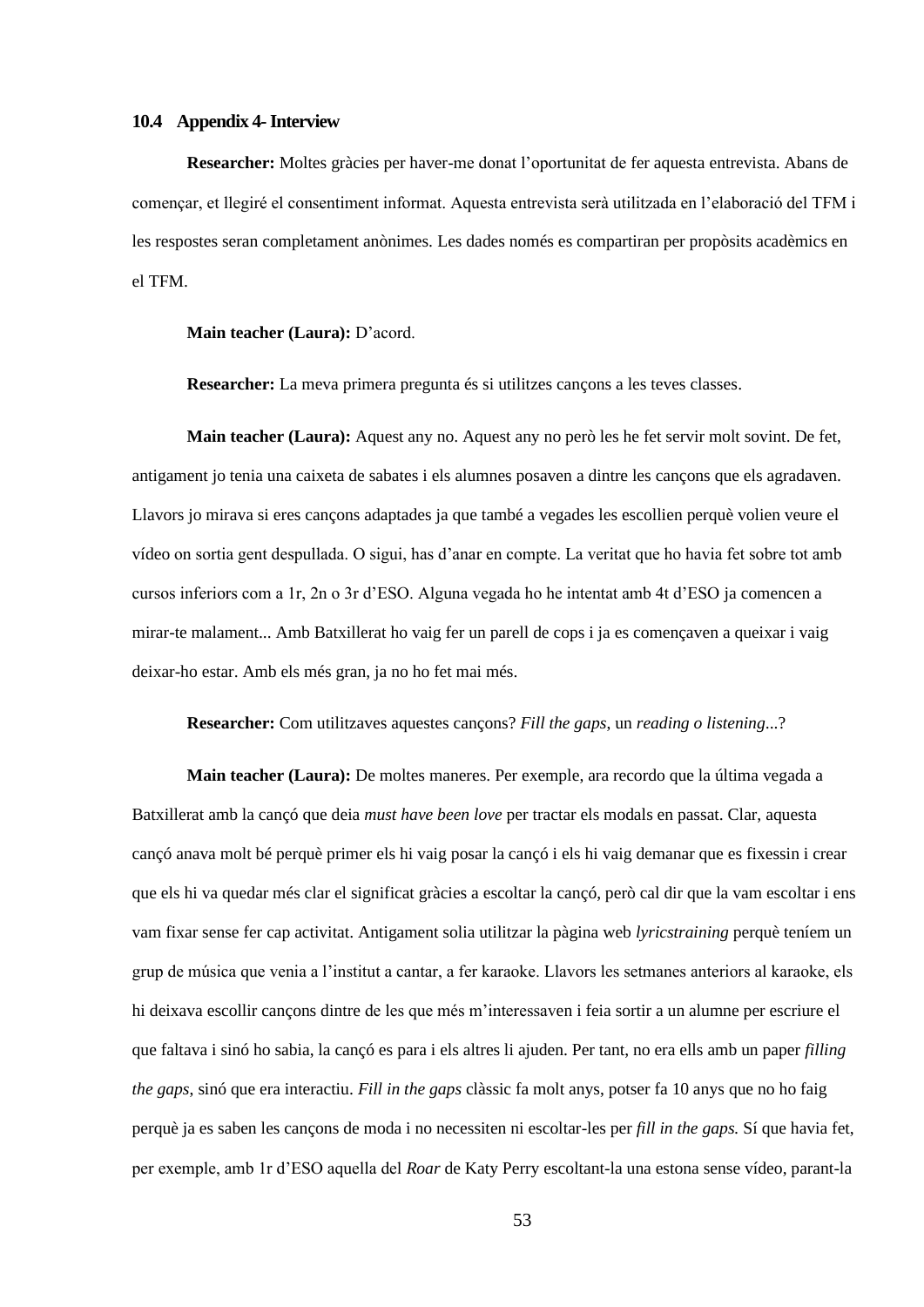### 10.4 Appendix 4- Interview

**Researcher:** Moltes gràcies per haver-me donat l'oportunitat de fer aquesta entrevista. Abans de començar, et llegiré el consentiment informat. Aquesta entrevista serà utilitzada en l'elaboració del TFM i les respostes seran completament anònimes. Les dades només es compartiran per propòsits acadèmics en el TFM.

**Main teacher (Laura):** D'acord.

**Researcher:** La meva primera pregunta és si utilitzes cançons a les teves classes.

**Main teacher (Laura):** Aquest any no. Aquest any no però les he fet servir molt sovint. De fet, antigament jo tenia una caixeta de sabates i els alumnes posaven a dintre les cançons que els agradaven. Llavors jo mirava si eres cançons adaptades ja que també a vegades les escollien perquè volien veure el vídeo on sortia gent despullada. O sigui, has d'anar en compte. La veritat que ho havia fet sobre tot amb cursos inferiors com a 1r, 2n o 3r d'ESO. Alguna vegada ho he intentat amb 4t d'ESO ja comencen a mirar-te malament... Amb Batxillerat ho vaig fer un parell de cops i ja es començaven a queixar i vaig deixar-ho estar. Amb els més gran, ja no ho fet mai més.

**Researcher:** Com utilitzaves aquestes cançons? *Fill the gaps*, un *reading o listening*...?

**Main teacher (Laura):** De moltes maneres. Per exemple, ara recordo que la última vegada a Batxillerat amb la cançó que deia *must have been love* per tractar els modals en passat. Clar, aquesta cançó anava molt bé perquè primer els hi vaig posar la cançó i els hi vaig demanar que es fixessin i crear que els hi va quedar més clar el significat gràcies a escoltar la cançó, però cal dir que la vam escoltar i ens vam fixar sense fer cap activitat. Antigament solia utilitzar la pàgina web *lyricstraining* perquè teníem un grup de música que venia a l'institut a cantar, a fer karaoke. Llavors les setmanes anteriors al karaoke, els hi deixava escollir cançons dintre de les que més m'interessaven i feia sortir a un alumne per escriure el que faltava i sinó ho sabia, la cançó es para i els altres li ajuden. Per tant, no era ells amb un paper *filling the gaps*, sinó que era interactiu. *Fill in the gaps* clàssic fa molt anys, potser fa 10 anys que no ho faig perquè ja es saben les cançons de moda i no necessiten ni escoltar-les per *fill in the gaps.* Sí que havia fet, per exemple, amb 1r d'ESO aquella del *Roar* de Katy Perry escoltant-la una estona sense vídeo, parant-la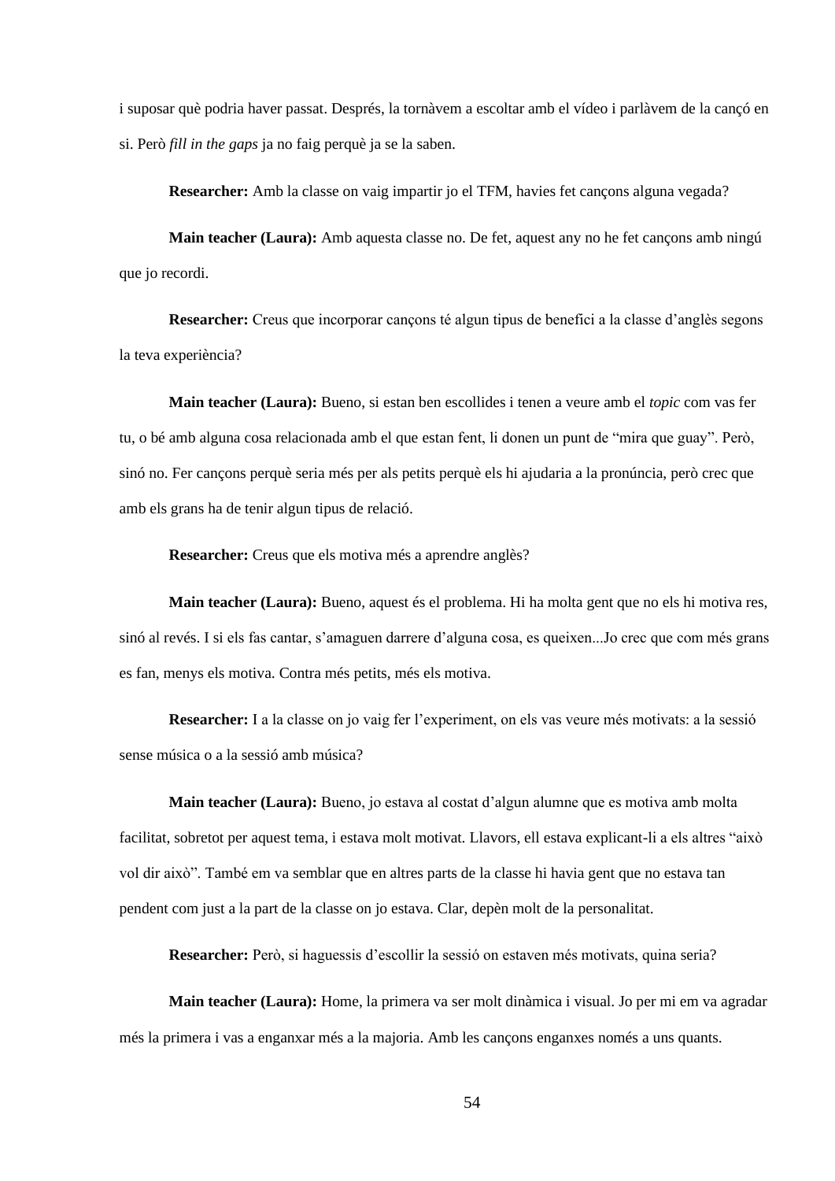i suposar què podria haver passat. Després, la tornàvem a escoltar amb el vídeo i parlàvem de la cançó en si. Però *fill in the gaps* ja no faig perquè ja se la saben.

**Researcher:** Amb la classe on vaig impartir jo el TFM, havies fet cançons alguna vegada?

**Main teacher (Laura):** Amb aquesta classe no. De fet, aquest any no he fet cançons amb ningú que jo recordi.

**Researcher:** Creus que incorporar cançons té algun tipus de benefici a la classe d'anglès segons la teva experiència?

**Main teacher (Laura):** Bueno, si estan ben escollides i tenen a veure amb el *topic* com vas fer tu, o bé amb alguna cosa relacionada amb el que estan fent, li donen un punt de "mira que guay". Però, sinó no. Fer cançons perquè seria més per als petits perquè els hi ajudaria a la pronúncia, però crec que amb els grans ha de tenir algun tipus de relació.

**Researcher:** Creus que els motiva més a aprendre anglès?

**Main teacher (Laura):** Bueno, aquest és el problema. Hi ha molta gent que no els hi motiva res, sinó al revés. I si els fas cantar, s'amaguen darrere d'alguna cosa, es queixen...Jo crec que com més grans es fan, menys els motiva. Contra més petits, més els motiva.

**Researcher:** I a la classe on jo vaig fer l'experiment, on els vas veure més motivats: a la sessió sense música o a la sessió amb música?

**Main teacher (Laura):** Bueno, jo estava al costat d'algun alumne que es motiva amb molta facilitat, sobretot per aquest tema, i estava molt motivat. Llavors, ell estava explicant-li a els altres "això vol dir això". També em va semblar que en altres parts de la classe hi havia gent que no estava tan pendent com just a la part de la classe on jo estava. Clar, depèn molt de la personalitat.

**Researcher:** Però, si haguessis d'escollir la sessió on estaven més motivats, quina seria?

**Main teacher (Laura):** Home, la primera va ser molt dinàmica i visual. Jo per mi em va agradar més la primera i vas a enganxar més a la majoria. Amb les cançons enganxes només a uns quants.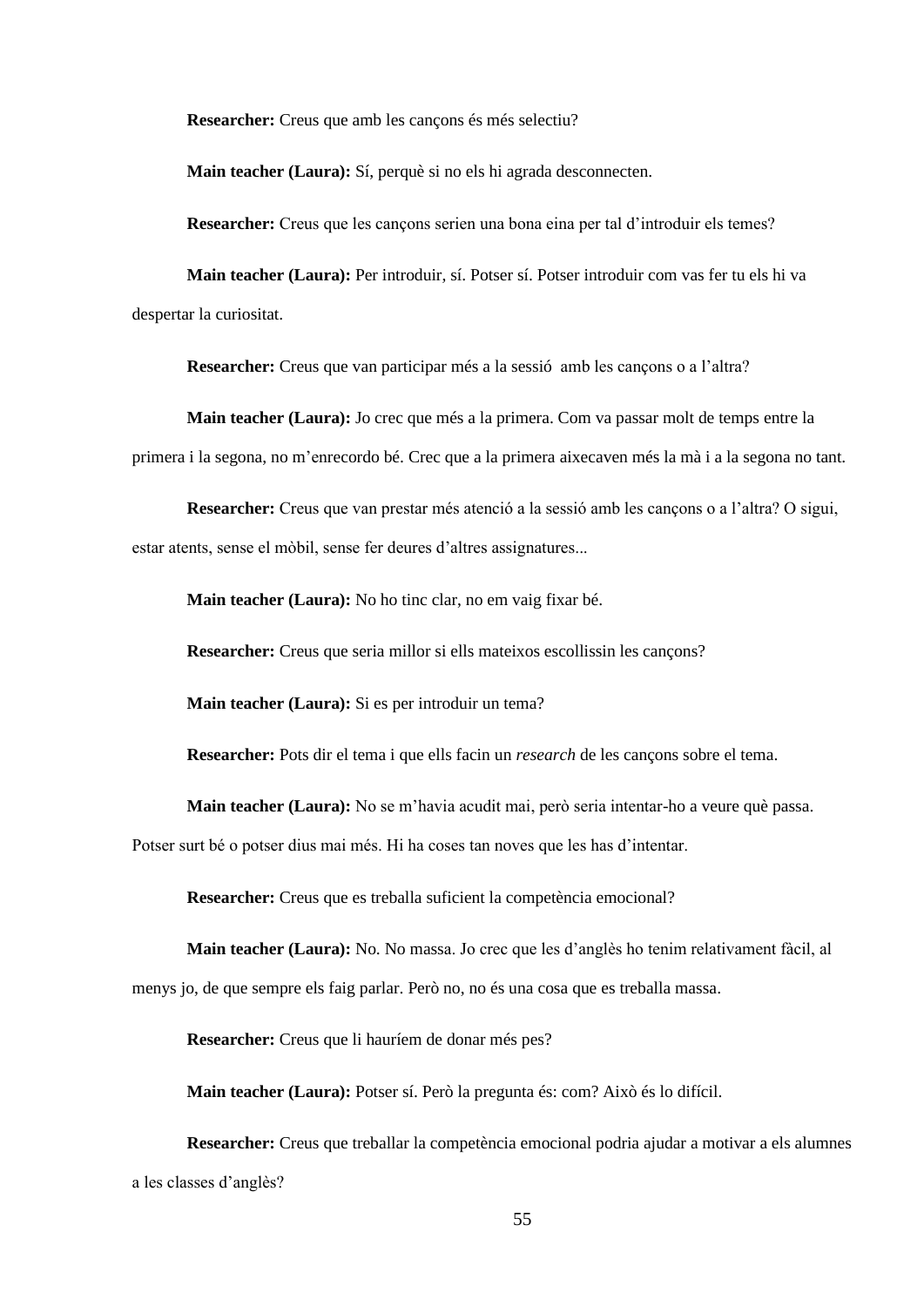**Researcher:** Creus que amb les cançons és més selectiu?

**Main teacher (Laura):** Sí, perquè si no els hi agrada desconnecten.

**Researcher:** Creus que les cançons serien una bona eina per tal d'introduir els temes?

**Main teacher (Laura):** Per introduir, sí. Potser sí. Potser introduir com vas fer tu els hi va despertar la curiositat.

**Researcher:** Creus que van participar més a la sessió amb les cançons o a l'altra?

**Main teacher (Laura):** Jo crec que més a la primera. Com va passar molt de temps entre la primera i la segona, no m'enrecordo bé. Crec que a la primera aixecaven més la mà i a la segona no tant.

**Researcher:** Creus que van prestar més atenció a la sessió amb les cançons o a l'altra? O sigui, estar atents, sense el mòbil, sense fer deures d'altres assignatures...

**Main teacher (Laura):** No ho tinc clar, no em vaig fixar bé.

**Researcher:** Creus que seria millor si ells mateixos escollissin les cançons?

**Main teacher (Laura):** Si es per introduir un tema?

**Researcher:** Pots dir el tema i que ells facin un *research* de les cançons sobre el tema.

**Main teacher (Laura):** No se m'havia acudit mai, però seria intentar-ho a veure què passa. Potser surt bé o potser dius mai més. Hi ha coses tan noves que les has d'intentar.

**Researcher:** Creus que es treballa suficient la competència emocional?

**Main teacher (Laura):** No. No massa. Jo crec que les d'anglès ho tenim relativament fàcil, al menys jo, de que sempre els faig parlar. Però no, no és una cosa que es treballa massa.

**Researcher:** Creus que li hauríem de donar més pes?

**Main teacher (Laura):** Potser sí. Però la pregunta és: com? Això és lo difícil.

**Researcher:** Creus que treballar la competència emocional podria ajudar a motivar a els alumnes a les classes d'anglès?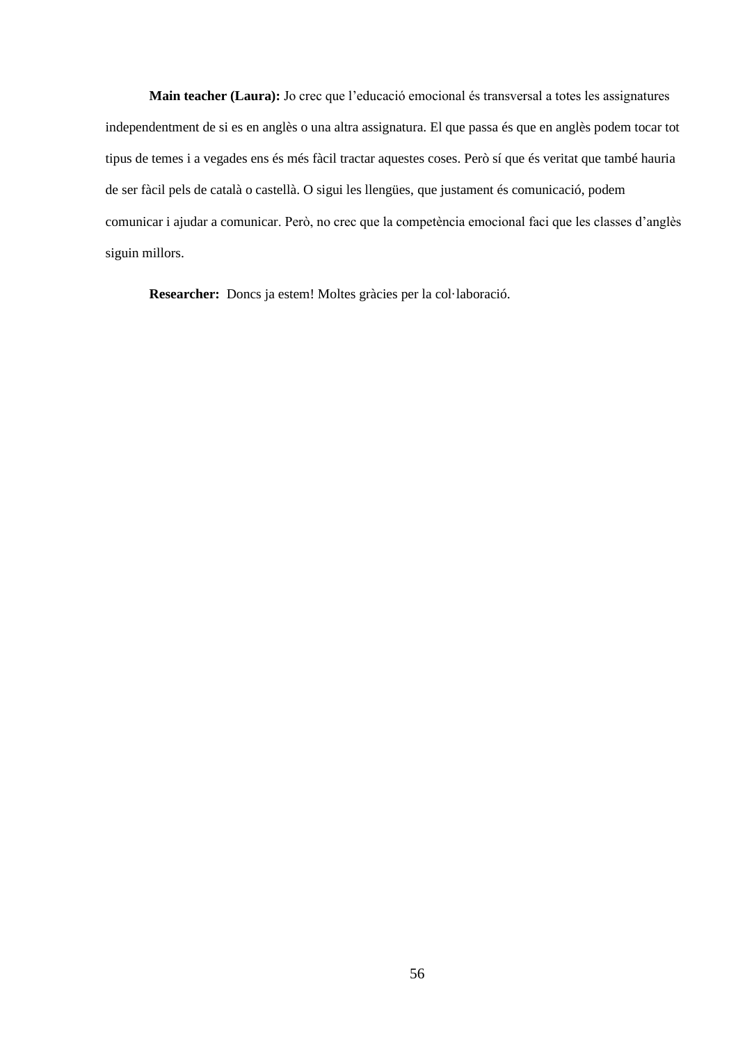**Main teacher (Laura):** Jo crec que l'educació emocional és transversal a totes les assignatures independentment de si es en anglès o una altra assignatura. El que passa és que en anglès podem tocar tot tipus de temes i a vegades ens és més fàcil tractar aquestes coses. Però sí que és veritat que també hauria de ser fàcil pels de català o castellà. O sigui les llengües, que justament és comunicació, podem comunicar i ajudar a comunicar. Però, no crec que la competència emocional faci que les classes d'anglès siguin millors.

**Researcher:** Doncs ja estem! Moltes gràcies per la col·laboració.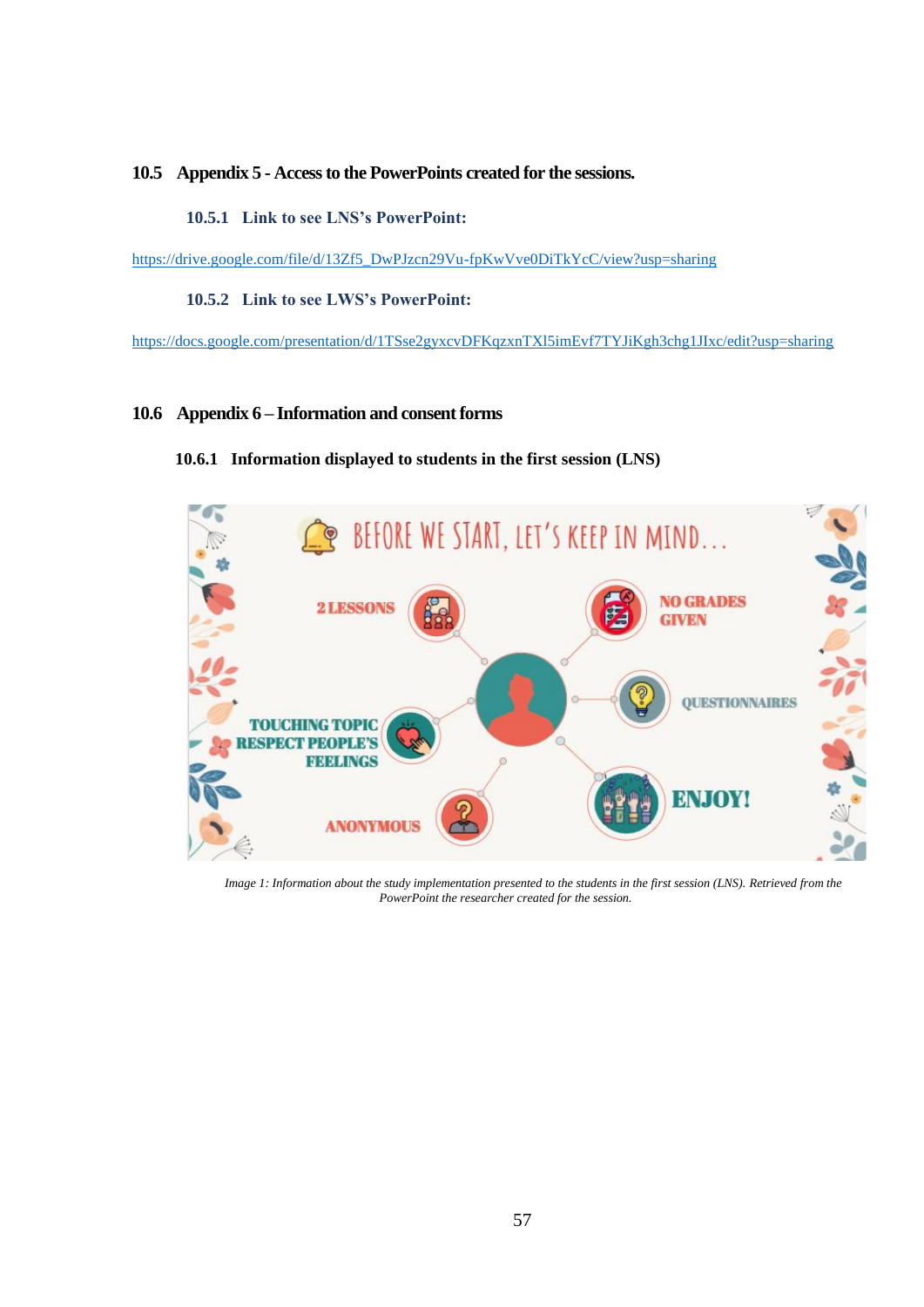## 10.5 Appendix 5 - Access to the PowerPoints created for the sessions.

### 10.5.1 Link to see LNS's PowerPoint:

https://drive.google.com/file/d/13Zf5_DwPJzcn29Vu-fpKwVve0DiTkYcC/view?usp=sharing

### 10.5.2 Link to see LWS's PowerPoint:

https://docs.google.com/presentation/d/1TSse2gyxcvDFKqzxnTXl5imEvf7TYJiKgh3chg1JIxc/edit?usp=sharing

## 10.6 Appendix 6 – Information and consent forms

### 10.6.1 Information displayed to students in the first session (LNS)

*Image 1: Information about the study implementation presented to the students in the first session (LNS). Retrieved from the PowerPoint the researcher created for the session.*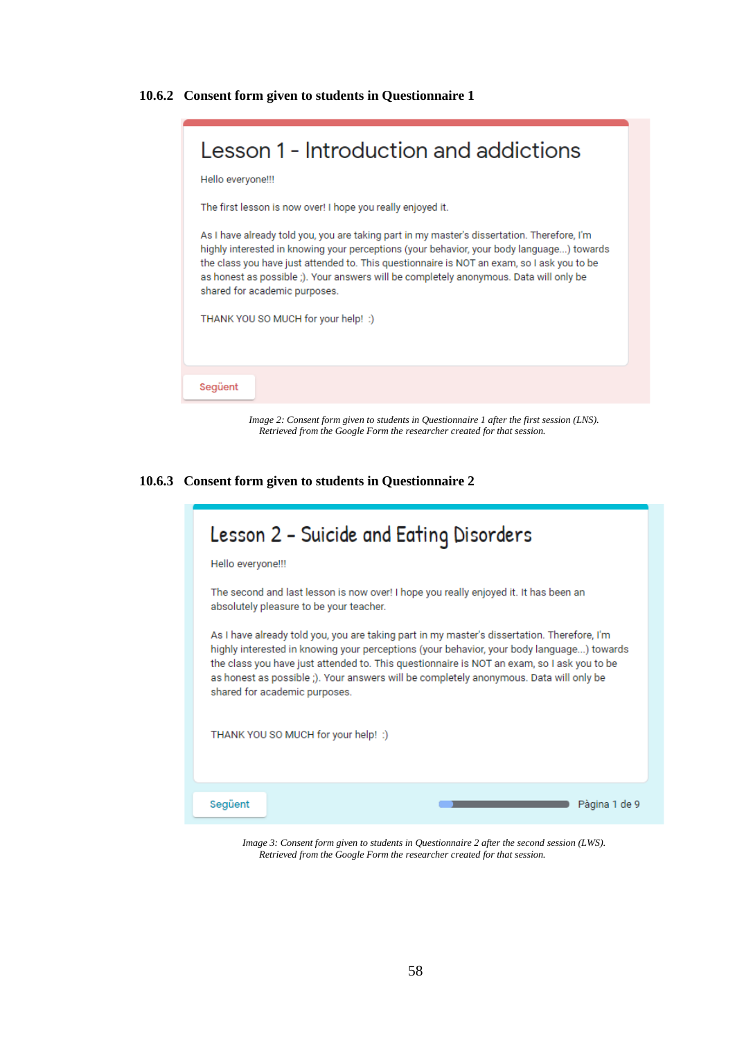### 10.6.2 Consent form given to students in Questionnaire 1

Lesson 1 - Introduction and addictions

Hello everyone!!!

The first lesson is now over! I hope you really enjoyed it.

As I have already told you, you are taking part in my master's dissertation. Therefore, I'm highly interested in knowing your perceptions (your behavior, your body language...) towards the class you have just attended to. This questionnaire is NOT an exam, so I ask you to be as honest as possible ;). Your answers will be completely anonymous. Data will only be shared for academic purposes.

THANK YOU SO MUCH for your help! :)

Següent

*Image 2: Consent form given to students in Questionnaire 1 after the first session (LNS). Retrieved from the Google Form the researcher created for that session.*

### 10.6.3 Consent form given to students in Questionnaire 2

Lesson 2 - Suicide and Eating Disorders

Hello everyone!!!

The second and last lesson is now over! I hope you really enjoyed it. It has been an absolutely pleasure to be your teacher.

As I have already told you, you are taking part in my master's dissertation. Therefore, I'm highly interested in knowing your perceptions (your behavior, your body language...) towards the class you have just attended to. This questionnaire is NOT an exam, so I ask you to be as honest as possible ;). Your answers will be completely anonymous. Data will only be shared for academic purposes.

THANK YOU SO MUCH for your help! :)

Següent

Pàgina 1 de 9

*Image 3: Consent form given to students in Questionnaire 2 after the second session (LWS). Retrieved from the Google Form the researcher created for that session.*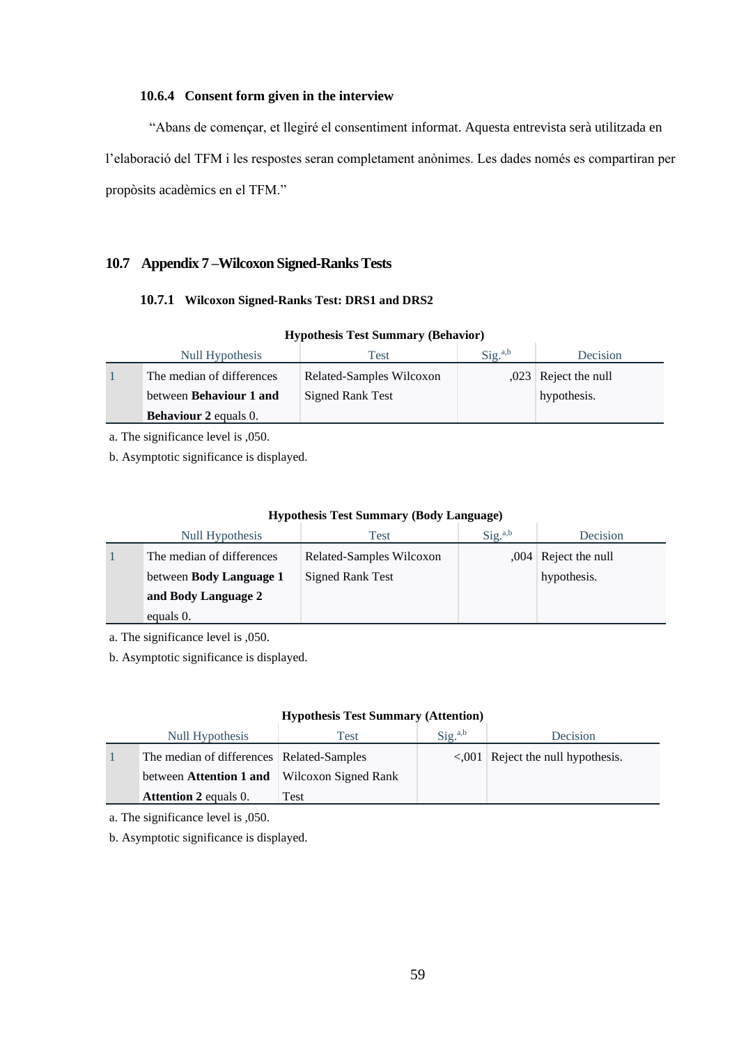#### 10.6.4 Consent form given in the interview

"Abans de començar, et llegiré el consentiment informat. Aquesta entrevista serà utilitzada en l'elaboració del TFM i les respostes seran completament anònimes. Les dades només es compartiran per propòsits acadèmics en el TFM."

## 10.7 Appendix 7 – Wilcoxon Signed-Ranks Tests

### 10.7.1 Wilcoxon Signed-Ranks Test: DRS1 and DRS2

**Hypothesis Test Summary (Behavior)**

| | Null Hypothesis | Test | Sig.[a,b] | Decision |
|---|---|---|---|---|
| 1 | The median of differences between **Behaviour 1 and Behaviour 2** equals 0. | Related-Samples Wilcoxon Signed Rank Test | ,023 | Reject the null hypothesis. |

a. The significance level is ,050.

b. Asymptotic significance is displayed.

**Hypothesis Test Summary (Body Language)**

| | Null Hypothesis | Test | Sig.[a,b] | Decision |
|---|---|---|---|---|
| 1 | The median of differences between **Body Language 1 and Body Language 2** equals 0. | Related-Samples Wilcoxon Signed Rank Test | ,004 | Reject the null hypothesis. |

a. The significance level is ,050.

b. Asymptotic significance is displayed.

**Hypothesis Test Summary (Attention)**

| | Null Hypothesis | Test | Sig.[a,b] | Decision |
|---|---|---|---|---|
| 1 | The median of differences between **Attention 1 and Attention 2** equals 0. | Related-Samples Wilcoxon Signed Rank Test | <,001 | Reject the null hypothesis. |

a. The significance level is ,050.

b. Asymptotic significance is displayed.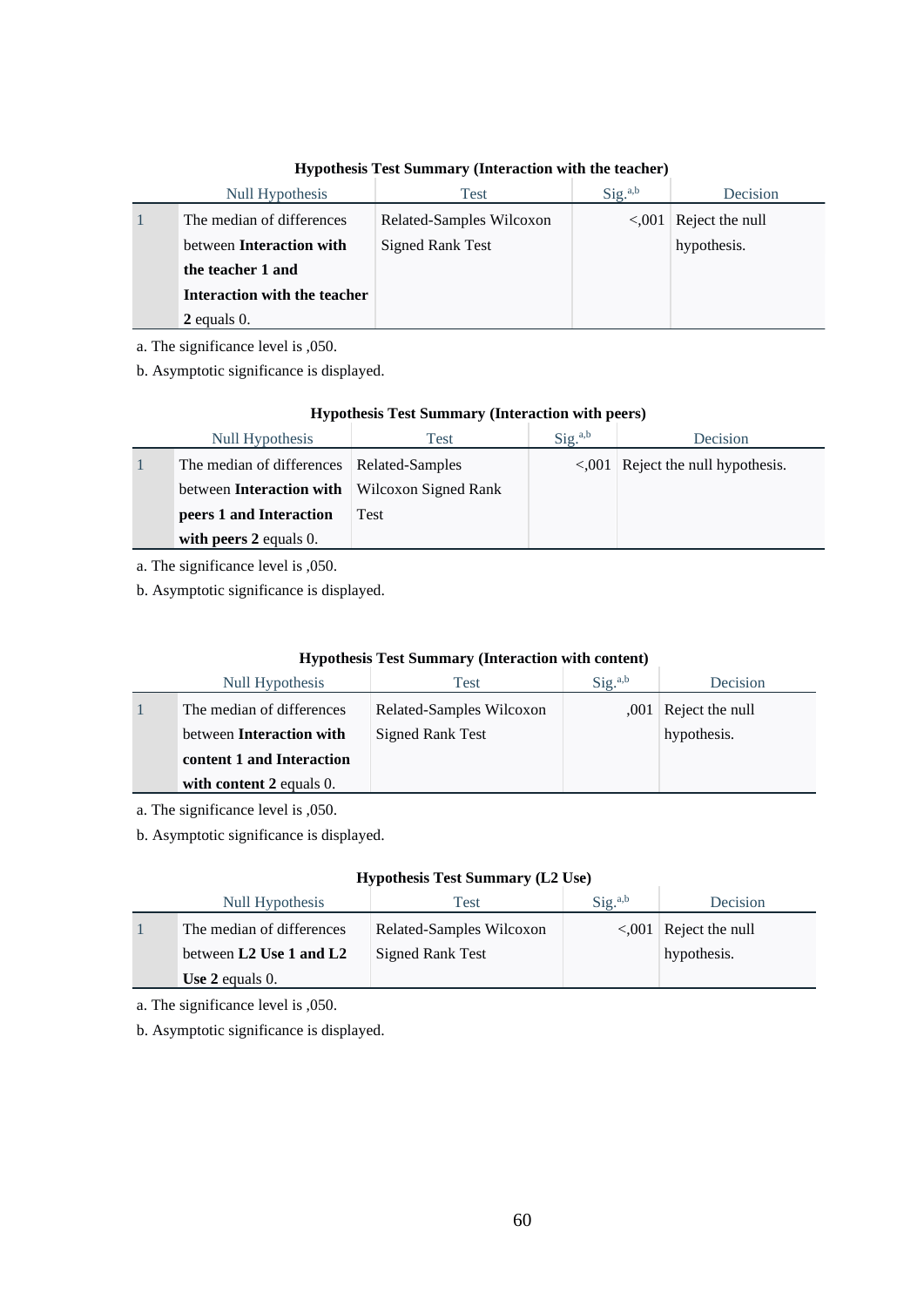**Hypothesis Test Summary (Interaction with the teacher)**

| | Null Hypothesis | Test | Sig.$^{a,b}$ | Decision |
|---|---|---|---|---|
| 1 | The median of differences between **Interaction with the teacher 1 and Interaction with the teacher 2** equals 0. | Related-Samples Wilcoxon Signed Rank Test | <,001 | Reject the null hypothesis. |

a. The significance level is ,050.

b. Asymptotic significance is displayed.

**Hypothesis Test Summary (Interaction with peers)**

| | Null Hypothesis | Test | Sig.$^{a,b}$ | Decision |
|---|---|---|---|---|
| 1 | The median of differences between **Interaction with peers 1 and Interaction with peers 2** equals 0. | Related-Samples Wilcoxon Signed Rank Test | <,001 | Reject the null hypothesis. |

a. The significance level is ,050.

b. Asymptotic significance is displayed.

**Hypothesis Test Summary (Interaction with content)**

| | Null Hypothesis | Test | Sig.$^{a,b}$ | Decision |
|---|---|---|---|---|
| 1 | The median of differences between **Interaction with content 1 and Interaction with content 2** equals 0. | Related-Samples Wilcoxon Signed Rank Test | ,001 | Reject the null hypothesis. |

a. The significance level is ,050.

b. Asymptotic significance is displayed.

**Hypothesis Test Summary (L2 Use)**

| | Null Hypothesis | Test | Sig.$^{a,b}$ | Decision |
|---|---|---|---|---|
| 1 | The median of differences between **L2 Use 1 and L2 Use 2** equals 0. | Related-Samples Wilcoxon Signed Rank Test | <,001 | Reject the null hypothesis. |

a. The significance level is ,050.

b. Asymptotic significance is displayed.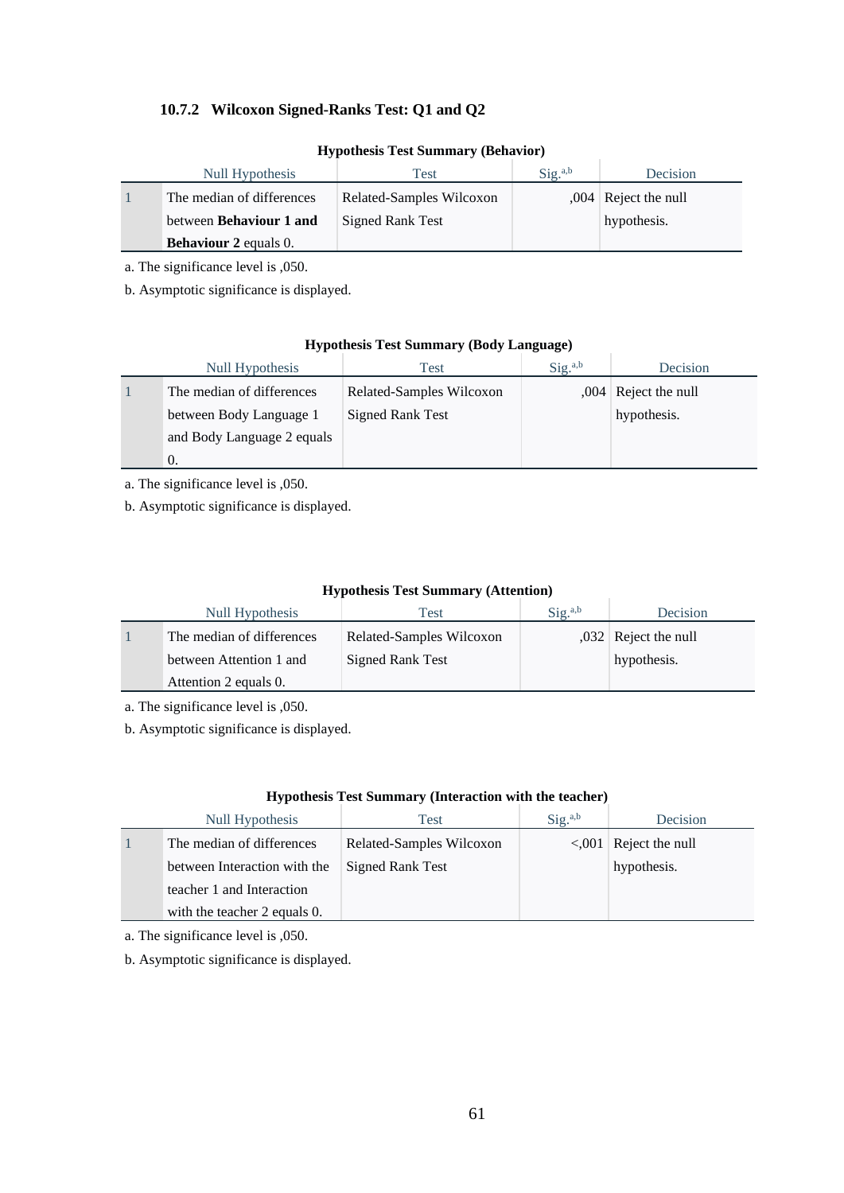### 10.7.2 Wilcoxon Signed-Ranks Test: Q1 and Q2

**Hypothesis Test Summary (Behavior)**

| | Null Hypothesis | Test | Sig.[a,b] | Decision |
|---|---|---|---|---|
| 1 | The median of differences between **Behaviour 1 and Behaviour 2** equals 0. | Related-Samples Wilcoxon Signed Rank Test | ,004 | Reject the null hypothesis. |

a. The significance level is ,050.

b. Asymptotic significance is displayed.

**Hypothesis Test Summary (Body Language)**

| | Null Hypothesis | Test | Sig.[a,b] | Decision |
|---|---|---|---|---|
| 1 | The median of differences between Body Language 1 and Body Language 2 equals 0. | Related-Samples Wilcoxon Signed Rank Test | ,004 | Reject the null hypothesis. |

a. The significance level is ,050.

b. Asymptotic significance is displayed.

**Hypothesis Test Summary (Attention)**

| | Null Hypothesis | Test | Sig.[a,b] | Decision |
|---|---|---|---|---|
| 1 | The median of differences between Attention 1 and Attention 2 equals 0. | Related-Samples Wilcoxon Signed Rank Test | ,032 | Reject the null hypothesis. |

a. The significance level is ,050.

b. Asymptotic significance is displayed.

**Hypothesis Test Summary (Interaction with the teacher)**

| | Null Hypothesis | Test | Sig.[a,b] | Decision |
|---|---|---|---|---|
| 1 | The median of differences between Interaction with the teacher 1 and Interaction with the teacher 2 equals 0. | Related-Samples Wilcoxon Signed Rank Test | <,001 | Reject the null hypothesis. |

a. The significance level is ,050.

b. Asymptotic significance is displayed.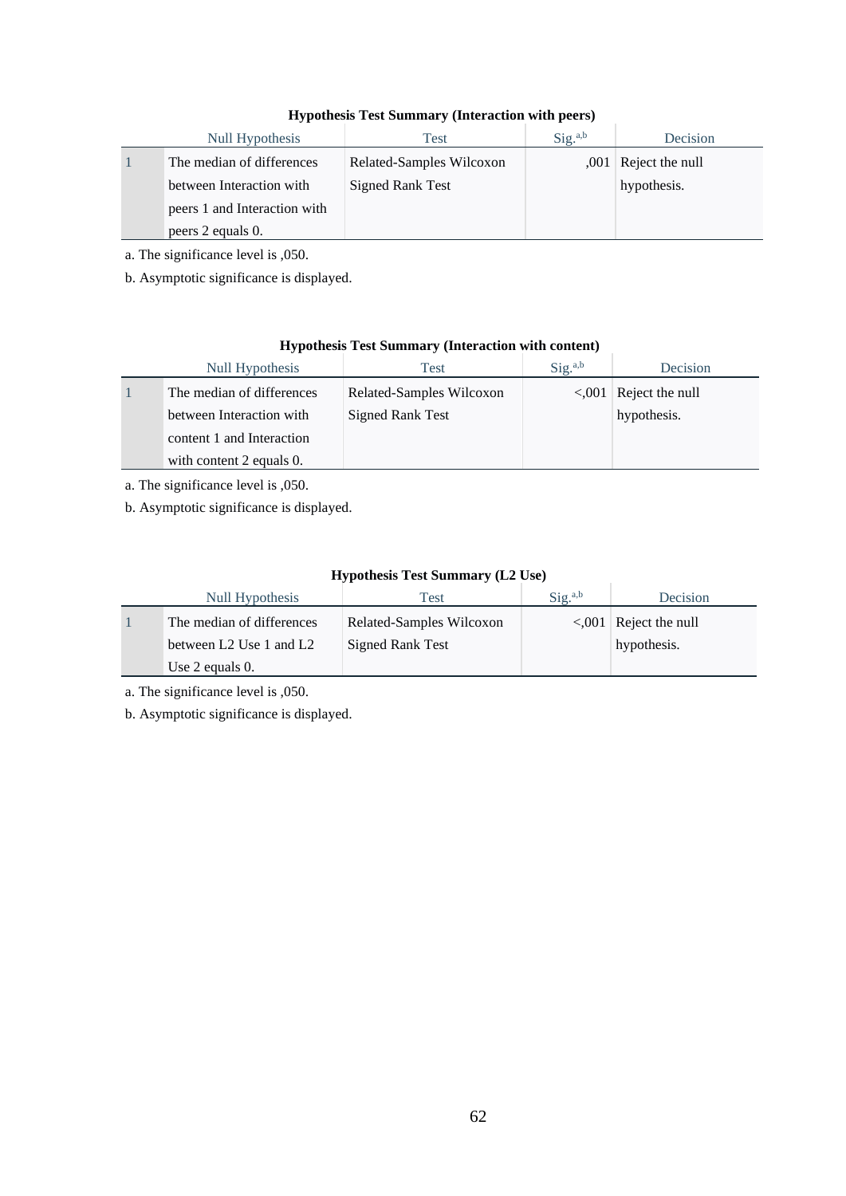**Hypothesis Test Summary (Interaction with peers)**

| | Null Hypothesis | Test | Sig.[a,b] | Decision |
|---|---|---|---|---|
| 1 | The median of differences between Interaction with peers 1 and Interaction with peers 2 equals 0. | Related-Samples Wilcoxon Signed Rank Test | ,001 | Reject the null hypothesis. |

a. The significance level is ,050.

b. Asymptotic significance is displayed.

**Hypothesis Test Summary (Interaction with content)**

| | Null Hypothesis | Test | Sig.[a,b] | Decision |
|---|---|---|---|---|
| 1 | The median of differences between Interaction with content 1 and Interaction with content 2 equals 0. | Related-Samples Wilcoxon Signed Rank Test | <,001 | Reject the null hypothesis. |

a. The significance level is ,050.

b. Asymptotic significance is displayed.

**Hypothesis Test Summary (L2 Use)**

| | Null Hypothesis | Test | Sig.[a,b] | Decision |
|---|---|---|---|---|
| 1 | The median of differences between L2 Use 1 and L2 Use 2 equals 0. | Related-Samples Wilcoxon Signed Rank Test | <,001 | Reject the null hypothesis. |

a. The significance level is ,050.

b. Asymptotic significance is displayed.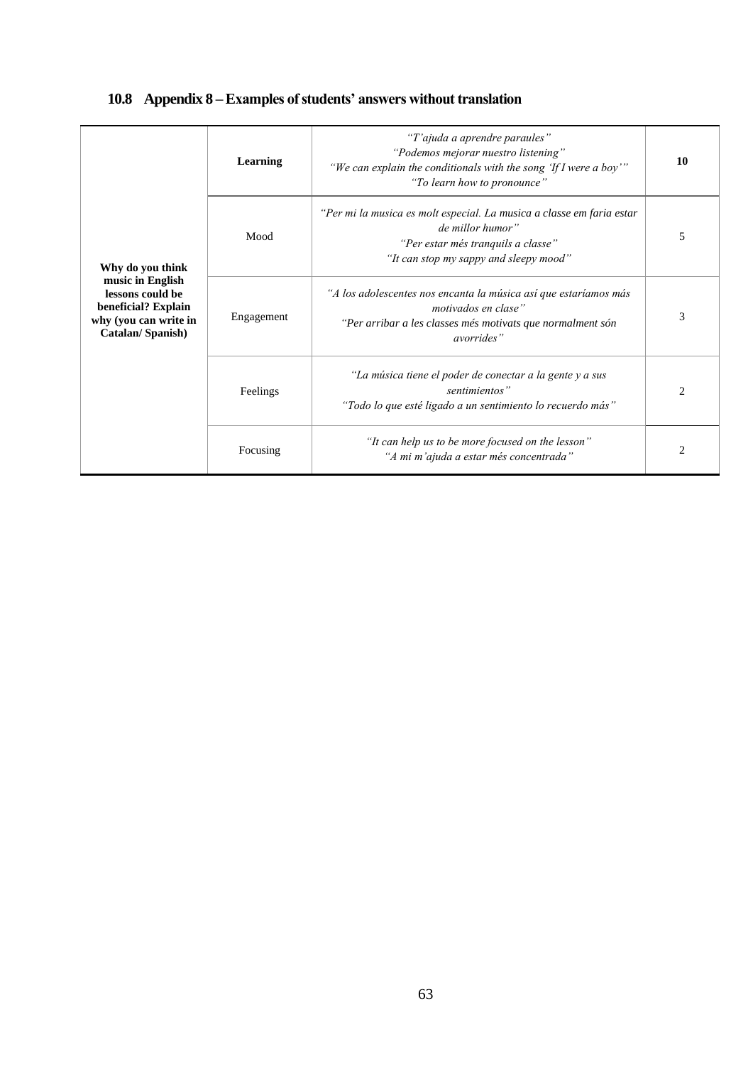## 10.8 Appendix 8 – Examples of students' answers without translation

| | | | |
|---|---|---|---|
| **Why do you think music in English lessons could be beneficial? Explain why (you can write in Catalan/ Spanish)** | **Learning** | *"T'ajuda a aprendre paraules"*<br>*"Podemos mejorar nuestro listening"*<br>*"We can explain the conditionals with the song 'If I were a boy'"*<br>*"To learn how to pronounce"* | **10** |
| | Mood | *"Per mi la musica es molt especial. La musica a classe em faria estar de millor humor"*<br>*"Per estar més tranquils a classe"*<br>*"It can stop my sappy and sleepy mood"* | 5 |
| | Engagement | *"A los adolescentes nos encanta la música así que estaríamos más motivados en clase"*<br>*"Per arribar a les classes més motivats que normalment són avorrides"* | 3 |
| | Feelings | *"La música tiene el poder de conectar a la gente y a sus sentimientos"*<br>*"Todo lo que esté ligado a un sentimiento lo recuerdo más"* | 2 |
| | Focusing | *"It can help us to be more focused on the lesson"*<br>*"A mi m'ajuda a estar més concentrada"* | 2 |